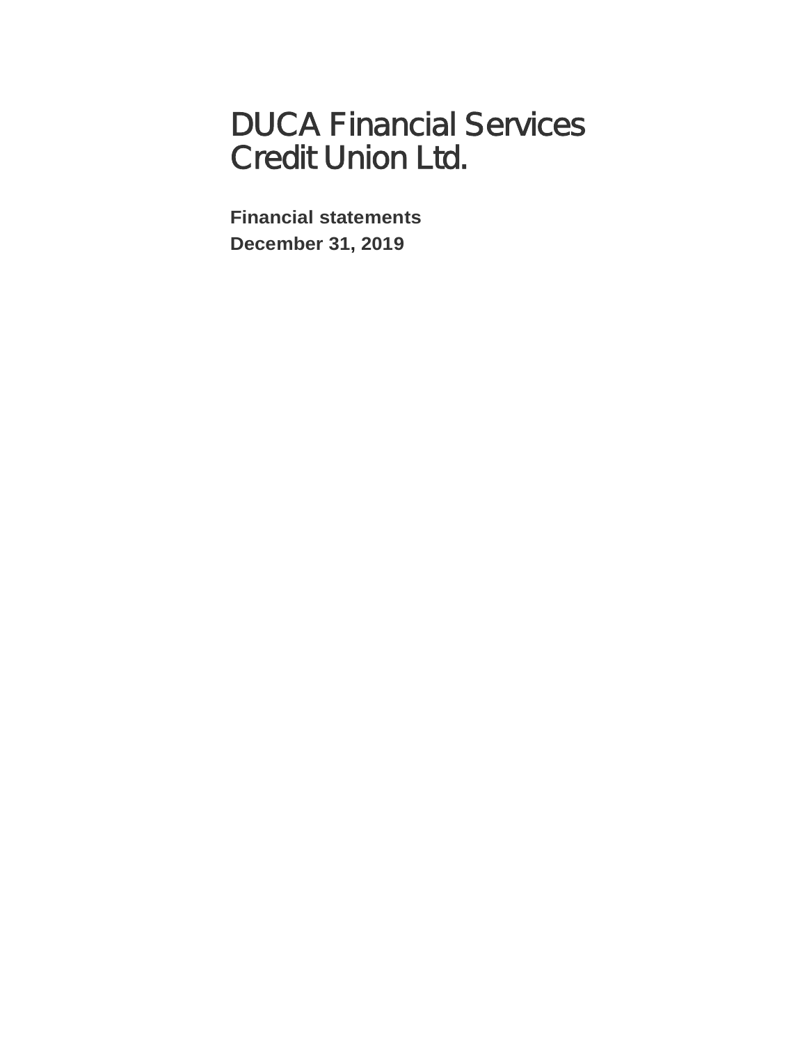# DUCA Financial Services Credit Union Ltd.

**Financial statements**

**December 31, 2019**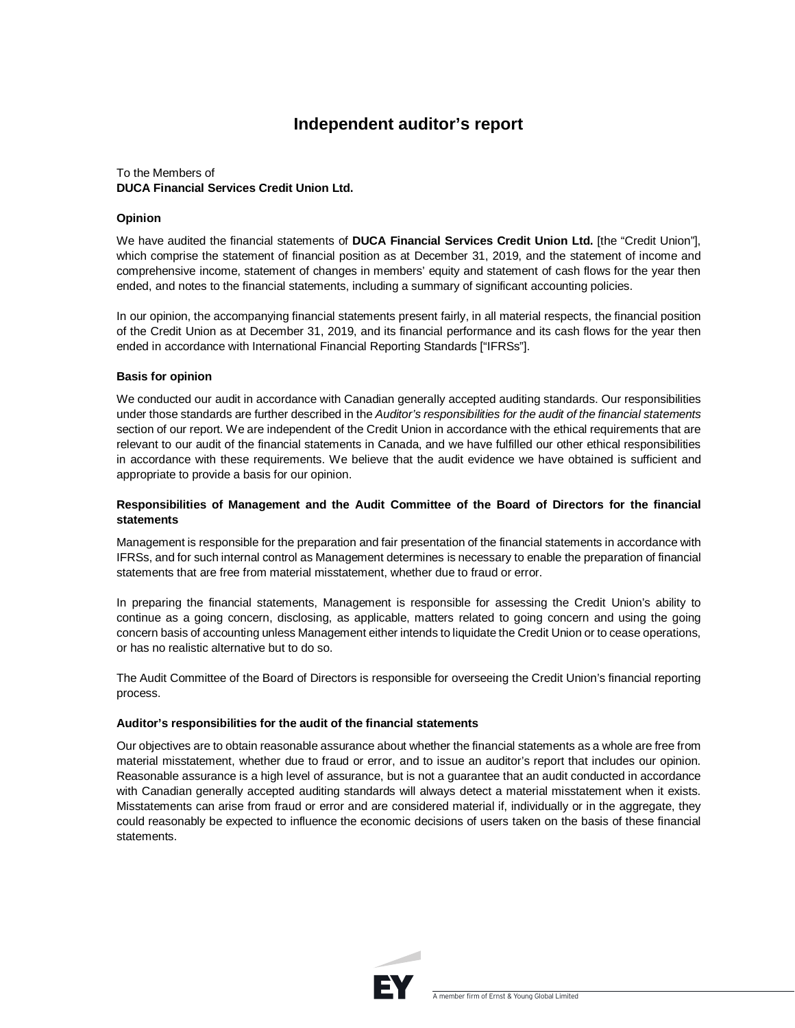# Independent auditor's report

To the Members of
**DUCA Financial Services Credit Union Ltd.**

### Opinion

We have audited the financial statements of **DUCA Financial Services Credit Union Ltd.** [the "Credit Union"], which comprise the statement of financial position as at December 31, 2019, and the statement of income and comprehensive income, statement of changes in members' equity and statement of cash flows for the year then ended, and notes to the financial statements, including a summary of significant accounting policies.

In our opinion, the accompanying financial statements present fairly, in all material respects, the financial position of the Credit Union as at December 31, 2019, and its financial performance and its cash flows for the year then ended in accordance with International Financial Reporting Standards ["IFRSs"].

### Basis for opinion

We conducted our audit in accordance with Canadian generally accepted auditing standards. Our responsibilities under those standards are further described in the *Auditor's responsibilities for the audit of the financial statements* section of our report. We are independent of the Credit Union in accordance with the ethical requirements that are relevant to our audit of the financial statements in Canada, and we have fulfilled our other ethical responsibilities in accordance with these requirements. We believe that the audit evidence we have obtained is sufficient and appropriate to provide a basis for our opinion.

### Responsibilities of Management and the Audit Committee of the Board of Directors for the financial statements

Management is responsible for the preparation and fair presentation of the financial statements in accordance with IFRSs, and for such internal control as Management determines is necessary to enable the preparation of financial statements that are free from material misstatement, whether due to fraud or error.

In preparing the financial statements, Management is responsible for assessing the Credit Union's ability to continue as a going concern, disclosing, as applicable, matters related to going concern and using the going concern basis of accounting unless Management either intends to liquidate the Credit Union or to cease operations, or has no realistic alternative but to do so.

The Audit Committee of the Board of Directors is responsible for overseeing the Credit Union's financial reporting process.

### Auditor's responsibilities for the audit of the financial statements

Our objectives are to obtain reasonable assurance about whether the financial statements as a whole are free from material misstatement, whether due to fraud or error, and to issue an auditor's report that includes our opinion. Reasonable assurance is a high level of assurance, but is not a guarantee that an audit conducted in accordance with Canadian generally accepted auditing standards will always detect a material misstatement when it exists. Misstatements can arise from fraud or error and are considered material if, individually or in the aggregate, they could reasonably be expected to influence the economic decisions of users taken on the basis of these financial statements.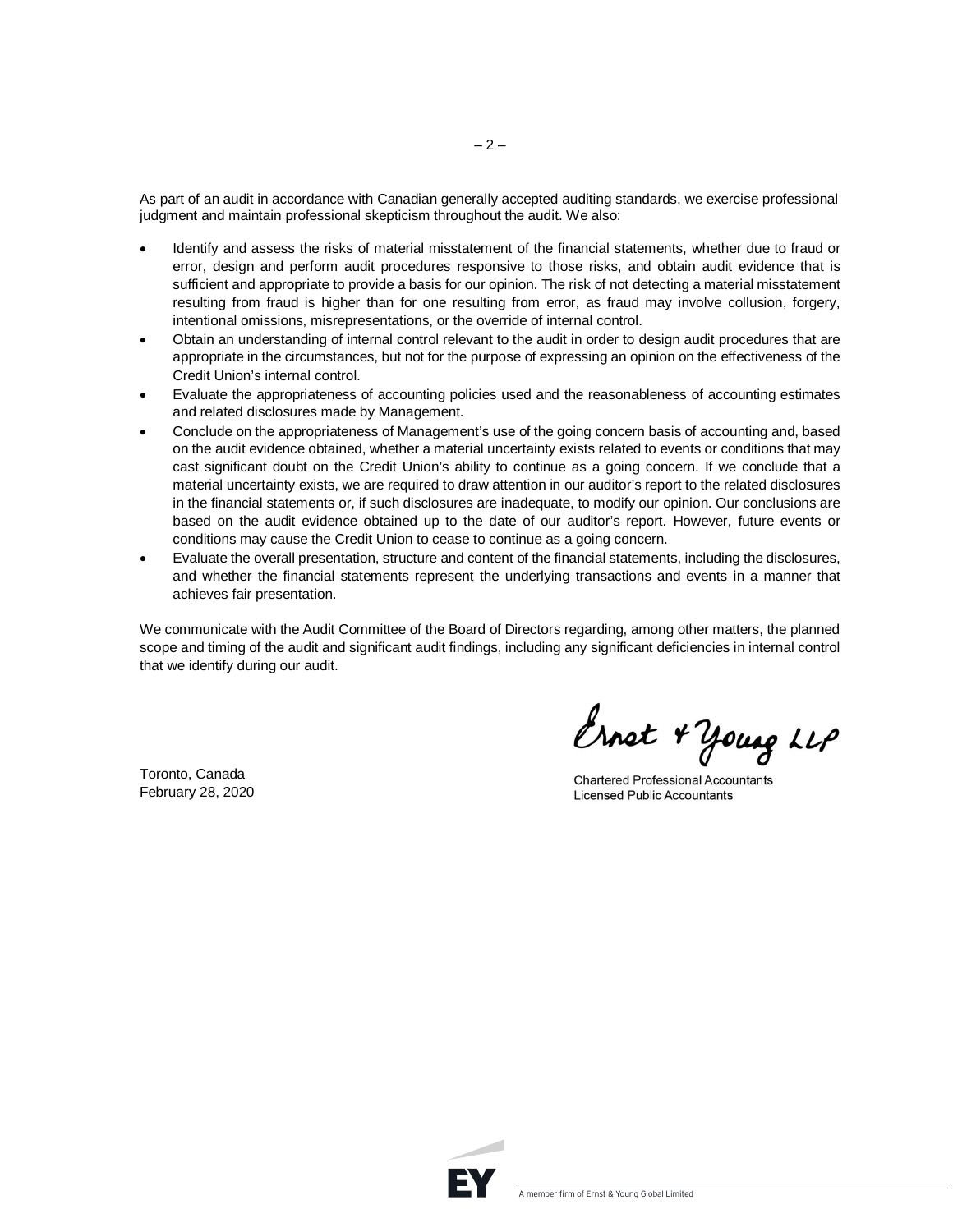As part of an audit in accordance with Canadian generally accepted auditing standards, we exercise professional judgment and maintain professional skepticism throughout the audit. We also:

- Identify and assess the risks of material misstatement of the financial statements, whether due to fraud or error, design and perform audit procedures responsive to those risks, and obtain audit evidence that is sufficient and appropriate to provide a basis for our opinion. The risk of not detecting a material misstatement resulting from fraud is higher than for one resulting from error, as fraud may involve collusion, forgery, intentional omissions, misrepresentations, or the override of internal control.
- Obtain an understanding of internal control relevant to the audit in order to design audit procedures that are appropriate in the circumstances, but not for the purpose of expressing an opinion on the effectiveness of the Credit Union's internal control.
- Evaluate the appropriateness of accounting policies used and the reasonableness of accounting estimates and related disclosures made by Management.
- Conclude on the appropriateness of Management's use of the going concern basis of accounting and, based on the audit evidence obtained, whether a material uncertainty exists related to events or conditions that may cast significant doubt on the Credit Union's ability to continue as a going concern. If we conclude that a material uncertainty exists, we are required to draw attention in our auditor's report to the related disclosures in the financial statements or, if such disclosures are inadequate, to modify our opinion. Our conclusions are based on the audit evidence obtained up to the date of our auditor's report. However, future events or conditions may cause the Credit Union to cease to continue as a going concern.
- Evaluate the overall presentation, structure and content of the financial statements, including the disclosures, and whether the financial statements represent the underlying transactions and events in a manner that achieves fair presentation.

We communicate with the Audit Committee of the Board of Directors regarding, among other matters, the planned scope and timing of the audit and significant audit findings, including any significant deficiencies in internal control that we identify during our audit.

Ernst & Young LLP

Chartered Professional Accountants
Licensed Public Accountants

Toronto, Canada
February 28, 2020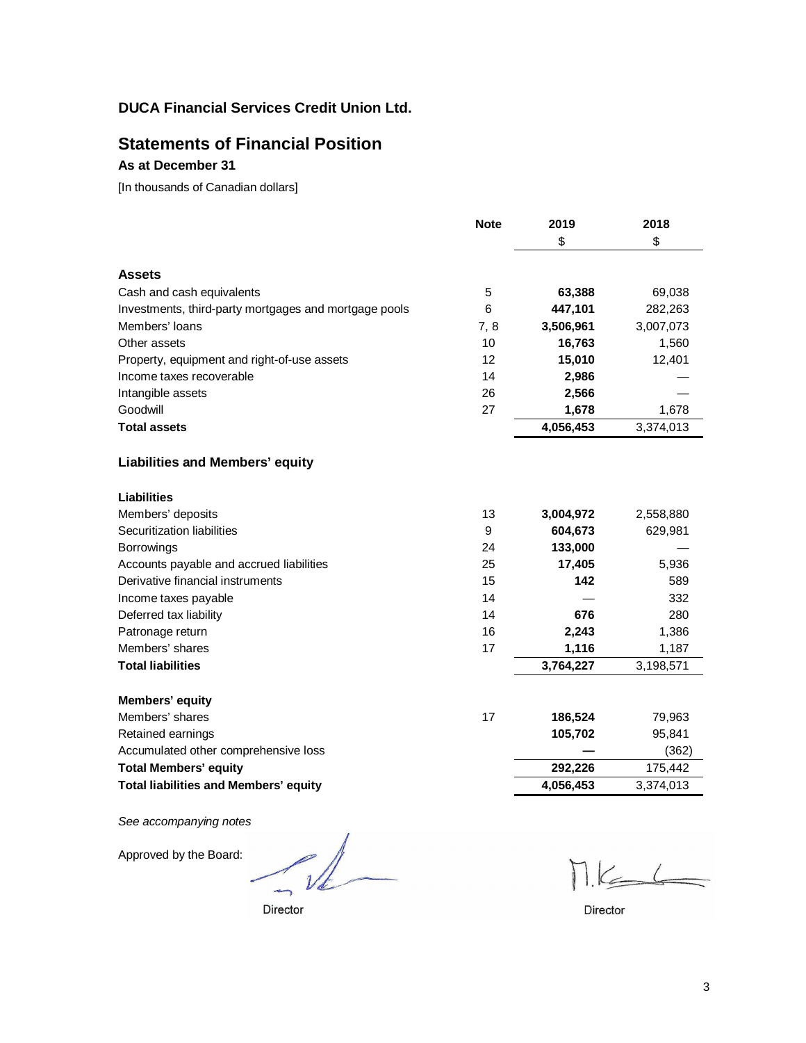**DUCA Financial Services Credit Union Ltd.**

## Statements of Financial Position

### As at December 31

[In thousands of Canadian dollars]

| | Note | 2019 | 2018 |
|---|---|---|---|
| | | $ | $ |
| **Assets** | | | |
| Cash and cash equivalents | 5 | **63,388** | 69,038 |
| Investments, third-party mortgages and mortgage pools | 6 | **447,101** | 282,263 |
| Members' loans | 7, 8 | **3,506,961** | 3,007,073 |
| Other assets | 10 | **16,763** | 1,560 |
| Property, equipment and right-of-use assets | 12 | **15,010** | 12,401 |
| Income taxes recoverable | 14 | **2,986** | — |
| Intangible assets | 26 | **2,566** | — |
| Goodwill | 27 | **1,678** | 1,678 |
| **Total assets** | | **4,056,453** | 3,374,013 |
| **Liabilities and Members' equity** | | | |
| **Liabilities** | | | |
| Members' deposits | 13 | **3,004,972** | 2,558,880 |
| Securitization liabilities | 9 | **604,673** | 629,981 |
| Borrowings | 24 | **133,000** | — |
| Accounts payable and accrued liabilities | 25 | **17,405** | 5,936 |
| Derivative financial instruments | 15 | **142** | 589 |
| Income taxes payable | 14 | — | 332 |
| Deferred tax liability | 14 | **676** | 280 |
| Patronage return | 16 | **2,243** | 1,386 |
| Members' shares | 17 | **1,116** | 1,187 |
| **Total liabilities** | | **3,764,227** | 3,198,571 |
| **Members' equity** | | | |
| Members' shares | 17 | **186,524** | 79,963 |
| Retained earnings | | **105,702** | 95,841 |
| Accumulated other comprehensive loss | | **—** | (362) |
| **Total Members' equity** | | **292,226** | 175,442 |
| **Total liabilities and Members' equity** | | **4,056,453** | 3,374,013 |

*See accompanying notes*

Approved by the Board:

Director

Director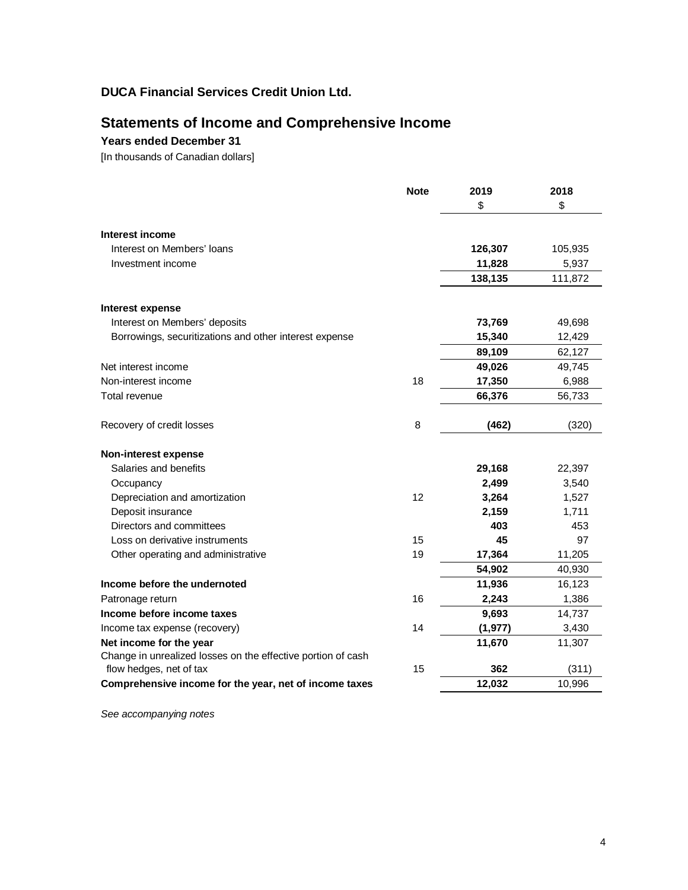**DUCA Financial Services Credit Union Ltd.**

# Statements of Income and Comprehensive Income

**Years ended December 31**

[In thousands of Canadian dollars]

| | Note | 2019 | 2018 |
|---|---|---|---|
| | | $ | $ |
| **Interest income** | | | |
| Interest on Members' loans | | **126,307** | 105,935 |
| Investment income | | **11,828** | 5,937 |
| | | **138,135** | 111,872 |
| **Interest expense** | | | |
| Interest on Members' deposits | | **73,769** | 49,698 |
| Borrowings, securitizations and other interest expense | | **15,340** | 12,429 |
| | | **89,109** | 62,127 |
| Net interest income | | **49,026** | 49,745 |
| Non-interest income | 18 | **17,350** | 6,988 |
| Total revenue | | **66,376** | 56,733 |
| Recovery of credit losses | 8 | **(462)** | (320) |
| **Non-interest expense** | | | |
| Salaries and benefits | | **29,168** | 22,397 |
| Occupancy | | **2,499** | 3,540 |
| Depreciation and amortization | 12 | **3,264** | 1,527 |
| Deposit insurance | | **2,159** | 1,711 |
| Directors and committees | | **403** | 453 |
| Loss on derivative instruments | 15 | **45** | 97 |
| Other operating and administrative | 19 | **17,364** | 11,205 |
| | | **54,902** | 40,930 |
| **Income before the undernoted** | | **11,936** | 16,123 |
| Patronage return | 16 | **2,243** | 1,386 |
| **Income before income taxes** | | **9,693** | 14,737 |
| Income tax expense (recovery) | 14 | **(1,977)** | 3,430 |
| **Net income for the year** | | **11,670** | 11,307 |
| Change in unrealized losses on the effective portion of cash flow hedges, net of tax | 15 | **362** | (311) |
| **Comprehensive income for the year, net of income taxes** | | **12,032** | 10,996 |

*See accompanying notes*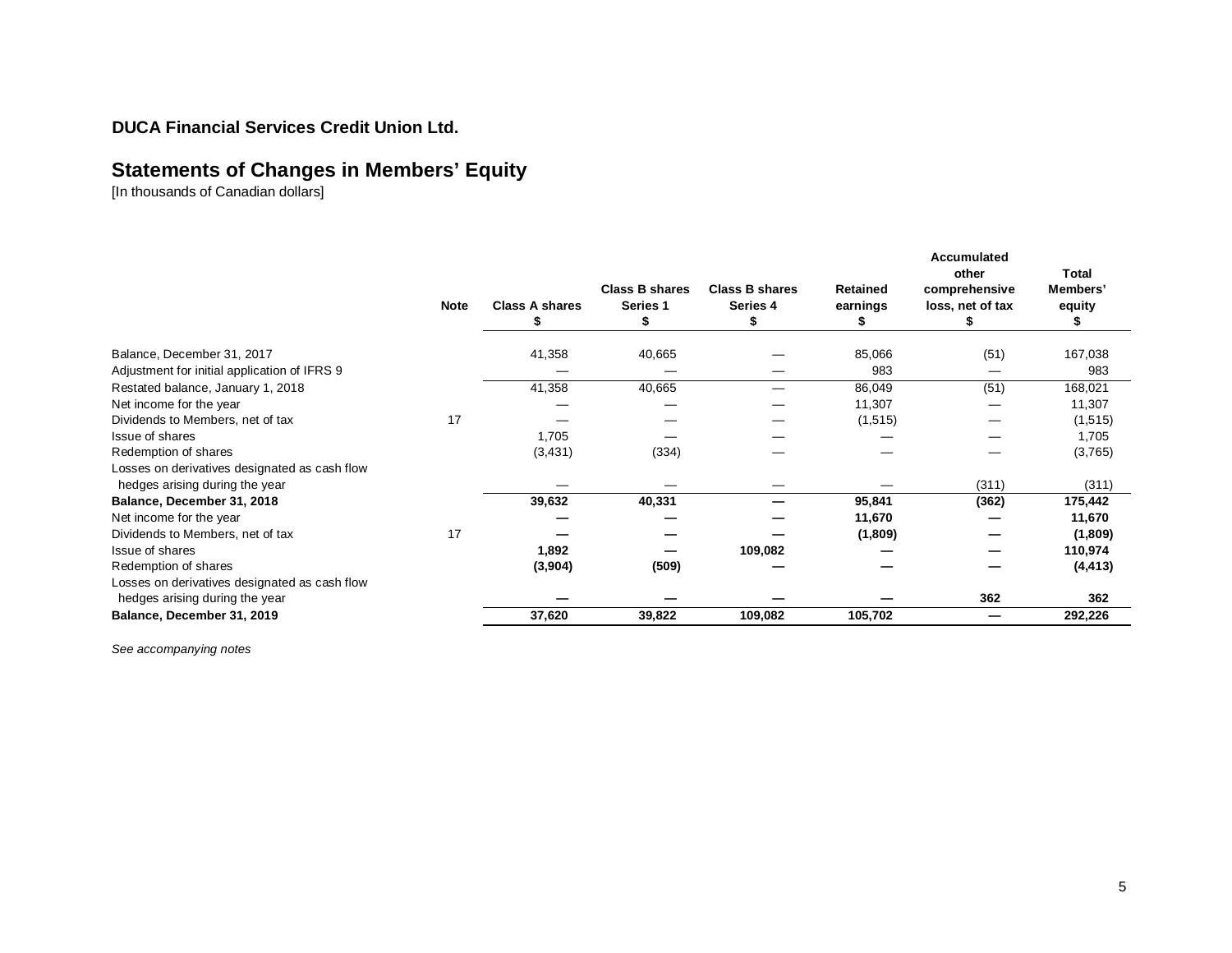**DUCA Financial Services Credit Union Ltd.**

## Statements of Changes in Members' Equity

[In thousands of Canadian dollars]

| | Note | Class A shares<br>$ | Class B shares Series 1<br>$ | Class B shares Series 4<br>$ | Retained earnings<br>$ | Accumulated other comprehensive loss, net of tax<br>$ | Total Members' equity<br>$ |
|---|---|---|---|---|---|---|---|
| Balance, December 31, 2017 | | 41,358 | 40,665 | — | 85,066 | (51) | 167,038 |
| Adjustment for initial application of IFRS 9 | | — | — | — | 983 | — | 983 |
| Restated balance, January 1, 2018 | | 41,358 | 40,665 | — | 86,049 | (51) | 168,021 |
| Net income for the year | | — | — | — | 11,307 | — | 11,307 |
| Dividends to Members, net of tax | 17 | — | — | — | (1,515) | — | (1,515) |
| Issue of shares | | 1,705 | — | — | — | — | 1,705 |
| Redemption of shares | | (3,431) | (334) | — | — | — | (3,765) |
| Losses on derivatives designated as cash flow hedges arising during the year | | — | — | — | — | (311) | (311) |
| **Balance, December 31, 2018** | | **39,632** | **40,331** | **—** | **95,841** | **(362)** | **175,442** |
| Net income for the year | | **—** | **—** | **—** | **11,670** | **—** | **11,670** |
| Dividends to Members, net of tax | 17 | **—** | **—** | **—** | **(1,809)** | **—** | **(1,809)** |
| Issue of shares | | **1,892** | **—** | **109,082** | **—** | **—** | **110,974** |
| Redemption of shares | | **(3,904)** | **(509)** | **—** | **—** | **—** | **(4,413)** |
| Losses on derivatives designated as cash flow hedges arising during the year | | **—** | **—** | **—** | **—** | **362** | **362** |
| **Balance, December 31, 2019** | | **37,620** | **39,822** | **109,082** | **105,702** | **—** | **292,226** |

*See accompanying notes*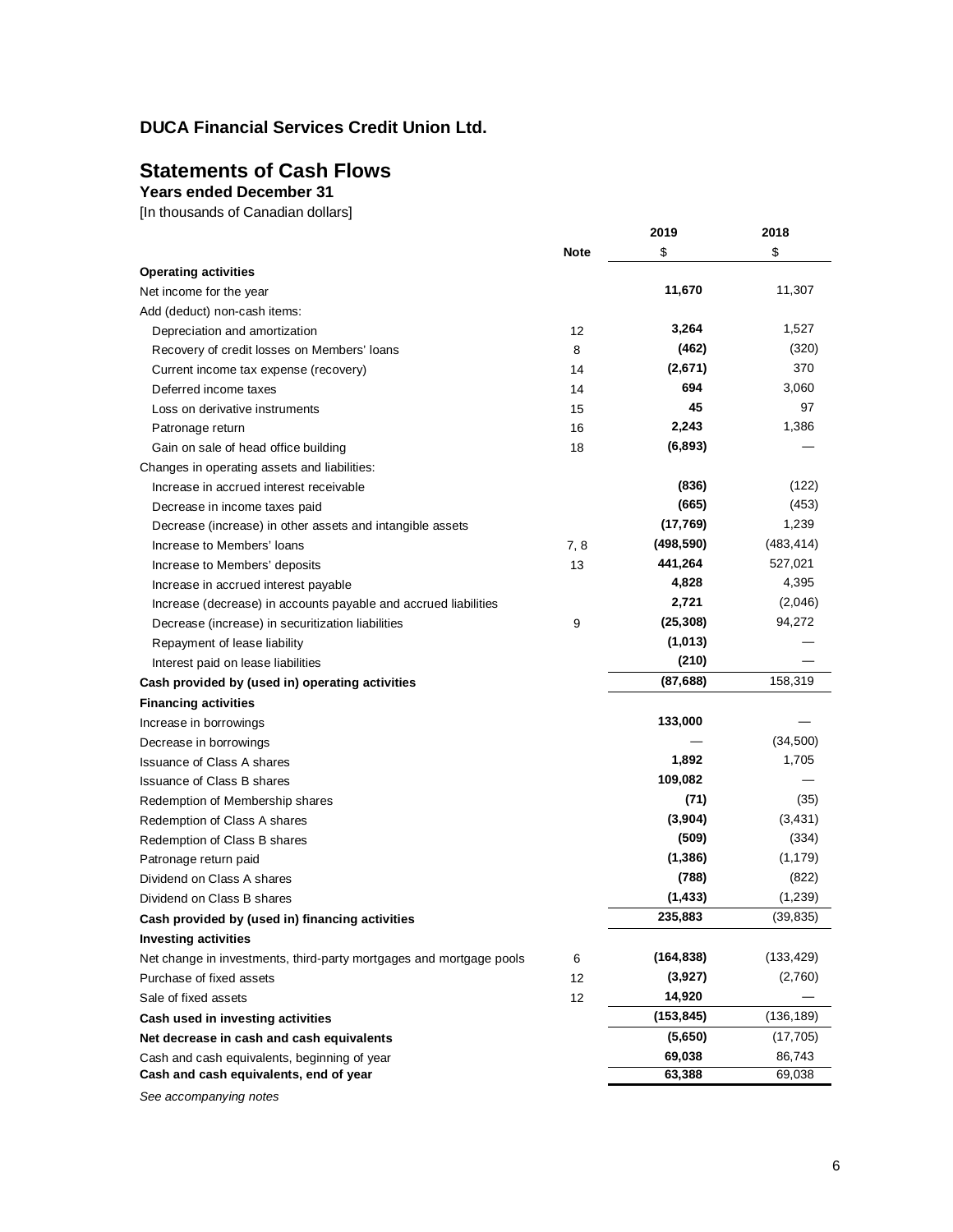## DUCA Financial Services Credit Union Ltd.

# Statements of Cash Flows

**Years ended December 31**

[In thousands of Canadian dollars]

| | Note | 2019 $ | 2018 $ |
|---|---|---|---|
| **Operating activities** | | | |
| Net income for the year | | **11,670** | 11,307 |
| Add (deduct) non-cash items: | | | |
| Depreciation and amortization | 12 | **3,264** | 1,527 |
| Recovery of credit losses on Members' loans | 8 | **(462)** | (320) |
| Current income tax expense (recovery) | 14 | **(2,671)** | 370 |
| Deferred income taxes | 14 | **694** | 3,060 |
| Loss on derivative instruments | 15 | **45** | 97 |
| Patronage return | 16 | **2,243** | 1,386 |
| Gain on sale of head office building | 18 | **(6,893)** | — |
| Changes in operating assets and liabilities: | | | |
| Increase in accrued interest receivable | | **(836)** | (122) |
| Decrease in income taxes paid | | **(665)** | (453) |
| Decrease (increase) in other assets and intangible assets | | **(17,769)** | 1,239 |
| Increase to Members' loans | 7, 8 | **(498,590)** | (483,414) |
| Increase to Members' deposits | 13 | **441,264** | 527,021 |
| Increase in accrued interest payable | | **4,828** | 4,395 |
| Increase (decrease) in accounts payable and accrued liabilities | | **2,721** | (2,046) |
| Decrease (increase) in securitization liabilities | 9 | **(25,308)** | 94,272 |
| Repayment of lease liability | | **(1,013)** | — |
| Interest paid on lease liabilities | | **(210)** | — |
| **Cash provided by (used in) operating activities** | | **(87,688)** | 158,319 |
| **Financing activities** | | | |
| Increase in borrowings | | **133,000** | — |
| Decrease in borrowings | | — | (34,500) |
| Issuance of Class A shares | | **1,892** | 1,705 |
| Issuance of Class B shares | | **109,082** | — |
| Redemption of Membership shares | | **(71)** | (35) |
| Redemption of Class A shares | | **(3,904)** | (3,431) |
| Redemption of Class B shares | | **(509)** | (334) |
| Patronage return paid | | **(1,386)** | (1,179) |
| Dividend on Class A shares | | **(788)** | (822) |
| Dividend on Class B shares | | **(1,433)** | (1,239) |
| **Cash provided by (used in) financing activities** | | **235,883** | (39,835) |
| **Investing activities** | | | |
| Net change in investments, third-party mortgages and mortgage pools | 6 | **(164,838)** | (133,429) |
| Purchase of fixed assets | 12 | **(3,927)** | (2,760) |
| Sale of fixed assets | 12 | **14,920** | — |
| **Cash used in investing activities** | | **(153,845)** | (136,189) |
| **Net decrease in cash and cash equivalents** | | **(5,650)** | (17,705) |
| Cash and cash equivalents, beginning of year | | **69,038** | 86,743 |
| **Cash and cash equivalents, end of year** | | **63,388** | 69,038 |

*See accompanying notes*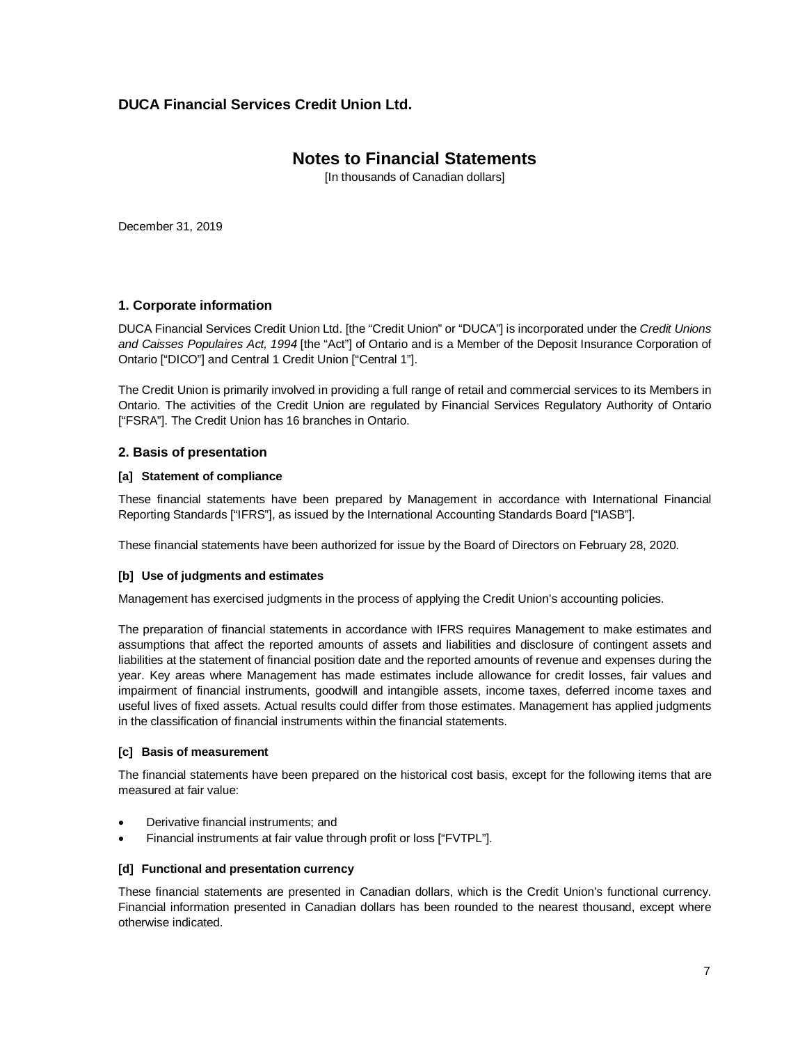**DUCA Financial Services Credit Union Ltd.**

# Notes to Financial Statements

[In thousands of Canadian dollars]

December 31, 2019

## 1. Corporate information

DUCA Financial Services Credit Union Ltd. [the "Credit Union" or "DUCA"] is incorporated under the *Credit Unions and Caisses Populaires Act, 1994* [the "Act"] of Ontario and is a Member of the Deposit Insurance Corporation of Ontario ["DICO"] and Central 1 Credit Union ["Central 1"].

The Credit Union is primarily involved in providing a full range of retail and commercial services to its Members in Ontario. The activities of the Credit Union are regulated by Financial Services Regulatory Authority of Ontario ["FSRA"]. The Credit Union has 16 branches in Ontario.

## 2. Basis of presentation

### [a] Statement of compliance

These financial statements have been prepared by Management in accordance with International Financial Reporting Standards ["IFRS"], as issued by the International Accounting Standards Board ["IASB"].

These financial statements have been authorized for issue by the Board of Directors on February 28, 2020.

### [b] Use of judgments and estimates

Management has exercised judgments in the process of applying the Credit Union's accounting policies.

The preparation of financial statements in accordance with IFRS requires Management to make estimates and assumptions that affect the reported amounts of assets and liabilities and disclosure of contingent assets and liabilities at the statement of financial position date and the reported amounts of revenue and expenses during the year. Key areas where Management has made estimates include allowance for credit losses, fair values and impairment of financial instruments, goodwill and intangible assets, income taxes, deferred income taxes and useful lives of fixed assets. Actual results could differ from those estimates. Management has applied judgments in the classification of financial instruments within the financial statements.

### [c] Basis of measurement

The financial statements have been prepared on the historical cost basis, except for the following items that are measured at fair value:

- Derivative financial instruments; and
- Financial instruments at fair value through profit or loss ["FVTPL"].

### [d] Functional and presentation currency

These financial statements are presented in Canadian dollars, which is the Credit Union's functional currency. Financial information presented in Canadian dollars has been rounded to the nearest thousand, except where otherwise indicated.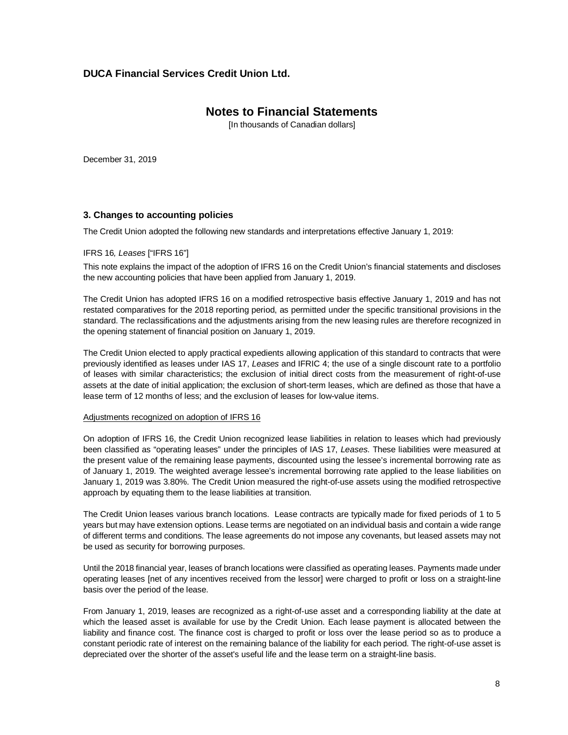# DUCA Financial Services Credit Union Ltd.

## Notes to Financial Statements

[In thousands of Canadian dollars]

December 31, 2019

### 3. Changes to accounting policies

The Credit Union adopted the following new standards and interpretations effective January 1, 2019:

IFRS 16*, Leases* ["IFRS 16"]

This note explains the impact of the adoption of IFRS 16 on the Credit Union's financial statements and discloses the new accounting policies that have been applied from January 1, 2019.

The Credit Union has adopted IFRS 16 on a modified retrospective basis effective January 1, 2019 and has not restated comparatives for the 2018 reporting period, as permitted under the specific transitional provisions in the standard. The reclassifications and the adjustments arising from the new leasing rules are therefore recognized in the opening statement of financial position on January 1, 2019.

The Credit Union elected to apply practical expedients allowing application of this standard to contracts that were previously identified as leases under IAS 17, *Leases* and IFRIC 4; the use of a single discount rate to a portfolio of leases with similar characteristics; the exclusion of initial direct costs from the measurement of right-of-use assets at the date of initial application; the exclusion of short-term leases, which are defined as those that have a lease term of 12 months of less; and the exclusion of leases for low-value items.

Adjustments recognized on adoption of IFRS 16

On adoption of IFRS 16, the Credit Union recognized lease liabilities in relation to leases which had previously been classified as "operating leases" under the principles of IAS 17, *Leases*. These liabilities were measured at the present value of the remaining lease payments, discounted using the lessee's incremental borrowing rate as of January 1, 2019. The weighted average lessee's incremental borrowing rate applied to the lease liabilities on January 1, 2019 was 3.80%. The Credit Union measured the right-of-use assets using the modified retrospective approach by equating them to the lease liabilities at transition.

The Credit Union leases various branch locations. Lease contracts are typically made for fixed periods of 1 to 5 years but may have extension options. Lease terms are negotiated on an individual basis and contain a wide range of different terms and conditions. The lease agreements do not impose any covenants, but leased assets may not be used as security for borrowing purposes.

Until the 2018 financial year, leases of branch locations were classified as operating leases. Payments made under operating leases [net of any incentives received from the lessor] were charged to profit or loss on a straight-line basis over the period of the lease.

From January 1, 2019, leases are recognized as a right-of-use asset and a corresponding liability at the date at which the leased asset is available for use by the Credit Union. Each lease payment is allocated between the liability and finance cost. The finance cost is charged to profit or loss over the lease period so as to produce a constant periodic rate of interest on the remaining balance of the liability for each period. The right-of-use asset is depreciated over the shorter of the asset's useful life and the lease term on a straight-line basis.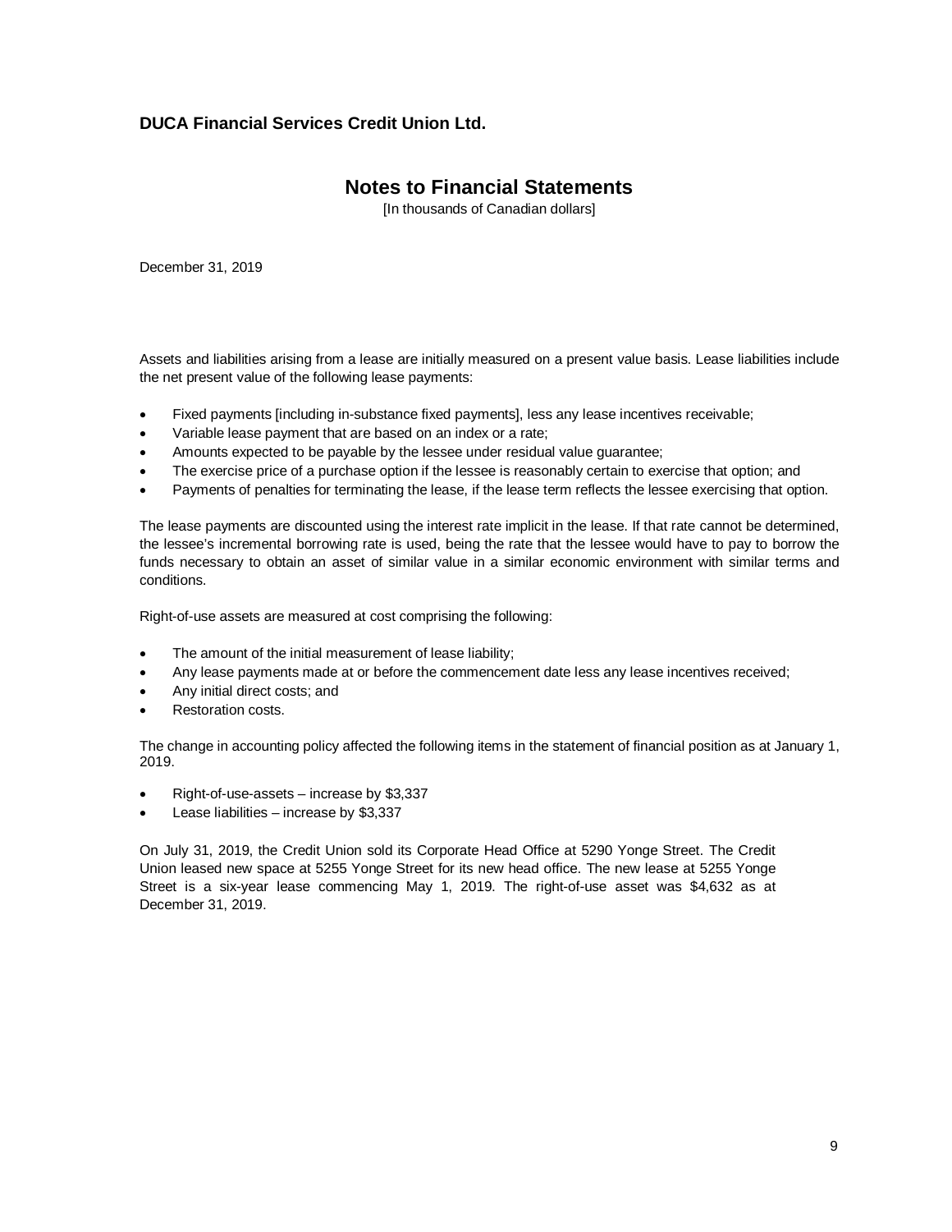**DUCA Financial Services Credit Union Ltd.**

# Notes to Financial Statements

[In thousands of Canadian dollars]

December 31, 2019

Assets and liabilities arising from a lease are initially measured on a present value basis. Lease liabilities include the net present value of the following lease payments:

- Fixed payments [including in-substance fixed payments], less any lease incentives receivable;
- Variable lease payment that are based on an index or a rate;
- Amounts expected to be payable by the lessee under residual value guarantee;
- The exercise price of a purchase option if the lessee is reasonably certain to exercise that option; and
- Payments of penalties for terminating the lease, if the lease term reflects the lessee exercising that option.

The lease payments are discounted using the interest rate implicit in the lease. If that rate cannot be determined, the lessee's incremental borrowing rate is used, being the rate that the lessee would have to pay to borrow the funds necessary to obtain an asset of similar value in a similar economic environment with similar terms and conditions.

Right-of-use assets are measured at cost comprising the following:

- The amount of the initial measurement of lease liability;
- Any lease payments made at or before the commencement date less any lease incentives received;
- Any initial direct costs; and
- Restoration costs.

The change in accounting policy affected the following items in the statement of financial position as at January 1, 2019.

- Right-of-use-assets – increase by $3,337
- Lease liabilities – increase by $3,337

On July 31, 2019, the Credit Union sold its Corporate Head Office at 5290 Yonge Street. The Credit Union leased new space at 5255 Yonge Street for its new head office. The new lease at 5255 Yonge Street is a six-year lease commencing May 1, 2019. The right-of-use asset was $4,632 as at December 31, 2019.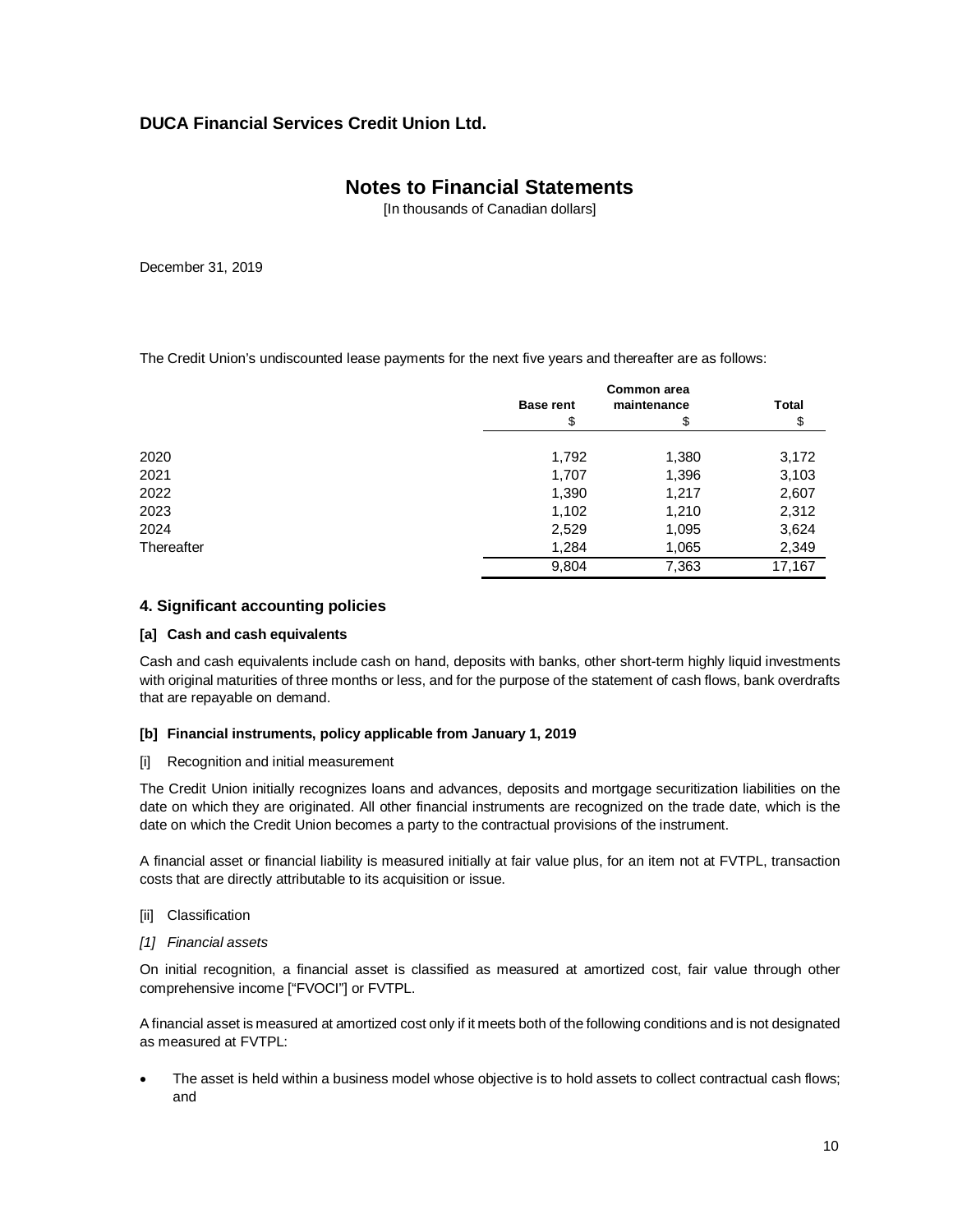DUCA Financial Services Credit Union Ltd.

# Notes to Financial Statements

[In thousands of Canadian dollars]

December 31, 2019

The Credit Union's undiscounted lease payments for the next five years and thereafter are as follows:

| | Base rent | Common area maintenance | Total |
|---|---|---|---|
| | $ | $ | $ |
| 2020 | 1,792 | 1,380 | 3,172 |
| 2021 | 1,707 | 1,396 | 3,103 |
| 2022 | 1,390 | 1,217 | 2,607 |
| 2023 | 1,102 | 1,210 | 2,312 |
| 2024 | 2,529 | 1,095 | 3,624 |
| Thereafter | 1,284 | 1,065 | 2,349 |
| | 9,804 | 7,363 | 17,167 |

## 4. Significant accounting policies

### [a] Cash and cash equivalents

Cash and cash equivalents include cash on hand, deposits with banks, other short-term highly liquid investments with original maturities of three months or less, and for the purpose of the statement of cash flows, bank overdrafts that are repayable on demand.

### [b] Financial instruments, policy applicable from January 1, 2019

[i] Recognition and initial measurement

The Credit Union initially recognizes loans and advances, deposits and mortgage securitization liabilities on the date on which they are originated. All other financial instruments are recognized on the trade date, which is the date on which the Credit Union becomes a party to the contractual provisions of the instrument.

A financial asset or financial liability is measured initially at fair value plus, for an item not at FVTPL, transaction costs that are directly attributable to its acquisition or issue.

[ii] Classification

*[1] Financial assets*

On initial recognition, a financial asset is classified as measured at amortized cost, fair value through other comprehensive income ["FVOCI"] or FVTPL.

A financial asset is measured at amortized cost only if it meets both of the following conditions and is not designated as measured at FVTPL:

- The asset is held within a business model whose objective is to hold assets to collect contractual cash flows; and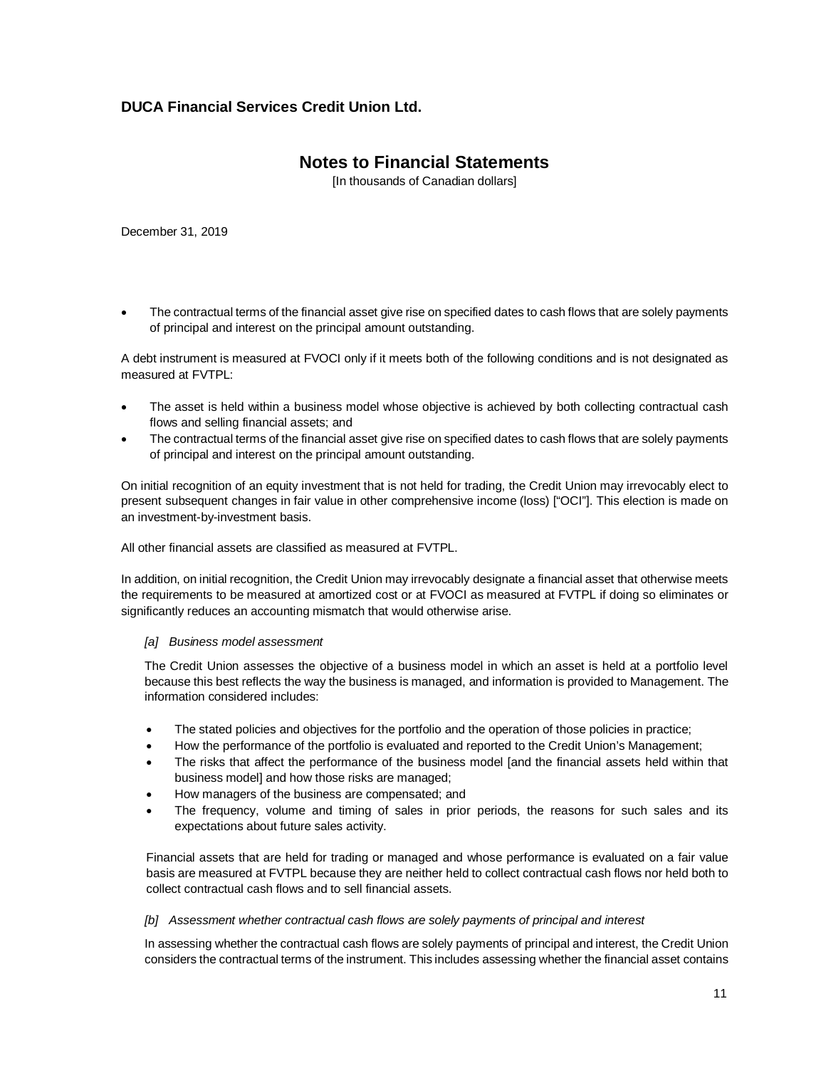- The contractual terms of the financial asset give rise on specified dates to cash flows that are solely payments of principal and interest on the principal amount outstanding.

A debt instrument is measured at FVOCI only if it meets both of the following conditions and is not designated as measured at FVTPL:

- The asset is held within a business model whose objective is achieved by both collecting contractual cash flows and selling financial assets; and
- The contractual terms of the financial asset give rise on specified dates to cash flows that are solely payments of principal and interest on the principal amount outstanding.

On initial recognition of an equity investment that is not held for trading, the Credit Union may irrevocably elect to present subsequent changes in fair value in other comprehensive income (loss) ["OCI"]. This election is made on an investment-by-investment basis.

All other financial assets are classified as measured at FVTPL.

In addition, on initial recognition, the Credit Union may irrevocably designate a financial asset that otherwise meets the requirements to be measured at amortized cost or at FVOCI as measured at FVTPL if doing so eliminates or significantly reduces an accounting mismatch that would otherwise arise.

*[a] Business model assessment*

The Credit Union assesses the objective of a business model in which an asset is held at a portfolio level because this best reflects the way the business is managed, and information is provided to Management. The information considered includes:

- The stated policies and objectives for the portfolio and the operation of those policies in practice;
- How the performance of the portfolio is evaluated and reported to the Credit Union's Management;
- The risks that affect the performance of the business model [and the financial assets held within that business model] and how those risks are managed;
- How managers of the business are compensated; and
- The frequency, volume and timing of sales in prior periods, the reasons for such sales and its expectations about future sales activity.

Financial assets that are held for trading or managed and whose performance is evaluated on a fair value basis are measured at FVTPL because they are neither held to collect contractual cash flows nor held both to collect contractual cash flows and to sell financial assets.

*[b] Assessment whether contractual cash flows are solely payments of principal and interest*

In assessing whether the contractual cash flows are solely payments of principal and interest, the Credit Union considers the contractual terms of the instrument. This includes assessing whether the financial asset contains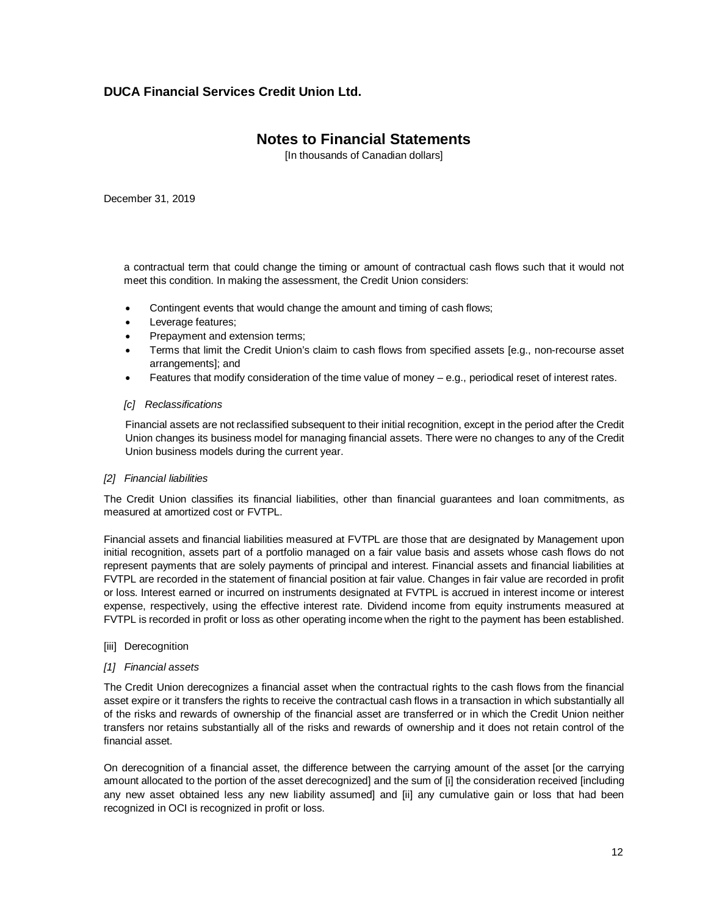a contractual term that could change the timing or amount of contractual cash flows such that it would not meet this condition. In making the assessment, the Credit Union considers:

- Contingent events that would change the amount and timing of cash flows;
- Leverage features;
- Prepayment and extension terms;
- Terms that limit the Credit Union's claim to cash flows from specified assets [e.g., non-recourse asset arrangements]; and
- Features that modify consideration of the time value of money – e.g., periodical reset of interest rates.

*[c] Reclassifications*

Financial assets are not reclassified subsequent to their initial recognition, except in the period after the Credit Union changes its business model for managing financial assets. There were no changes to any of the Credit Union business models during the current year.

*[2] Financial liabilities*

The Credit Union classifies its financial liabilities, other than financial guarantees and loan commitments, as measured at amortized cost or FVTPL.

Financial assets and financial liabilities measured at FVTPL are those that are designated by Management upon initial recognition, assets part of a portfolio managed on a fair value basis and assets whose cash flows do not represent payments that are solely payments of principal and interest. Financial assets and financial liabilities at FVTPL are recorded in the statement of financial position at fair value. Changes in fair value are recorded in profit or loss. Interest earned or incurred on instruments designated at FVTPL is accrued in interest income or interest expense, respectively, using the effective interest rate. Dividend income from equity instruments measured at FVTPL is recorded in profit or loss as other operating income when the right to the payment has been established.

[iii] Derecognition

*[1] Financial assets*

The Credit Union derecognizes a financial asset when the contractual rights to the cash flows from the financial asset expire or it transfers the rights to receive the contractual cash flows in a transaction in which substantially all of the risks and rewards of ownership of the financial asset are transferred or in which the Credit Union neither transfers nor retains substantially all of the risks and rewards of ownership and it does not retain control of the financial asset.

On derecognition of a financial asset, the difference between the carrying amount of the asset [or the carrying amount allocated to the portion of the asset derecognized] and the sum of [i] the consideration received [including any new asset obtained less any new liability assumed] and [ii] any cumulative gain or loss that had been recognized in OCI is recognized in profit or loss.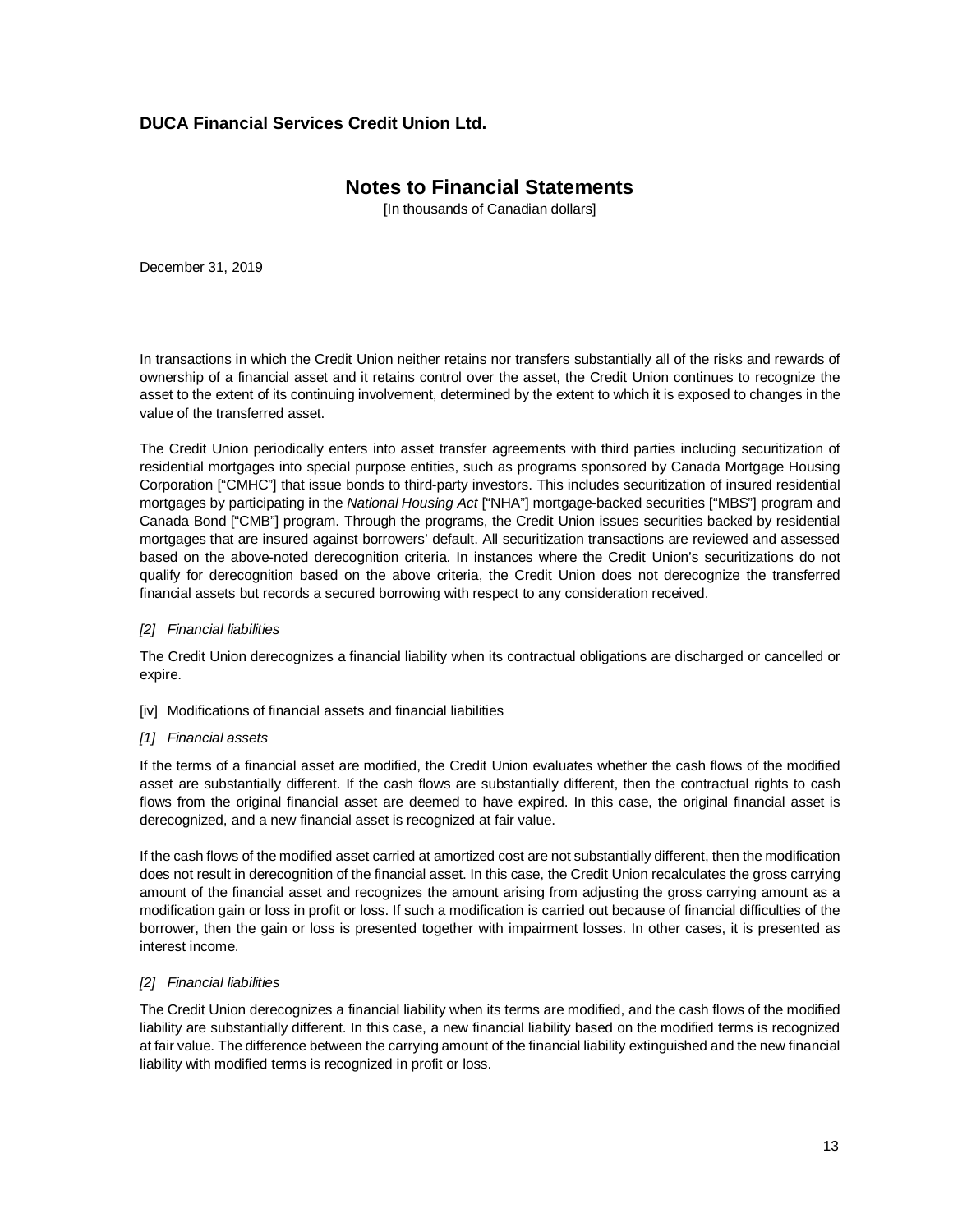In transactions in which the Credit Union neither retains nor transfers substantially all of the risks and rewards of ownership of a financial asset and it retains control over the asset, the Credit Union continues to recognize the asset to the extent of its continuing involvement, determined by the extent to which it is exposed to changes in the value of the transferred asset.

The Credit Union periodically enters into asset transfer agreements with third parties including securitization of residential mortgages into special purpose entities, such as programs sponsored by Canada Mortgage Housing Corporation ["CMHC"] that issue bonds to third-party investors. This includes securitization of insured residential mortgages by participating in the *National Housing Act* ["NHA"] mortgage-backed securities ["MBS"] program and Canada Bond ["CMB"] program. Through the programs, the Credit Union issues securities backed by residential mortgages that are insured against borrowers' default. All securitization transactions are reviewed and assessed based on the above-noted derecognition criteria. In instances where the Credit Union's securitizations do not qualify for derecognition based on the above criteria, the Credit Union does not derecognize the transferred financial assets but records a secured borrowing with respect to any consideration received.

*[2] Financial liabilities*

The Credit Union derecognizes a financial liability when its contractual obligations are discharged or cancelled or expire.

[iv] Modifications of financial assets and financial liabilities

*[1] Financial assets*

If the terms of a financial asset are modified, the Credit Union evaluates whether the cash flows of the modified asset are substantially different. If the cash flows are substantially different, then the contractual rights to cash flows from the original financial asset are deemed to have expired. In this case, the original financial asset is derecognized, and a new financial asset is recognized at fair value.

If the cash flows of the modified asset carried at amortized cost are not substantially different, then the modification does not result in derecognition of the financial asset. In this case, the Credit Union recalculates the gross carrying amount of the financial asset and recognizes the amount arising from adjusting the gross carrying amount as a modification gain or loss in profit or loss. If such a modification is carried out because of financial difficulties of the borrower, then the gain or loss is presented together with impairment losses. In other cases, it is presented as interest income.

*[2] Financial liabilities*

The Credit Union derecognizes a financial liability when its terms are modified, and the cash flows of the modified liability are substantially different. In this case, a new financial liability based on the modified terms is recognized at fair value. The difference between the carrying amount of the financial liability extinguished and the new financial liability with modified terms is recognized in profit or loss.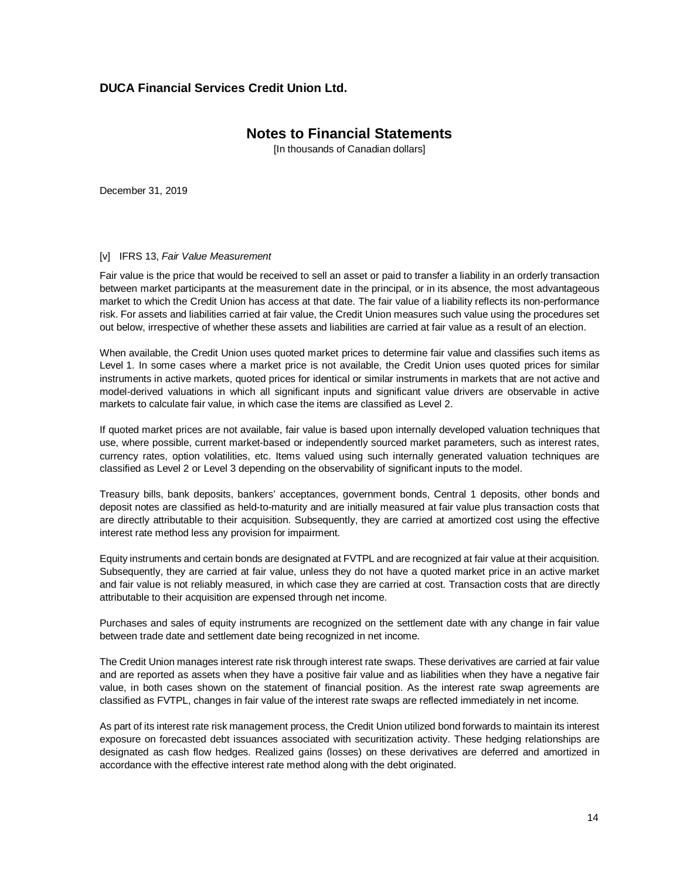[v] IFRS 13, *Fair Value Measurement*

Fair value is the price that would be received to sell an asset or paid to transfer a liability in an orderly transaction between market participants at the measurement date in the principal, or in its absence, the most advantageous market to which the Credit Union has access at that date. The fair value of a liability reflects its non-performance risk. For assets and liabilities carried at fair value, the Credit Union measures such value using the procedures set out below, irrespective of whether these assets and liabilities are carried at fair value as a result of an election.

When available, the Credit Union uses quoted market prices to determine fair value and classifies such items as Level 1. In some cases where a market price is not available, the Credit Union uses quoted prices for similar instruments in active markets, quoted prices for identical or similar instruments in markets that are not active and model-derived valuations in which all significant inputs and significant value drivers are observable in active markets to calculate fair value, in which case the items are classified as Level 2.

If quoted market prices are not available, fair value is based upon internally developed valuation techniques that use, where possible, current market-based or independently sourced market parameters, such as interest rates, currency rates, option volatilities, etc. Items valued using such internally generated valuation techniques are classified as Level 2 or Level 3 depending on the observability of significant inputs to the model.

Treasury bills, bank deposits, bankers' acceptances, government bonds, Central 1 deposits, other bonds and deposit notes are classified as held-to-maturity and are initially measured at fair value plus transaction costs that are directly attributable to their acquisition. Subsequently, they are carried at amortized cost using the effective interest rate method less any provision for impairment.

Equity instruments and certain bonds are designated at FVTPL and are recognized at fair value at their acquisition. Subsequently, they are carried at fair value, unless they do not have a quoted market price in an active market and fair value is not reliably measured, in which case they are carried at cost. Transaction costs that are directly attributable to their acquisition are expensed through net income.

Purchases and sales of equity instruments are recognized on the settlement date with any change in fair value between trade date and settlement date being recognized in net income.

The Credit Union manages interest rate risk through interest rate swaps. These derivatives are carried at fair value and are reported as assets when they have a positive fair value and as liabilities when they have a negative fair value, in both cases shown on the statement of financial position. As the interest rate swap agreements are classified as FVTPL, changes in fair value of the interest rate swaps are reflected immediately in net income.

As part of its interest rate risk management process, the Credit Union utilized bond forwards to maintain its interest exposure on forecasted debt issuances associated with securitization activity. These hedging relationships are designated as cash flow hedges. Realized gains (losses) on these derivatives are deferred and amortized in accordance with the effective interest rate method along with the debt originated.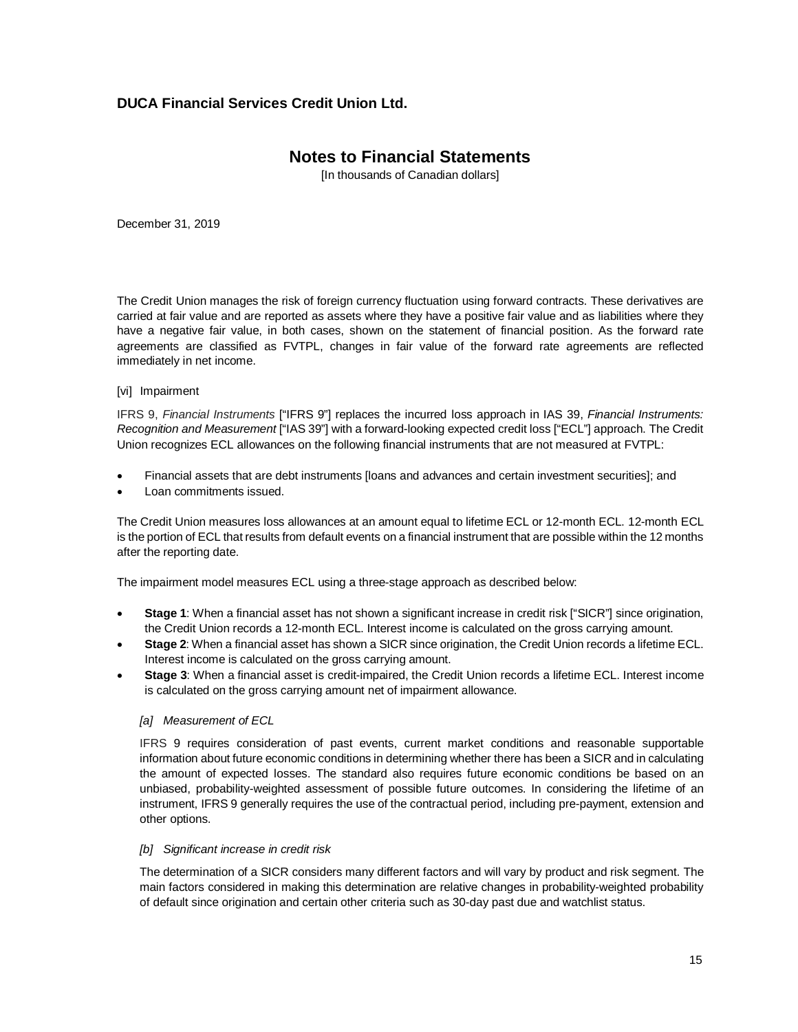The Credit Union manages the risk of foreign currency fluctuation using forward contracts. These derivatives are carried at fair value and are reported as assets where they have a positive fair value and as liabilities where they have a negative fair value, in both cases, shown on the statement of financial position. As the forward rate agreements are classified as FVTPL, changes in fair value of the forward rate agreements are reflected immediately in net income.

[vi] Impairment

IFRS 9, *Financial Instruments* ["IFRS 9"] replaces the incurred loss approach in IAS 39, *Financial Instruments: Recognition and Measurement* ["IAS 39"] with a forward-looking expected credit loss ["ECL"] approach. The Credit Union recognizes ECL allowances on the following financial instruments that are not measured at FVTPL:

- Financial assets that are debt instruments [loans and advances and certain investment securities]; and
- Loan commitments issued.

The Credit Union measures loss allowances at an amount equal to lifetime ECL or 12-month ECL. 12-month ECL is the portion of ECL that results from default events on a financial instrument that are possible within the 12 months after the reporting date.

The impairment model measures ECL using a three-stage approach as described below:

- **Stage 1**: When a financial asset has not shown a significant increase in credit risk ["SICR"] since origination, the Credit Union records a 12-month ECL. Interest income is calculated on the gross carrying amount.
- **Stage 2**: When a financial asset has shown a SICR since origination, the Credit Union records a lifetime ECL. Interest income is calculated on the gross carrying amount.
- **Stage 3**: When a financial asset is credit-impaired, the Credit Union records a lifetime ECL. Interest income is calculated on the gross carrying amount net of impairment allowance.

*[a] Measurement of ECL*

IFRS 9 requires consideration of past events, current market conditions and reasonable supportable information about future economic conditions in determining whether there has been a SICR and in calculating the amount of expected losses. The standard also requires future economic conditions be based on an unbiased, probability-weighted assessment of possible future outcomes. In considering the lifetime of an instrument, IFRS 9 generally requires the use of the contractual period, including pre-payment, extension and other options.

*[b] Significant increase in credit risk*

The determination of a SICR considers many different factors and will vary by product and risk segment. The main factors considered in making this determination are relative changes in probability-weighted probability of default since origination and certain other criteria such as 30-day past due and watchlist status.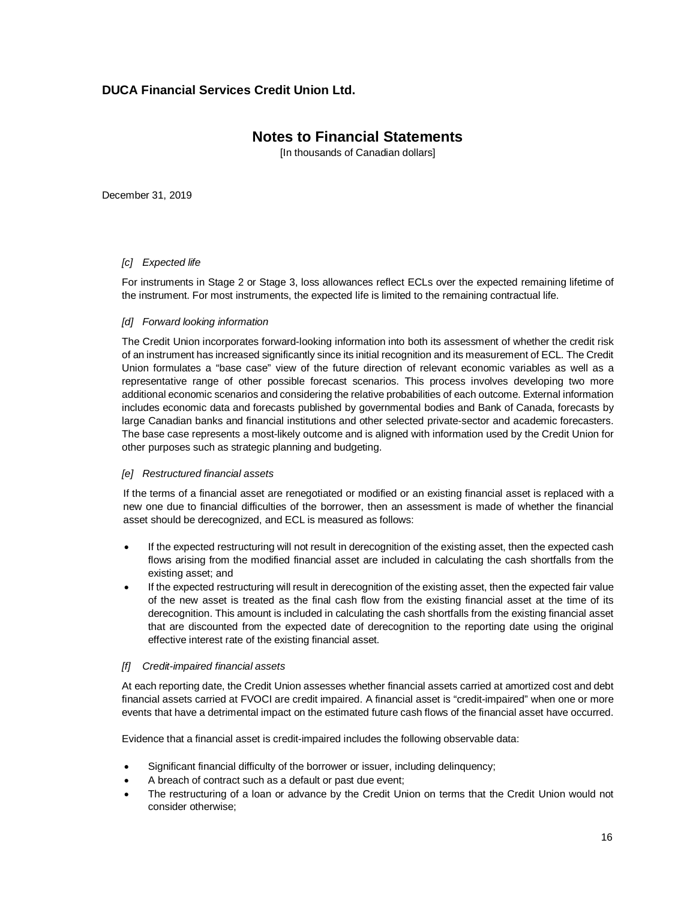*[c] Expected life*

For instruments in Stage 2 or Stage 3, loss allowances reflect ECLs over the expected remaining lifetime of the instrument. For most instruments, the expected life is limited to the remaining contractual life.

*[d] Forward looking information*

The Credit Union incorporates forward-looking information into both its assessment of whether the credit risk of an instrument has increased significantly since its initial recognition and its measurement of ECL. The Credit Union formulates a "base case" view of the future direction of relevant economic variables as well as a representative range of other possible forecast scenarios. This process involves developing two more additional economic scenarios and considering the relative probabilities of each outcome. External information includes economic data and forecasts published by governmental bodies and Bank of Canada, forecasts by large Canadian banks and financial institutions and other selected private-sector and academic forecasters. The base case represents a most-likely outcome and is aligned with information used by the Credit Union for other purposes such as strategic planning and budgeting.

*[e] Restructured financial assets*

If the terms of a financial asset are renegotiated or modified or an existing financial asset is replaced with a new one due to financial difficulties of the borrower, then an assessment is made of whether the financial asset should be derecognized, and ECL is measured as follows:

- If the expected restructuring will not result in derecognition of the existing asset, then the expected cash flows arising from the modified financial asset are included in calculating the cash shortfalls from the existing asset; and
- If the expected restructuring will result in derecognition of the existing asset, then the expected fair value of the new asset is treated as the final cash flow from the existing financial asset at the time of its derecognition. This amount is included in calculating the cash shortfalls from the existing financial asset that are discounted from the expected date of derecognition to the reporting date using the original effective interest rate of the existing financial asset.

*[f] Credit-impaired financial assets*

At each reporting date, the Credit Union assesses whether financial assets carried at amortized cost and debt financial assets carried at FVOCI are credit impaired. A financial asset is "credit-impaired" when one or more events that have a detrimental impact on the estimated future cash flows of the financial asset have occurred.

Evidence that a financial asset is credit-impaired includes the following observable data:

- Significant financial difficulty of the borrower or issuer, including delinquency;
- A breach of contract such as a default or past due event;
- The restructuring of a loan or advance by the Credit Union on terms that the Credit Union would not consider otherwise;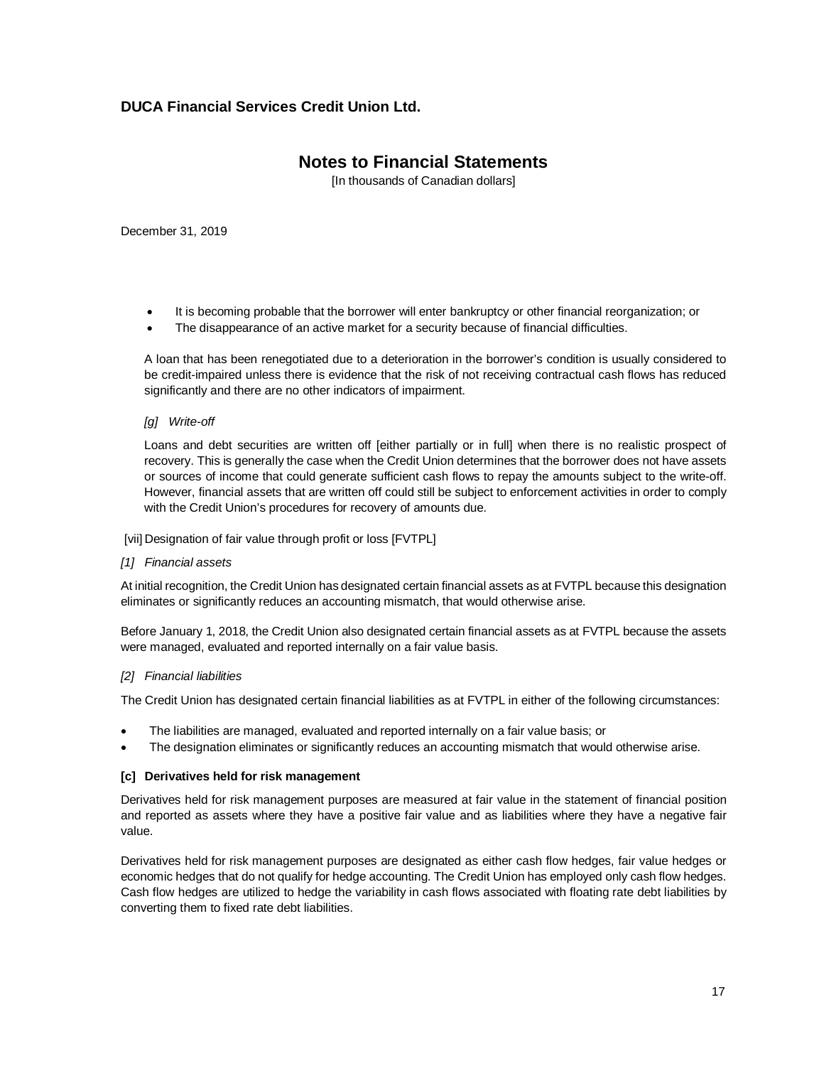- It is becoming probable that the borrower will enter bankruptcy or other financial reorganization; or
- The disappearance of an active market for a security because of financial difficulties.

A loan that has been renegotiated due to a deterioration in the borrower's condition is usually considered to be credit-impaired unless there is evidence that the risk of not receiving contractual cash flows has reduced significantly and there are no other indicators of impairment.

*[g] Write-off*

Loans and debt securities are written off [either partially or in full] when there is no realistic prospect of recovery. This is generally the case when the Credit Union determines that the borrower does not have assets or sources of income that could generate sufficient cash flows to repay the amounts subject to the write-off. However, financial assets that are written off could still be subject to enforcement activities in order to comply with the Credit Union's procedures for recovery of amounts due.

[vii] Designation of fair value through profit or loss [FVTPL]

*[1] Financial assets*

At initial recognition, the Credit Union has designated certain financial assets as at FVTPL because this designation eliminates or significantly reduces an accounting mismatch, that would otherwise arise.

Before January 1, 2018, the Credit Union also designated certain financial assets as at FVTPL because the assets were managed, evaluated and reported internally on a fair value basis.

*[2] Financial liabilities*

The Credit Union has designated certain financial liabilities as at FVTPL in either of the following circumstances:

- The liabilities are managed, evaluated and reported internally on a fair value basis; or
- The designation eliminates or significantly reduces an accounting mismatch that would otherwise arise.

**[c] Derivatives held for risk management**

Derivatives held for risk management purposes are measured at fair value in the statement of financial position and reported as assets where they have a positive fair value and as liabilities where they have a negative fair value.

Derivatives held for risk management purposes are designated as either cash flow hedges, fair value hedges or economic hedges that do not qualify for hedge accounting. The Credit Union has employed only cash flow hedges. Cash flow hedges are utilized to hedge the variability in cash flows associated with floating rate debt liabilities by converting them to fixed rate debt liabilities.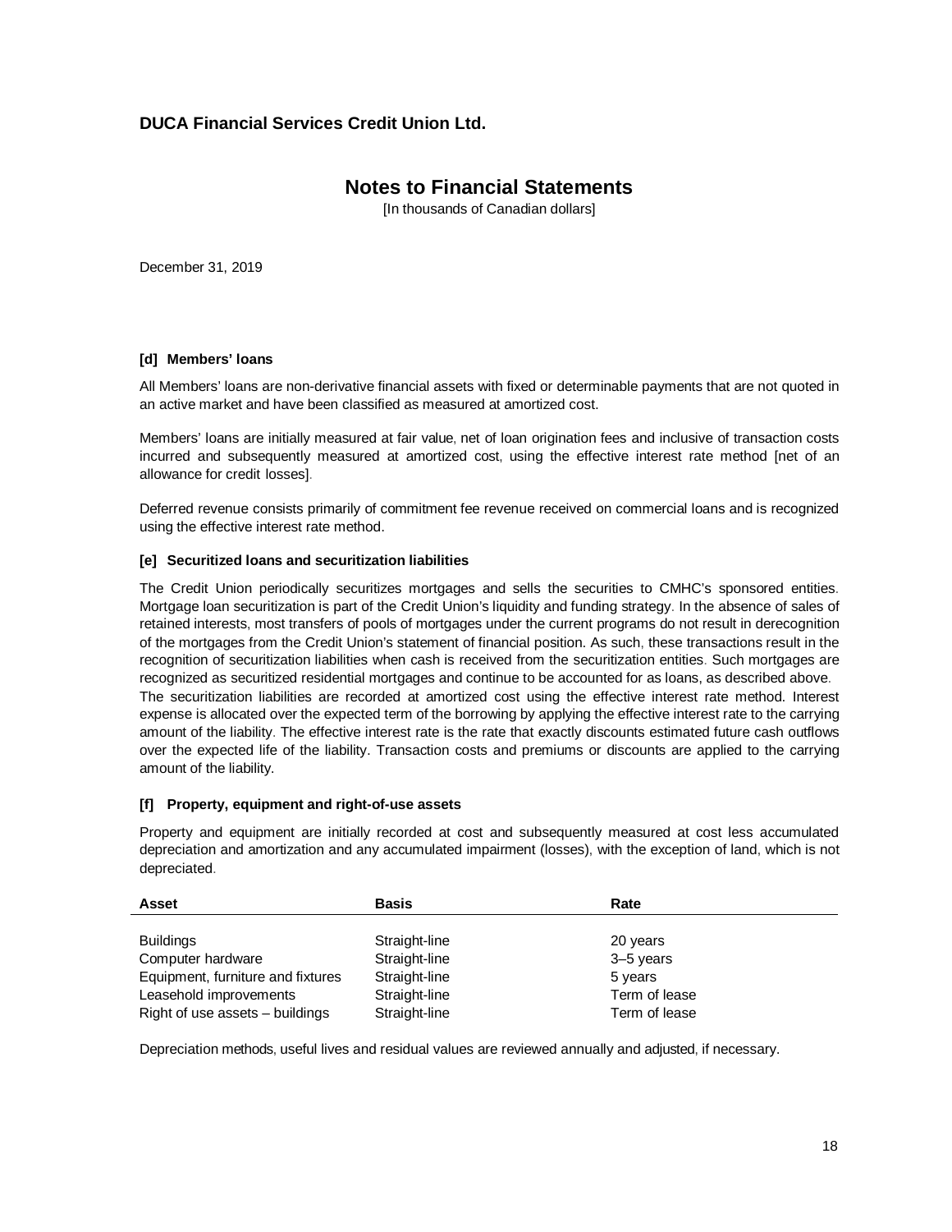**DUCA Financial Services Credit Union Ltd.**

# Notes to Financial Statements

[In thousands of Canadian dollars]

December 31, 2019

**[d] Members' loans**

All Members' loans are non-derivative financial assets with fixed or determinable payments that are not quoted in an active market and have been classified as measured at amortized cost.

Members' loans are initially measured at fair value, net of loan origination fees and inclusive of transaction costs incurred and subsequently measured at amortized cost, using the effective interest rate method [net of an allowance for credit losses].

Deferred revenue consists primarily of commitment fee revenue received on commercial loans and is recognized using the effective interest rate method.

**[e] Securitized loans and securitization liabilities**

The Credit Union periodically securitizes mortgages and sells the securities to CMHC's sponsored entities. Mortgage loan securitization is part of the Credit Union's liquidity and funding strategy. In the absence of sales of retained interests, most transfers of pools of mortgages under the current programs do not result in derecognition of the mortgages from the Credit Union's statement of financial position. As such, these transactions result in the recognition of securitization liabilities when cash is received from the securitization entities. Such mortgages are recognized as securitized residential mortgages and continue to be accounted for as loans, as described above. The securitization liabilities are recorded at amortized cost using the effective interest rate method. Interest expense is allocated over the expected term of the borrowing by applying the effective interest rate to the carrying amount of the liability. The effective interest rate is the rate that exactly discounts estimated future cash outflows over the expected life of the liability. Transaction costs and premiums or discounts are applied to the carrying amount of the liability.

**[f] Property, equipment and right-of-use assets**

Property and equipment are initially recorded at cost and subsequently measured at cost less accumulated depreciation and amortization and any accumulated impairment (losses), with the exception of land, which is not depreciated.

| Asset | Basis | Rate |
|---|---|---|
| Buildings | Straight-line | 20 years |
| Computer hardware | Straight-line | 3–5 years |
| Equipment, furniture and fixtures | Straight-line | 5 years |
| Leasehold improvements | Straight-line | Term of lease |
| Right of use assets – buildings | Straight-line | Term of lease |

Depreciation methods, useful lives and residual values are reviewed annually and adjusted, if necessary.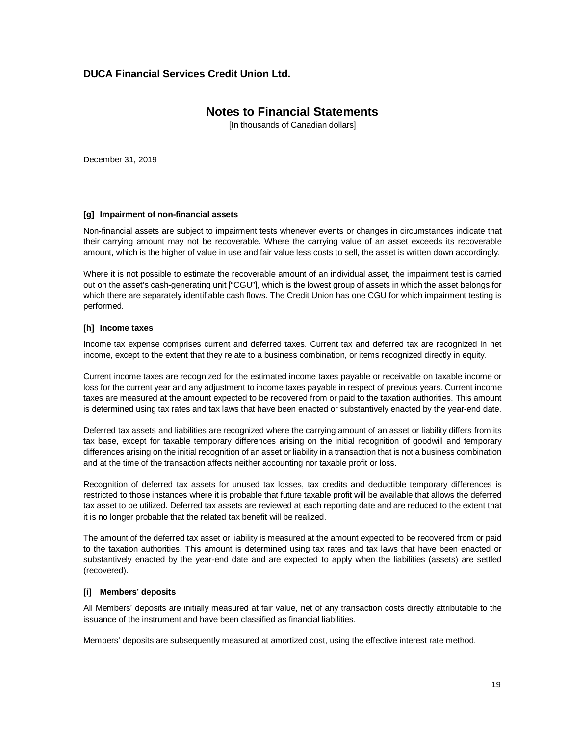**[g] Impairment of non-financial assets**

Non-financial assets are subject to impairment tests whenever events or changes in circumstances indicate that their carrying amount may not be recoverable. Where the carrying value of an asset exceeds its recoverable amount, which is the higher of value in use and fair value less costs to sell, the asset is written down accordingly.

Where it is not possible to estimate the recoverable amount of an individual asset, the impairment test is carried out on the asset's cash-generating unit ["CGU"], which is the lowest group of assets in which the asset belongs for which there are separately identifiable cash flows. The Credit Union has one CGU for which impairment testing is performed.

**[h] Income taxes**

Income tax expense comprises current and deferred taxes. Current tax and deferred tax are recognized in net income, except to the extent that they relate to a business combination, or items recognized directly in equity.

Current income taxes are recognized for the estimated income taxes payable or receivable on taxable income or loss for the current year and any adjustment to income taxes payable in respect of previous years. Current income taxes are measured at the amount expected to be recovered from or paid to the taxation authorities. This amount is determined using tax rates and tax laws that have been enacted or substantively enacted by the year-end date.

Deferred tax assets and liabilities are recognized where the carrying amount of an asset or liability differs from its tax base, except for taxable temporary differences arising on the initial recognition of goodwill and temporary differences arising on the initial recognition of an asset or liability in a transaction that is not a business combination and at the time of the transaction affects neither accounting nor taxable profit or loss.

Recognition of deferred tax assets for unused tax losses, tax credits and deductible temporary differences is restricted to those instances where it is probable that future taxable profit will be available that allows the deferred tax asset to be utilized. Deferred tax assets are reviewed at each reporting date and are reduced to the extent that it is no longer probable that the related tax benefit will be realized.

The amount of the deferred tax asset or liability is measured at the amount expected to be recovered from or paid to the taxation authorities. This amount is determined using tax rates and tax laws that have been enacted or substantively enacted by the year-end date and are expected to apply when the liabilities (assets) are settled (recovered).

**[i] Members' deposits**

All Members' deposits are initially measured at fair value, net of any transaction costs directly attributable to the issuance of the instrument and have been classified as financial liabilities.

Members' deposits are subsequently measured at amortized cost, using the effective interest rate method.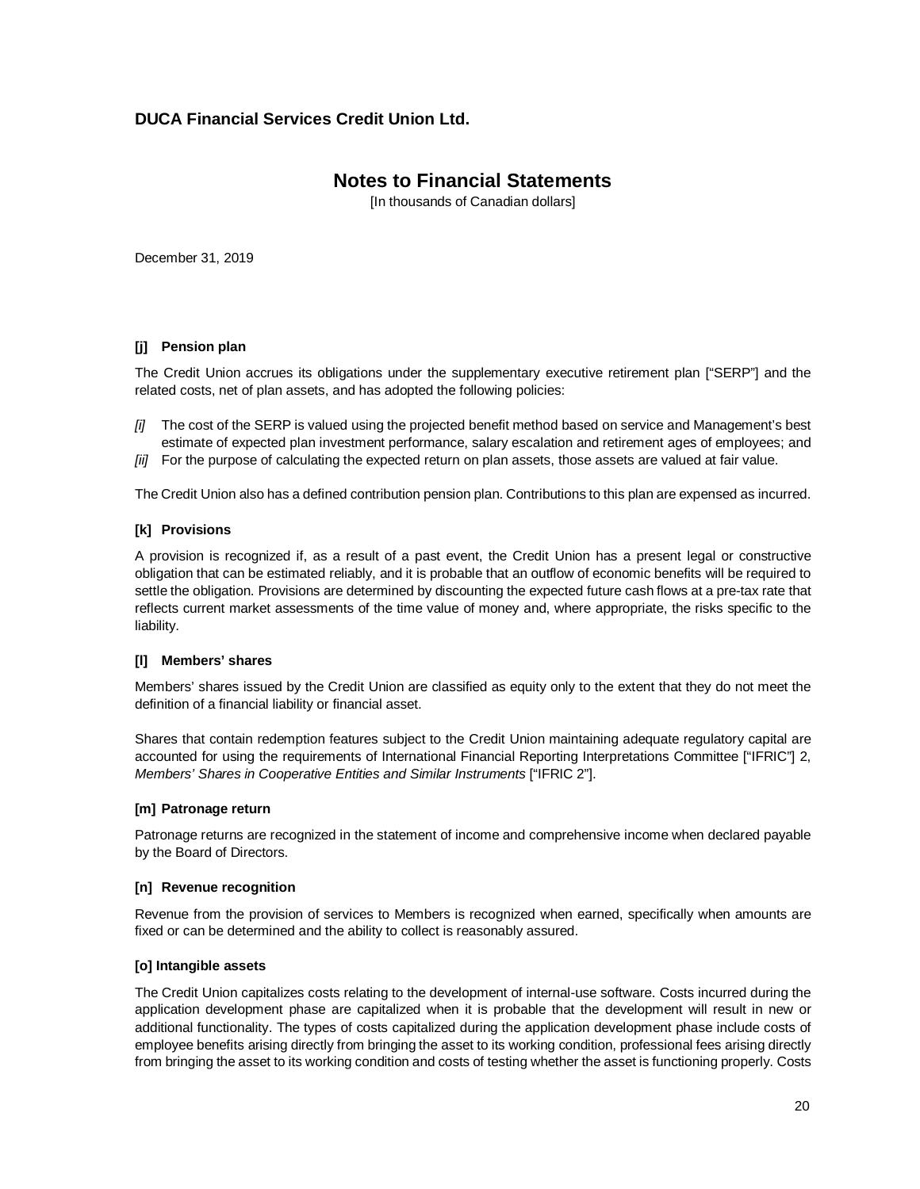**[j] Pension plan**

The Credit Union accrues its obligations under the supplementary executive retirement plan ["SERP"] and the related costs, net of plan assets, and has adopted the following policies:

*[i]* The cost of the SERP is valued using the projected benefit method based on service and Management's best estimate of expected plan investment performance, salary escalation and retirement ages of employees; and

*[ii]* For the purpose of calculating the expected return on plan assets, those assets are valued at fair value.

The Credit Union also has a defined contribution pension plan. Contributions to this plan are expensed as incurred.

**[k] Provisions**

A provision is recognized if, as a result of a past event, the Credit Union has a present legal or constructive obligation that can be estimated reliably, and it is probable that an outflow of economic benefits will be required to settle the obligation. Provisions are determined by discounting the expected future cash flows at a pre-tax rate that reflects current market assessments of the time value of money and, where appropriate, the risks specific to the liability.

**[l] Members' shares**

Members' shares issued by the Credit Union are classified as equity only to the extent that they do not meet the definition of a financial liability or financial asset.

Shares that contain redemption features subject to the Credit Union maintaining adequate regulatory capital are accounted for using the requirements of International Financial Reporting Interpretations Committee ["IFRIC"] 2, *Members' Shares in Cooperative Entities and Similar Instruments* ["IFRIC 2"].

**[m] Patronage return**

Patronage returns are recognized in the statement of income and comprehensive income when declared payable by the Board of Directors.

**[n] Revenue recognition**

Revenue from the provision of services to Members is recognized when earned, specifically when amounts are fixed or can be determined and the ability to collect is reasonably assured.

**[o] Intangible assets**

The Credit Union capitalizes costs relating to the development of internal-use software. Costs incurred during the application development phase are capitalized when it is probable that the development will result in new or additional functionality. The types of costs capitalized during the application development phase include costs of employee benefits arising directly from bringing the asset to its working condition, professional fees arising directly from bringing the asset to its working condition and costs of testing whether the asset is functioning properly. Costs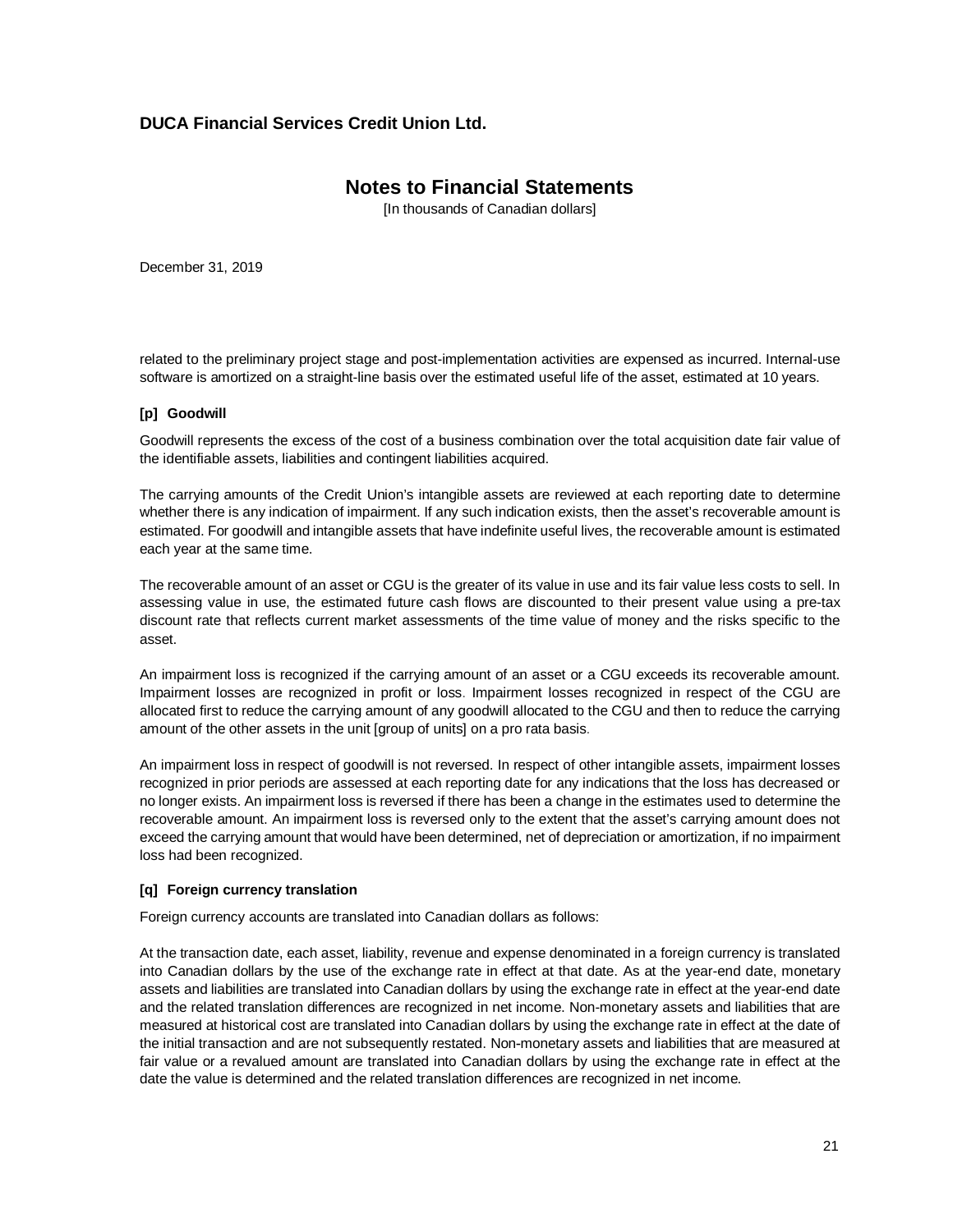related to the preliminary project stage and post-implementation activities are expensed as incurred. Internal-use software is amortized on a straight-line basis over the estimated useful life of the asset, estimated at 10 years.

### [p] Goodwill

Goodwill represents the excess of the cost of a business combination over the total acquisition date fair value of the identifiable assets, liabilities and contingent liabilities acquired.

The carrying amounts of the Credit Union's intangible assets are reviewed at each reporting date to determine whether there is any indication of impairment. If any such indication exists, then the asset's recoverable amount is estimated. For goodwill and intangible assets that have indefinite useful lives, the recoverable amount is estimated each year at the same time.

The recoverable amount of an asset or CGU is the greater of its value in use and its fair value less costs to sell. In assessing value in use, the estimated future cash flows are discounted to their present value using a pre-tax discount rate that reflects current market assessments of the time value of money and the risks specific to the asset.

An impairment loss is recognized if the carrying amount of an asset or a CGU exceeds its recoverable amount. Impairment losses are recognized in profit or loss. Impairment losses recognized in respect of the CGU are allocated first to reduce the carrying amount of any goodwill allocated to the CGU and then to reduce the carrying amount of the other assets in the unit [group of units] on a pro rata basis.

An impairment loss in respect of goodwill is not reversed. In respect of other intangible assets, impairment losses recognized in prior periods are assessed at each reporting date for any indications that the loss has decreased or no longer exists. An impairment loss is reversed if there has been a change in the estimates used to determine the recoverable amount. An impairment loss is reversed only to the extent that the asset's carrying amount does not exceed the carrying amount that would have been determined, net of depreciation or amortization, if no impairment loss had been recognized.

### [q] Foreign currency translation

Foreign currency accounts are translated into Canadian dollars as follows:

At the transaction date, each asset, liability, revenue and expense denominated in a foreign currency is translated into Canadian dollars by the use of the exchange rate in effect at that date. As at the year-end date, monetary assets and liabilities are translated into Canadian dollars by using the exchange rate in effect at the year-end date and the related translation differences are recognized in net income. Non-monetary assets and liabilities that are measured at historical cost are translated into Canadian dollars by using the exchange rate in effect at the date of the initial transaction and are not subsequently restated. Non-monetary assets and liabilities that are measured at fair value or a revalued amount are translated into Canadian dollars by using the exchange rate in effect at the date the value is determined and the related translation differences are recognized in net income.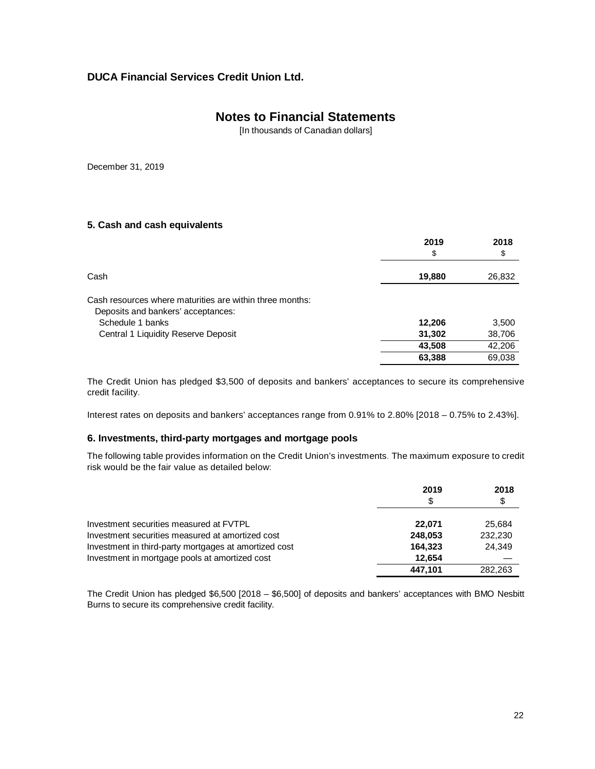**DUCA Financial Services Credit Union Ltd.**

# Notes to Financial Statements

[In thousands of Canadian dollars]

December 31, 2019

### 5. Cash and cash equivalents

| | 2019<br>$ | 2018<br>$ |
|---|---|---|
| Cash | **19,880** | 26,832 |
| Cash resources where maturities are within three months: | | |
| Deposits and bankers' acceptances: | | |
| Schedule 1 banks | **12,206** | 3,500 |
| Central 1 Liquidity Reserve Deposit | **31,302** | 38,706 |
| | **43,508** | 42,206 |
| | **63,388** | 69,038 |

The Credit Union has pledged $3,500 of deposits and bankers' acceptances to secure its comprehensive credit facility.

Interest rates on deposits and bankers' acceptances range from 0.91% to 2.80% [2018 – 0.75% to 2.43%].

### 6. Investments, third-party mortgages and mortgage pools

The following table provides information on the Credit Union's investments. The maximum exposure to credit risk would be the fair value as detailed below:

| | 2019<br>$ | 2018<br>$ |
|---|---|---|
| Investment securities measured at FVTPL | **22,071** | 25,684 |
| Investment securities measured at amortized cost | **248,053** | 232,230 |
| Investment in third-party mortgages at amortized cost | **164,323** | 24,349 |
| Investment in mortgage pools at amortized cost | **12,654** | — |
| | **447,101** | 282,263 |

The Credit Union has pledged $6,500 [2018 – $6,500] of deposits and bankers' acceptances with BMO Nesbitt Burns to secure its comprehensive credit facility.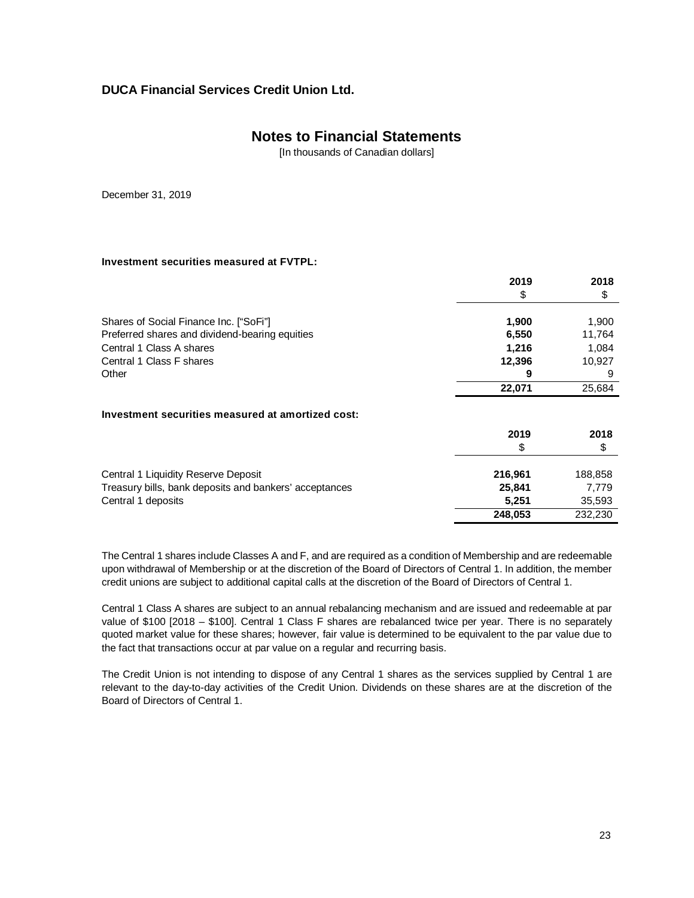**Investment securities measured at FVTPL:**

| | 2019 | 2018 |
|---|---|---|
| | $ | $ |
| Shares of Social Finance Inc. ["SoFi"] | **1,900** | 1,900 |
| Preferred shares and dividend-bearing equities | **6,550** | 11,764 |
| Central 1 Class A shares | **1,216** | 1,084 |
| Central 1 Class F shares | **12,396** | 10,927 |
| Other | **9** | 9 |
| | **22,071** | 25,684 |

**Investment securities measured at amortized cost:**

| | 2019 | 2018 |
|---|---|---|
| | $ | $ |
| Central 1 Liquidity Reserve Deposit | **216,961** | 188,858 |
| Treasury bills, bank deposits and bankers' acceptances | **25,841** | 7,779 |
| Central 1 deposits | **5,251** | 35,593 |
| | **248,053** | 232,230 |

The Central 1 shares include Classes A and F, and are required as a condition of Membership and are redeemable upon withdrawal of Membership or at the discretion of the Board of Directors of Central 1. In addition, the member credit unions are subject to additional capital calls at the discretion of the Board of Directors of Central 1.

Central 1 Class A shares are subject to an annual rebalancing mechanism and are issued and redeemable at par value of $100 [2018 – $100]. Central 1 Class F shares are rebalanced twice per year. There is no separately quoted market value for these shares; however, fair value is determined to be equivalent to the par value due to the fact that transactions occur at par value on a regular and recurring basis.

The Credit Union is not intending to dispose of any Central 1 shares as the services supplied by Central 1 are relevant to the day-to-day activities of the Credit Union. Dividends on these shares are at the discretion of the Board of Directors of Central 1.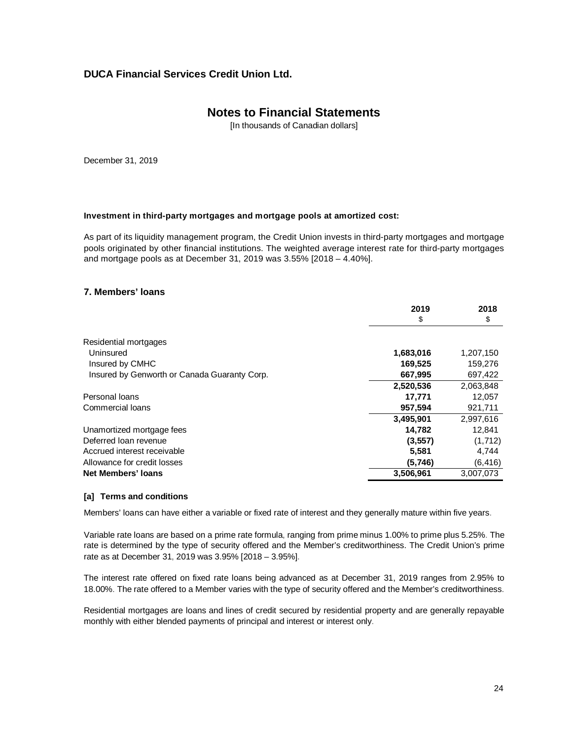**DUCA Financial Services Credit Union Ltd.**

# Notes to Financial Statements

[In thousands of Canadian dollars]

December 31, 2019

**Investment in third-party mortgages and mortgage pools at amortized cost:**

As part of its liquidity management program, the Credit Union invests in third-party mortgages and mortgage pools originated by other financial institutions. The weighted average interest rate for third-party mortgages and mortgage pools as at December 31, 2019 was 3.55% [2018 – 4.40%].

## 7. Members' loans

| | 2019 | 2018 |
|---|---|---|
| | $ | $ |
| Residential mortgages | | |
| Uninsured | **1,683,016** | 1,207,150 |
| Insured by CMHC | **169,525** | 159,276 |
| Insured by Genworth or Canada Guaranty Corp. | **667,995** | 697,422 |
| | **2,520,536** | 2,063,848 |
| Personal loans | **17,771** | 12,057 |
| Commercial loans | **957,594** | 921,711 |
| | **3,495,901** | 2,997,616 |
| Unamortized mortgage fees | **14,782** | 12,841 |
| Deferred loan revenue | **(3,557)** | (1,712) |
| Accrued interest receivable | **5,581** | 4,744 |
| Allowance for credit losses | **(5,746)** | (6,416) |
| **Net Members' loans** | **3,506,961** | 3,007,073 |

**[a] Terms and conditions**

Members' loans can have either a variable or fixed rate of interest and they generally mature within five years.

Variable rate loans are based on a prime rate formula, ranging from prime minus 1.00% to prime plus 5.25%. The rate is determined by the type of security offered and the Member's creditworthiness. The Credit Union's prime rate as at December 31, 2019 was 3.95% [2018 – 3.95%].

The interest rate offered on fixed rate loans being advanced as at December 31, 2019 ranges from 2.95% to 18.00%. The rate offered to a Member varies with the type of security offered and the Member's creditworthiness.

Residential mortgages are loans and lines of credit secured by residential property and are generally repayable monthly with either blended payments of principal and interest or interest only.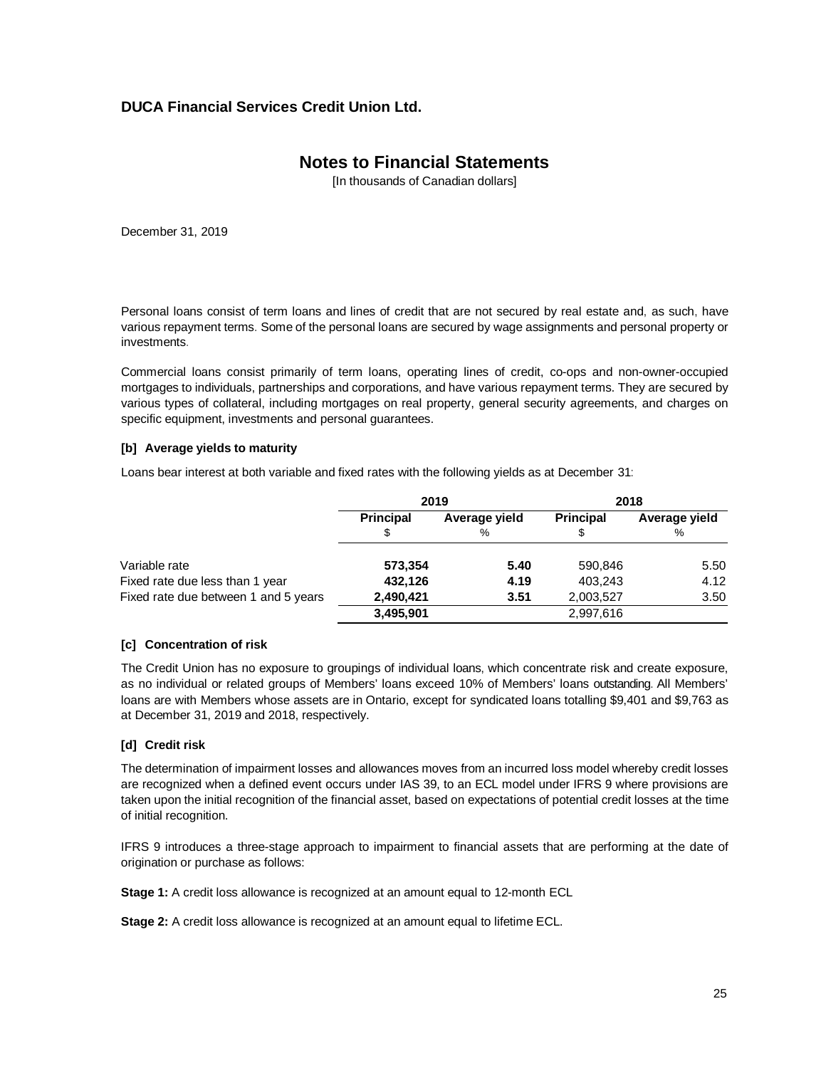# DUCA Financial Services Credit Union Ltd.

## Notes to Financial Statements

[In thousands of Canadian dollars]

December 31, 2019

Personal loans consist of term loans and lines of credit that are not secured by real estate and, as such, have various repayment terms. Some of the personal loans are secured by wage assignments and personal property or investments.

Commercial loans consist primarily of term loans, operating lines of credit, co-ops and non-owner-occupied mortgages to individuals, partnerships and corporations, and have various repayment terms. They are secured by various types of collateral, including mortgages on real property, general security agreements, and charges on specific equipment, investments and personal guarantees.

### [b] Average yields to maturity

Loans bear interest at both variable and fixed rates with the following yields as at December 31:

| | 2019 | | 2018 | |
|---|---|---|---|---|
| | **Principal** $ | **Average yield** % | **Principal** $ | **Average yield** % |
| Variable rate | **573,354** | **5.40** | 590,846 | 5.50 |
| Fixed rate due less than 1 year | **432,126** | **4.19** | 403,243 | 4.12 |
| Fixed rate due between 1 and 5 years | **2,490,421** | **3.51** | 2,003,527 | 3.50 |
| | **3,495,901** | | 2,997,616 | |

### [c] Concentration of risk

The Credit Union has no exposure to groupings of individual loans, which concentrate risk and create exposure, as no individual or related groups of Members' loans exceed 10% of Members' loans outstanding. All Members' loans are with Members whose assets are in Ontario, except for syndicated loans totalling $9,401 and $9,763 as at December 31, 2019 and 2018, respectively.

### [d] Credit risk

The determination of impairment losses and allowances moves from an incurred loss model whereby credit losses are recognized when a defined event occurs under IAS 39, to an ECL model under IFRS 9 where provisions are taken upon the initial recognition of the financial asset, based on expectations of potential credit losses at the time of initial recognition.

IFRS 9 introduces a three-stage approach to impairment to financial assets that are performing at the date of origination or purchase as follows:

**Stage 1:** A credit loss allowance is recognized at an amount equal to 12-month ECL

**Stage 2:** A credit loss allowance is recognized at an amount equal to lifetime ECL.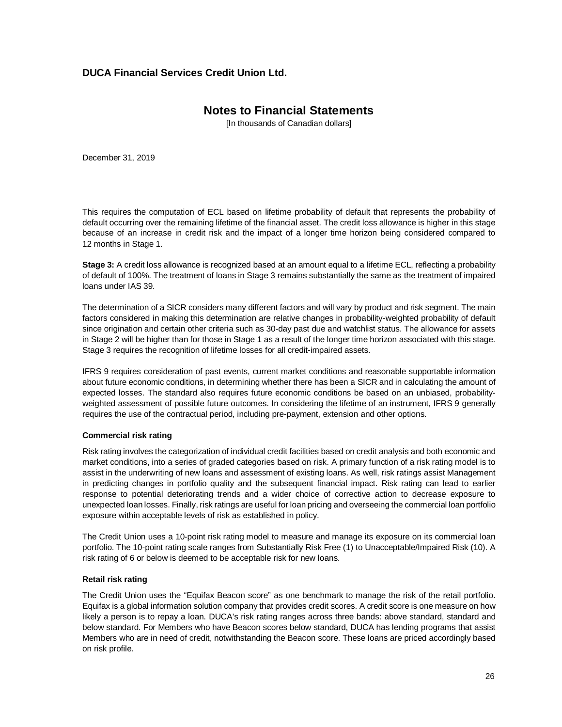This requires the computation of ECL based on lifetime probability of default that represents the probability of default occurring over the remaining lifetime of the financial asset. The credit loss allowance is higher in this stage because of an increase in credit risk and the impact of a longer time horizon being considered compared to 12 months in Stage 1.

**Stage 3:** A credit loss allowance is recognized based at an amount equal to a lifetime ECL, reflecting a probability of default of 100%. The treatment of loans in Stage 3 remains substantially the same as the treatment of impaired loans under IAS 39.

The determination of a SICR considers many different factors and will vary by product and risk segment. The main factors considered in making this determination are relative changes in probability-weighted probability of default since origination and certain other criteria such as 30-day past due and watchlist status. The allowance for assets in Stage 2 will be higher than for those in Stage 1 as a result of the longer time horizon associated with this stage. Stage 3 requires the recognition of lifetime losses for all credit-impaired assets.

IFRS 9 requires consideration of past events, current market conditions and reasonable supportable information about future economic conditions, in determining whether there has been a SICR and in calculating the amount of expected losses. The standard also requires future economic conditions be based on an unbiased, probability-weighted assessment of possible future outcomes. In considering the lifetime of an instrument, IFRS 9 generally requires the use of the contractual period, including pre-payment, extension and other options.

### Commercial risk rating

Risk rating involves the categorization of individual credit facilities based on credit analysis and both economic and market conditions, into a series of graded categories based on risk. A primary function of a risk rating model is to assist in the underwriting of new loans and assessment of existing loans. As well, risk ratings assist Management in predicting changes in portfolio quality and the subsequent financial impact. Risk rating can lead to earlier response to potential deteriorating trends and a wider choice of corrective action to decrease exposure to unexpected loan losses. Finally, risk ratings are useful for loan pricing and overseeing the commercial loan portfolio exposure within acceptable levels of risk as established in policy.

The Credit Union uses a 10-point risk rating model to measure and manage its exposure on its commercial loan portfolio. The 10-point rating scale ranges from Substantially Risk Free (1) to Unacceptable/Impaired Risk (10). A risk rating of 6 or below is deemed to be acceptable risk for new loans.

### Retail risk rating

The Credit Union uses the "Equifax Beacon score" as one benchmark to manage the risk of the retail portfolio. Equifax is a global information solution company that provides credit scores. A credit score is one measure on how likely a person is to repay a loan. DUCA's risk rating ranges across three bands: above standard, standard and below standard. For Members who have Beacon scores below standard, DUCA has lending programs that assist Members who are in need of credit, notwithstanding the Beacon score. These loans are priced accordingly based on risk profile.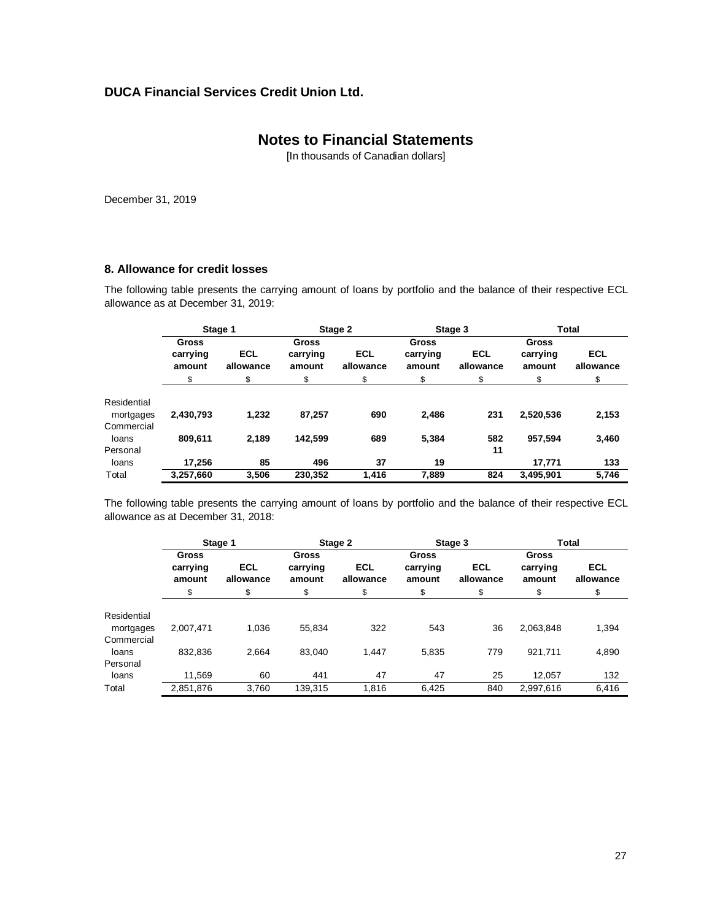DUCA Financial Services Credit Union Ltd.

# Notes to Financial Statements

[In thousands of Canadian dollars]

December 31, 2019

## 8. Allowance for credit losses

The following table presents the carrying amount of loans by portfolio and the balance of their respective ECL allowance as at December 31, 2019:

| | Stage 1 | | Stage 2 | | Stage 3 | | Total | |
|---|---|---|---|---|---|---|---|---|
| | Gross carrying amount | ECL allowance | Gross carrying amount | ECL allowance | Gross carrying amount | ECL allowance | Gross carrying amount | ECL allowance |
| | $ | $ | $ | $ | $ | $ | $ | $ |
| Residential mortgages | **2,430,793** | **1,232** | **87,257** | **690** | **2,486** | **231** | **2,520,536** | **2,153** |
| Commercial loans | **809,611** | **2,189** | **142,599** | **689** | **5,384** | **582** | **957,594** | **3,460** |
| Personal loans | **17,256** | **85** | **496** | **37** | **19** | **11** | **17,771** | **133** |
| Total | **3,257,660** | **3,506** | **230,352** | **1,416** | **7,889** | **824** | **3,495,901** | **5,746** |

The following table presents the carrying amount of loans by portfolio and the balance of their respective ECL allowance as at December 31, 2018:

| | Stage 1 | | Stage 2 | | Stage 3 | | Total | |
|---|---|---|---|---|---|---|---|---|
| | Gross carrying amount | ECL allowance | Gross carrying amount | ECL allowance | Gross carrying amount | ECL allowance | Gross carrying amount | ECL allowance |
| | $ | $ | $ | $ | $ | $ | $ | $ |
| Residential mortgages | 2,007,471 | 1,036 | 55,834 | 322 | 543 | 36 | 2,063,848 | 1,394 |
| Commercial loans | 832,836 | 2,664 | 83,040 | 1,447 | 5,835 | 779 | 921,711 | 4,890 |
| Personal loans | 11,569 | 60 | 441 | 47 | 47 | 25 | 12,057 | 132 |
| Total | 2,851,876 | 3,760 | 139,315 | 1,816 | 6,425 | 840 | 2,997,616 | 6,416 |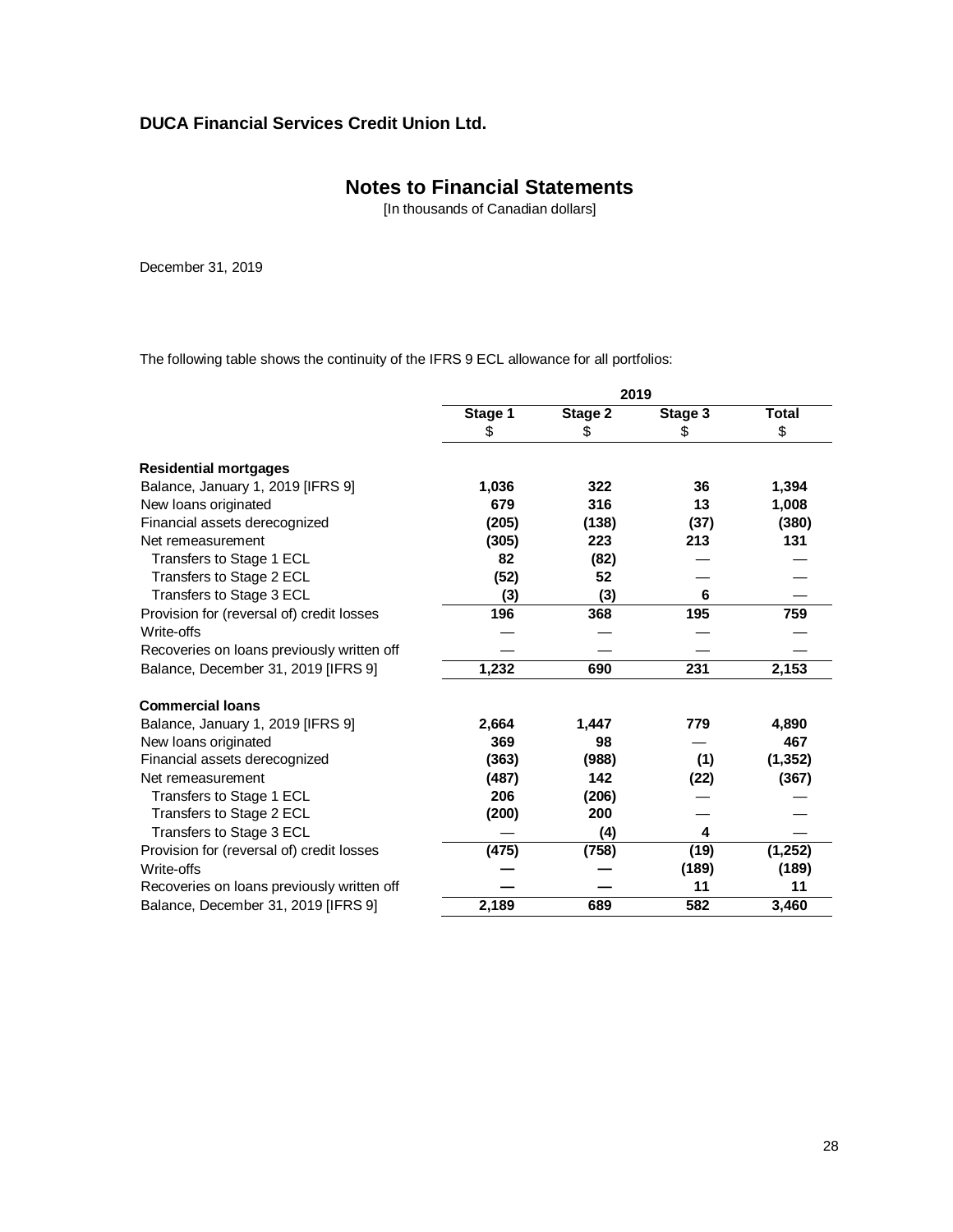**DUCA Financial Services Credit Union Ltd.**

## Notes to Financial Statements

[In thousands of Canadian dollars]

December 31, 2019

The following table shows the continuity of the IFRS 9 ECL allowance for all portfolios:

| | 2019 | | | |
|---|---|---|---|---|
| | Stage 1 | Stage 2 | Stage 3 | Total |
| | $ | $ | $ | $ |
| **Residential mortgages** | | | | |
| Balance, January 1, 2019 [IFRS 9] | **1,036** | **322** | **36** | **1,394** |
| New loans originated | **679** | **316** | **13** | **1,008** |
| Financial assets derecognized | **(205)** | **(138)** | **(37)** | **(380)** |
| Net remeasurement | **(305)** | **223** | **213** | **131** |
| Transfers to Stage 1 ECL | **82** | **(82)** | — | — |
| Transfers to Stage 2 ECL | **(52)** | **52** | — | — |
| Transfers to Stage 3 ECL | **(3)** | **(3)** | **6** | — |
| Provision for (reversal of) credit losses | **196** | **368** | **195** | **759** |
| Write-offs | — | — | — | — |
| Recoveries on loans previously written off | — | — | — | — |
| Balance, December 31, 2019 [IFRS 9] | **1,232** | **690** | **231** | **2,153** |
| **Commercial loans** | | | | |
| Balance, January 1, 2019 [IFRS 9] | **2,664** | **1,447** | **779** | **4,890** |
| New loans originated | **369** | **98** | — | **467** |
| Financial assets derecognized | **(363)** | **(988)** | **(1)** | **(1,352)** |
| Net remeasurement | **(487)** | **142** | **(22)** | **(367)** |
| Transfers to Stage 1 ECL | **206** | **(206)** | — | — |
| Transfers to Stage 2 ECL | **(200)** | **200** | — | — |
| Transfers to Stage 3 ECL | — | **(4)** | **4** | — |
| Provision for (reversal of) credit losses | **(475)** | **(758)** | **(19)** | **(1,252)** |
| Write-offs | **—** | **—** | **(189)** | **(189)** |
| Recoveries on loans previously written off | **—** | **—** | **11** | **11** |
| Balance, December 31, 2019 [IFRS 9] | **2,189** | **689** | **582** | **3,460** |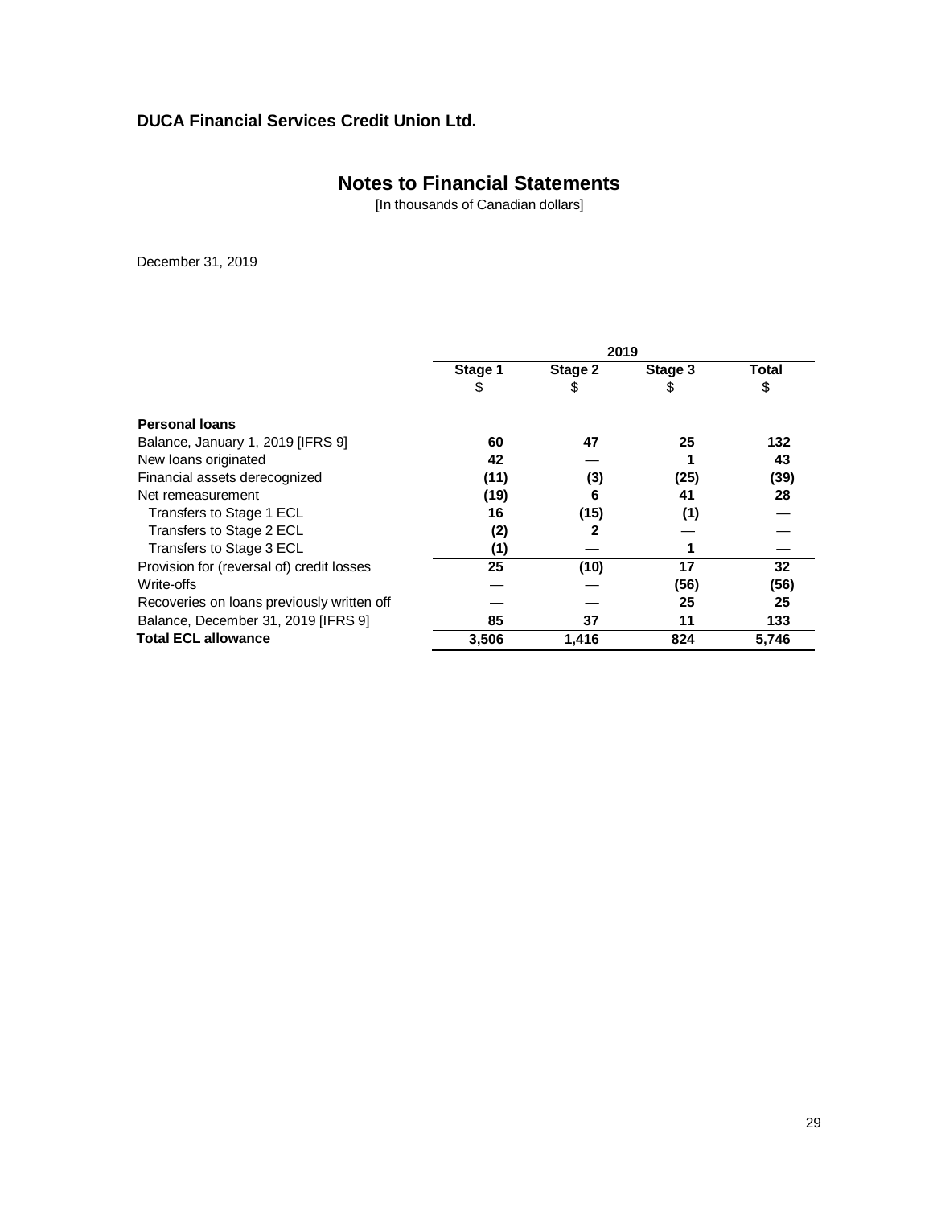**DUCA Financial Services Credit Union Ltd.**

## Notes to Financial Statements

[In thousands of Canadian dollars]

December 31, 2019

| | 2019 | | | |
|---|---|---|---|---|
| | Stage 1 | Stage 2 | Stage 3 | Total |
| | $ | $ | $ | $ |
| **Personal loans** | | | | |
| Balance, January 1, 2019 [IFRS 9] | **60** | **47** | **25** | **132** |
| New loans originated | **42** | **—** | **1** | **43** |
| Financial assets derecognized | **(11)** | **(3)** | **(25)** | **(39)** |
| Net remeasurement | **(19)** | **6** | **41** | **28** |
| Transfers to Stage 1 ECL | **16** | **(15)** | **(1)** | **—** |
| Transfers to Stage 2 ECL | **(2)** | **2** | **—** | **—** |
| Transfers to Stage 3 ECL | **(1)** | **—** | **1** | **—** |
| Provision for (reversal of) credit losses | **25** | **(10)** | **17** | **32** |
| Write-offs | **—** | **—** | **(56)** | **(56)** |
| Recoveries on loans previously written off | **—** | **—** | **25** | **25** |
| Balance, December 31, 2019 [IFRS 9] | **85** | **37** | **11** | **133** |
| **Total ECL allowance** | **3,506** | **1,416** | **824** | **5,746** |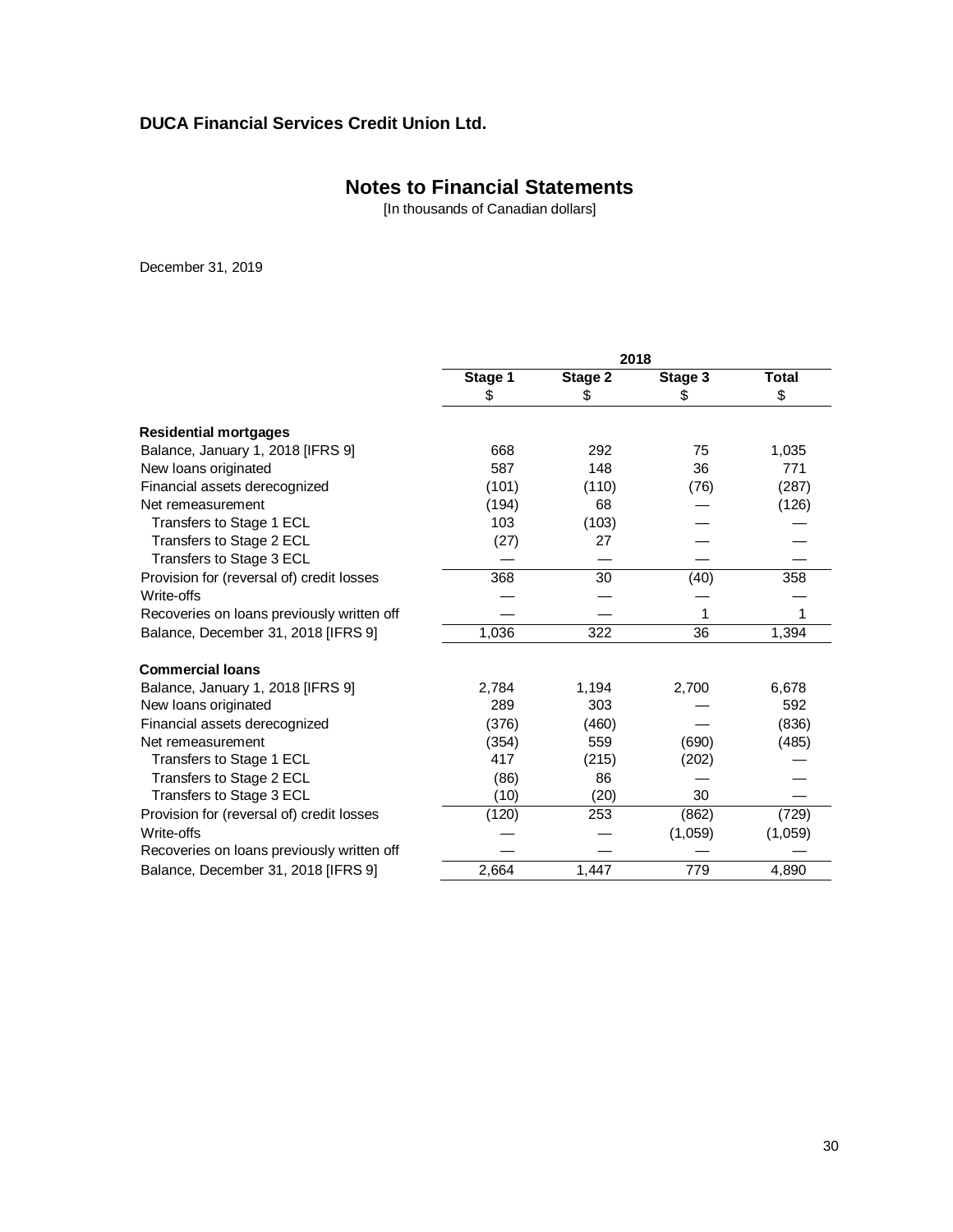**DUCA Financial Services Credit Union Ltd.**

## Notes to Financial Statements

[In thousands of Canadian dollars]

December 31, 2019

| | 2018 | | | |
|---|---|---|---|---|
| | Stage 1<br>$ | Stage 2<br>$ | Stage 3<br>$ | Total<br>$ |
| **Residential mortgages** | | | | |
| Balance, January 1, 2018 [IFRS 9] | 668 | 292 | 75 | 1,035 |
| New loans originated | 587 | 148 | 36 | 771 |
| Financial assets derecognized | (101) | (110) | (76) | (287) |
| Net remeasurement | (194) | 68 | — | (126) |
| Transfers to Stage 1 ECL | 103 | (103) | — | — |
| Transfers to Stage 2 ECL | (27) | 27 | — | — |
| Transfers to Stage 3 ECL | — | — | — | — |
| Provision for (reversal of) credit losses | 368 | 30 | (40) | 358 |
| Write-offs | — | — | — | — |
| Recoveries on loans previously written off | — | — | 1 | 1 |
| Balance, December 31, 2018 [IFRS 9] | 1,036 | 322 | 36 | 1,394 |
| **Commercial loans** | | | | |
| Balance, January 1, 2018 [IFRS 9] | 2,784 | 1,194 | 2,700 | 6,678 |
| New loans originated | 289 | 303 | — | 592 |
| Financial assets derecognized | (376) | (460) | — | (836) |
| Net remeasurement | (354) | 559 | (690) | (485) |
| Transfers to Stage 1 ECL | 417 | (215) | (202) | — |
| Transfers to Stage 2 ECL | (86) | 86 | — | — |
| Transfers to Stage 3 ECL | (10) | (20) | 30 | — |
| Provision for (reversal of) credit losses | (120) | 253 | (862) | (729) |
| Write-offs | — | — | (1,059) | (1,059) |
| Recoveries on loans previously written off | — | — | — | — |
| Balance, December 31, 2018 [IFRS 9] | 2,664 | 1,447 | 779 | 4,890 |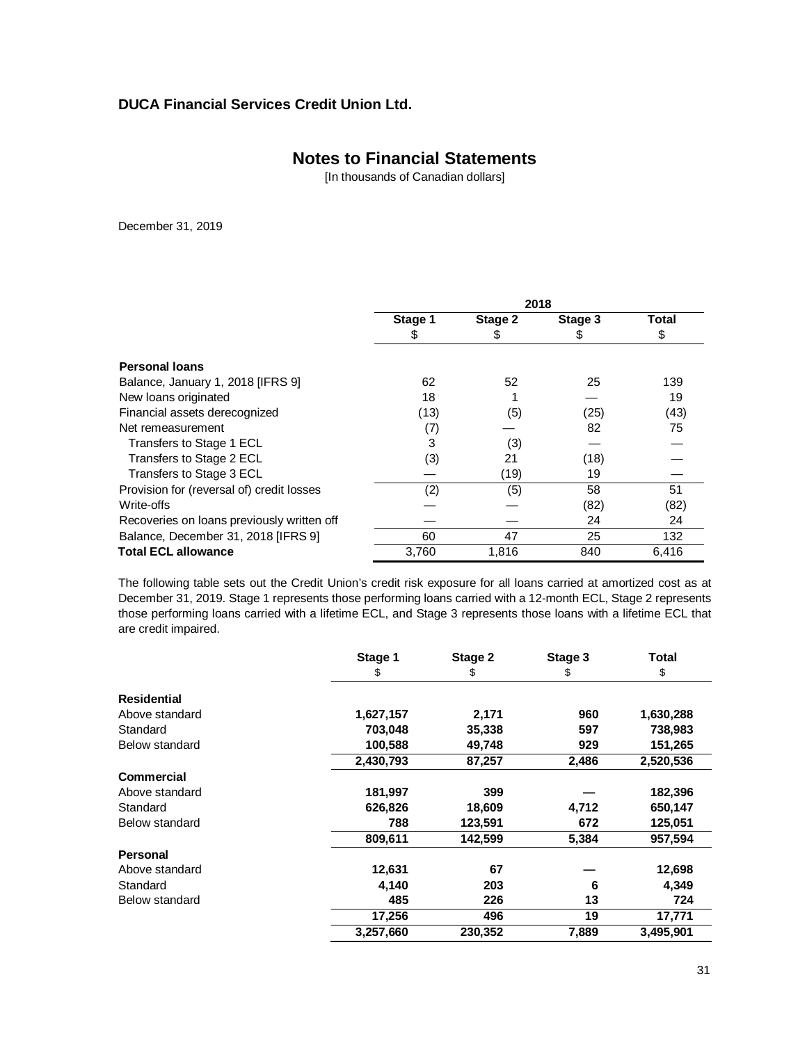**DUCA Financial Services Credit Union Ltd.**

## Notes to Financial Statements

[In thousands of Canadian dollars]

December 31, 2019

| | 2018 | | | |
|---|---|---|---|---|
| | Stage 1<br>$ | Stage 2<br>$ | Stage 3<br>$ | Total<br>$ |
| **Personal loans** | | | | |
| Balance, January 1, 2018 [IFRS 9] | 62 | 52 | 25 | 139 |
| New loans originated | 18 | 1 | — | 19 |
| Financial assets derecognized | (13) | (5) | (25) | (43) |
| Net remeasurement | (7) | — | 82 | 75 |
| Transfers to Stage 1 ECL | 3 | (3) | — | — |
| Transfers to Stage 2 ECL | (3) | 21 | (18) | — |
| Transfers to Stage 3 ECL | — | (19) | 19 | — |
| Provision for (reversal of) credit losses | (2) | (5) | 58 | 51 |
| Write-offs | — | — | (82) | (82) |
| Recoveries on loans previously written off | — | — | 24 | 24 |
| Balance, December 31, 2018 [IFRS 9] | 60 | 47 | 25 | 132 |
| **Total ECL allowance** | 3,760 | 1,816 | 840 | 6,416 |

The following table sets out the Credit Union's credit risk exposure for all loans carried at amortized cost as at December 31, 2019. Stage 1 represents those performing loans carried with a 12-month ECL, Stage 2 represents those performing loans carried with a lifetime ECL, and Stage 3 represents those loans with a lifetime ECL that are credit impaired.

| | Stage 1<br>$ | Stage 2<br>$ | Stage 3<br>$ | Total<br>$ |
|---|---|---|---|---|
| **Residential** | | | | |
| Above standard | **1,627,157** | **2,171** | **960** | **1,630,288** |
| Standard | **703,048** | **35,338** | **597** | **738,983** |
| Below standard | **100,588** | **49,748** | **929** | **151,265** |
| | **2,430,793** | **87,257** | **2,486** | **2,520,536** |
| **Commercial** | | | | |
| Above standard | **181,997** | **399** | **—** | **182,396** |
| Standard | **626,826** | **18,609** | **4,712** | **650,147** |
| Below standard | **788** | **123,591** | **672** | **125,051** |
| | **809,611** | **142,599** | **5,384** | **957,594** |
| **Personal** | | | | |
| Above standard | **12,631** | **67** | **—** | **12,698** |
| Standard | **4,140** | **203** | **6** | **4,349** |
| Below standard | **485** | **226** | **13** | **724** |
| | **17,256** | **496** | **19** | **17,771** |
| | **3,257,660** | **230,352** | **7,889** | **3,495,901** |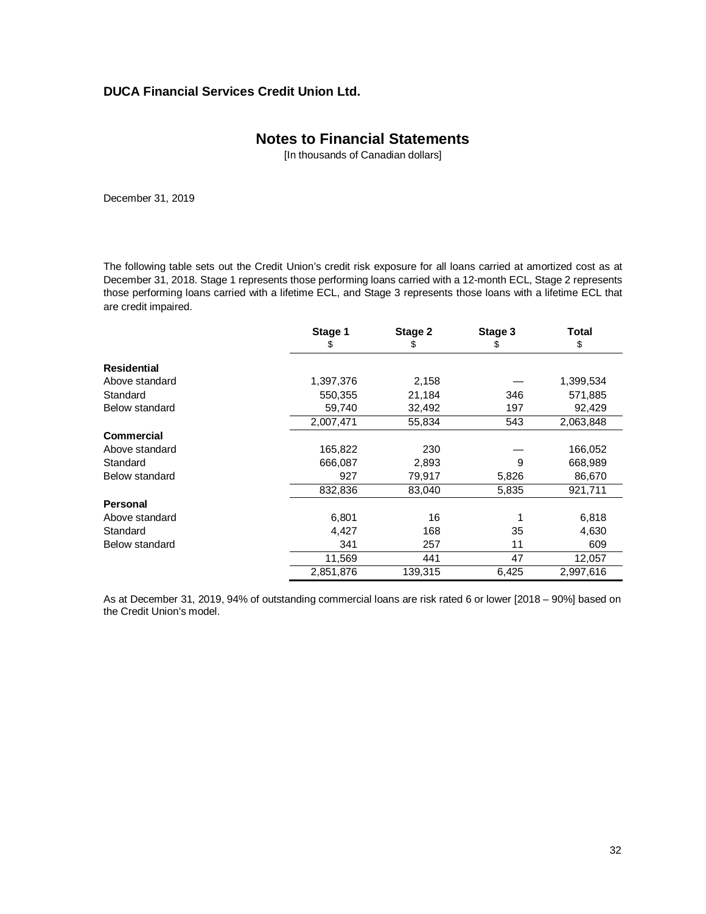**DUCA Financial Services Credit Union Ltd.**

## Notes to Financial Statements

[In thousands of Canadian dollars]

December 31, 2019

The following table sets out the Credit Union's credit risk exposure for all loans carried at amortized cost as at December 31, 2018. Stage 1 represents those performing loans carried with a 12-month ECL, Stage 2 represents those performing loans carried with a lifetime ECL, and Stage 3 represents those loans with a lifetime ECL that are credit impaired.

| | Stage 1 | Stage 2 | Stage 3 | Total |
|---|---|---|---|---|
| | $ | $ | $ | $ |
| **Residential** | | | | |
| Above standard | 1,397,376 | 2,158 | — | 1,399,534 |
| Standard | 550,355 | 21,184 | 346 | 571,885 |
| Below standard | 59,740 | 32,492 | 197 | 92,429 |
| | 2,007,471 | 55,834 | 543 | 2,063,848 |
| **Commercial** | | | | |
| Above standard | 165,822 | 230 | — | 166,052 |
| Standard | 666,087 | 2,893 | 9 | 668,989 |
| Below standard | 927 | 79,917 | 5,826 | 86,670 |
| | 832,836 | 83,040 | 5,835 | 921,711 |
| **Personal** | | | | |
| Above standard | 6,801 | 16 | 1 | 6,818 |
| Standard | 4,427 | 168 | 35 | 4,630 |
| Below standard | 341 | 257 | 11 | 609 |
| | 11,569 | 441 | 47 | 12,057 |
| | 2,851,876 | 139,315 | 6,425 | 2,997,616 |

As at December 31, 2019, 94% of outstanding commercial loans are risk rated 6 or lower [2018 – 90%] based on the Credit Union's model.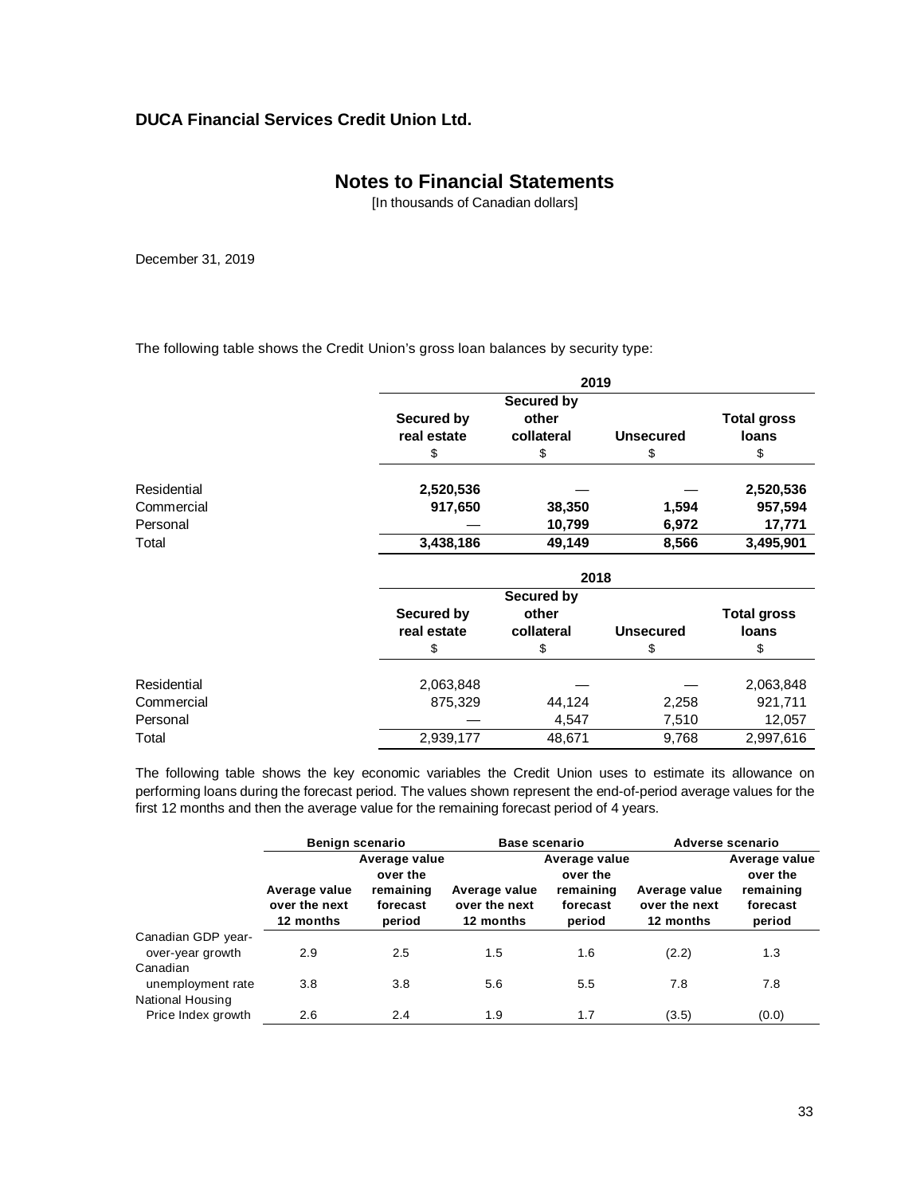**DUCA Financial Services Credit Union Ltd.**

## Notes to Financial Statements

[In thousands of Canadian dollars]

December 31, 2019

The following table shows the Credit Union's gross loan balances by security type:

| | 2019 | | | |
|---|---|---|---|---|
| | Secured by real estate<br>$ | Secured by other collateral<br>$ | Unsecured<br>$ | Total gross loans<br>$ |
| Residential | **2,520,536** | **—** | **—** | **2,520,536** |
| Commercial | **917,650** | **38,350** | **1,594** | **957,594** |
| Personal | **—** | **10,799** | **6,972** | **17,771** |
| Total | **3,438,186** | **49,149** | **8,566** | **3,495,901** |

| | 2018 | | | |
|---|---|---|---|---|
| | Secured by real estate<br>$ | Secured by other collateral<br>$ | Unsecured<br>$ | Total gross loans<br>$ |
| Residential | 2,063,848 | — | — | 2,063,848 |
| Commercial | 875,329 | 44,124 | 2,258 | 921,711 |
| Personal | — | 4,547 | 7,510 | 12,057 |
| Total | 2,939,177 | 48,671 | 9,768 | 2,997,616 |

The following table shows the key economic variables the Credit Union uses to estimate its allowance on performing loans during the forecast period. The values shown represent the end-of-period average values for the first 12 months and then the average value for the remaining forecast period of 4 years.

| | Benign scenario | | Base scenario | | Adverse scenario | |
|---|---|---|---|---|---|---|
| | Average value over the next 12 months | Average value over the remaining forecast period | Average value over the next 12 months | Average value over the remaining forecast period | Average value over the next 12 months | Average value over the remaining forecast period |
| Canadian GDP year-over-year growth | 2.9 | 2.5 | 1.5 | 1.6 | (2.2) | 1.3 |
| Canadian unemployment rate | 3.8 | 3.8 | 5.6 | 5.5 | 7.8 | 7.8 |
| National Housing Price Index growth | 2.6 | 2.4 | 1.9 | 1.7 | (3.5) | (0.0) |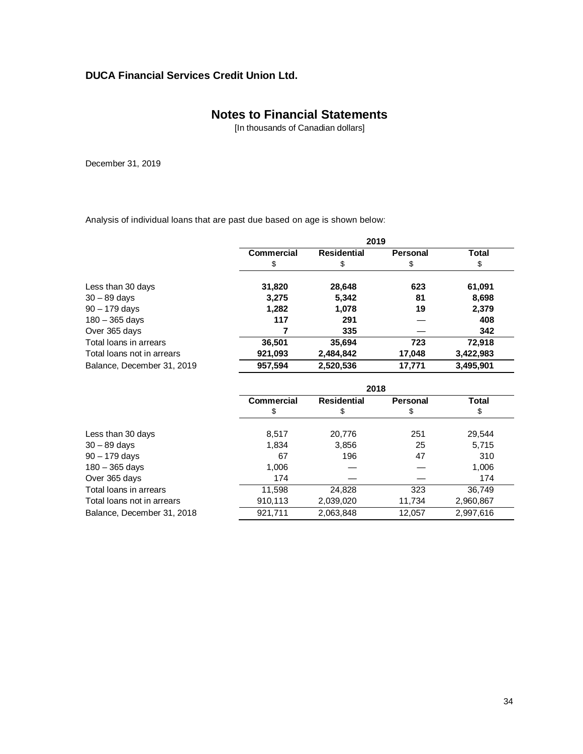**DUCA Financial Services Credit Union Ltd.**

# Notes to Financial Statements

[In thousands of Canadian dollars]

December 31, 2019

Analysis of individual loans that are past due based on age is shown below:

| | 2019 | | | |
|---|---|---|---|---|
| | **Commercial** | **Residential** | **Personal** | **Total** |
| | $ | $ | $ | $ |
| Less than 30 days | **31,820** | **28,648** | **623** | **61,091** |
| 30 – 89 days | **3,275** | **5,342** | **81** | **8,698** |
| 90 – 179 days | **1,282** | **1,078** | **19** | **2,379** |
| 180 – 365 days | **117** | **291** | — | **408** |
| Over 365 days | **7** | **335** | — | **342** |
| Total loans in arrears | **36,501** | **35,694** | **723** | **72,918** |
| Total loans not in arrears | **921,093** | **2,484,842** | **17,048** | **3,422,983** |
| Balance, December 31, 2019 | **957,594** | **2,520,536** | **17,771** | **3,495,901** |

| | 2018 | | | |
|---|---|---|---|---|
| | **Commercial** | **Residential** | **Personal** | **Total** |
| | $ | $ | $ | $ |
| Less than 30 days | 8,517 | 20,776 | 251 | 29,544 |
| 30 – 89 days | 1,834 | 3,856 | 25 | 5,715 |
| 90 – 179 days | 67 | 196 | 47 | 310 |
| 180 – 365 days | 1,006 | — | — | 1,006 |
| Over 365 days | 174 | — | — | 174 |
| Total loans in arrears | 11,598 | 24,828 | 323 | 36,749 |
| Total loans not in arrears | 910,113 | 2,039,020 | 11,734 | 2,960,867 |
| Balance, December 31, 2018 | 921,711 | 2,063,848 | 12,057 | 2,997,616 |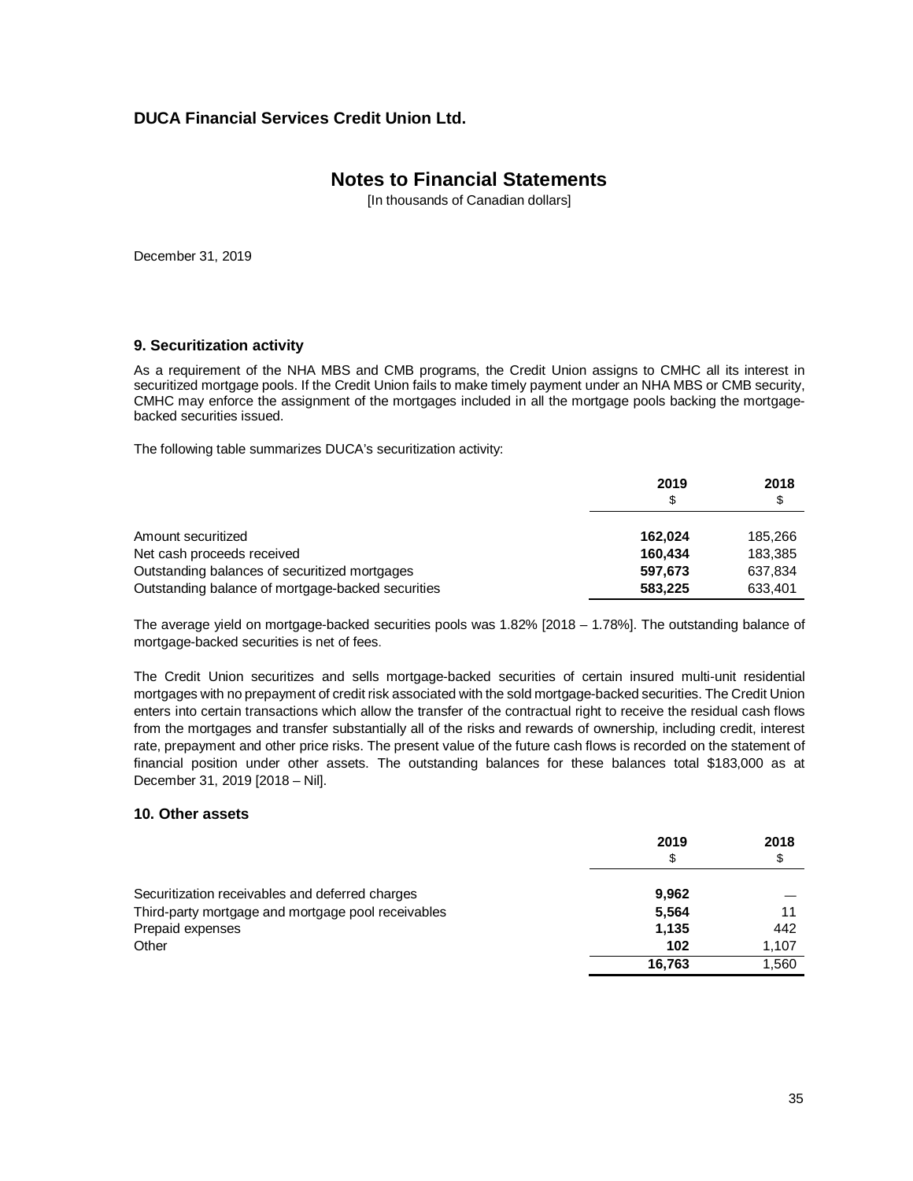## 9. Securitization activity

As a requirement of the NHA MBS and CMB programs, the Credit Union assigns to CMHC all its interest in securitized mortgage pools. If the Credit Union fails to make timely payment under an NHA MBS or CMB security, CMHC may enforce the assignment of the mortgages included in all the mortgage pools backing the mortgage-backed securities issued.

The following table summarizes DUCA's securitization activity:

| | **2019** | **2018** |
|---|---|---|
| | $ | $ |
| Amount securitized | **162,024** | 185,266 |
| Net cash proceeds received | **160,434** | 183,385 |
| Outstanding balances of securitized mortgages | **597,673** | 637,834 |
| Outstanding balance of mortgage-backed securities | **583,225** | 633,401 |

The average yield on mortgage-backed securities pools was 1.82% [2018 – 1.78%]. The outstanding balance of mortgage-backed securities is net of fees.

The Credit Union securitizes and sells mortgage-backed securities of certain insured multi-unit residential mortgages with no prepayment of credit risk associated with the sold mortgage-backed securities. The Credit Union enters into certain transactions which allow the transfer of the contractual right to receive the residual cash flows from the mortgages and transfer substantially all of the risks and rewards of ownership, including credit, interest rate, prepayment and other price risks. The present value of the future cash flows is recorded on the statement of financial position under other assets. The outstanding balances for these balances total $183,000 as at December 31, 2019 [2018 – Nil].

## 10. Other assets

| | **2019** | **2018** |
|---|---|---|
| | $ | $ |
| Securitization receivables and deferred charges | **9,962** | — |
| Third-party mortgage and mortgage pool receivables | **5,564** | 11 |
| Prepaid expenses | **1,135** | 442 |
| Other | **102** | 1,107 |
| | **16,763** | 1,560 |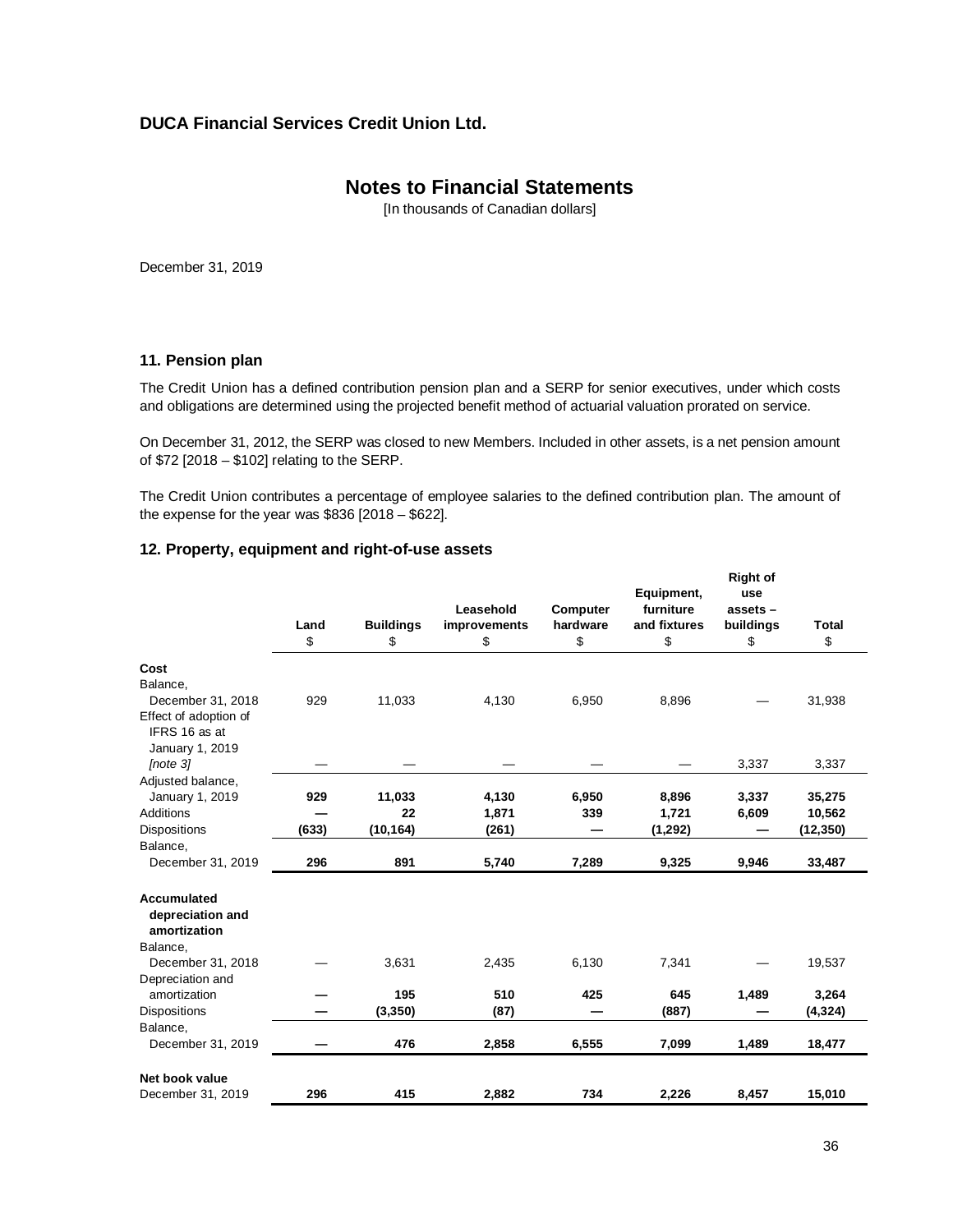# DUCA Financial Services Credit Union Ltd.

## Notes to Financial Statements

[In thousands of Canadian dollars]

December 31, 2019

### 11. Pension plan

The Credit Union has a defined contribution pension plan and a SERP for senior executives, under which costs and obligations are determined using the projected benefit method of actuarial valuation prorated on service.

On December 31, 2012, the SERP was closed to new Members. Included in other assets, is a net pension amount of $72 [2018 – $102] relating to the SERP.

The Credit Union contributes a percentage of employee salaries to the defined contribution plan. The amount of the expense for the year was $836 [2018 – $622].

### 12. Property, equipment and right-of-use assets

| | Land<br>$ | Buildings<br>$ | Leasehold improvements<br>$ | Computer hardware<br>$ | Equipment, furniture and fixtures<br>$ | Right of use assets – buildings<br>$ | Total<br>$ |
|---|---|---|---|---|---|---|---|
| **Cost** | | | | | | | |
| Balance, December 31, 2018 | 929 | 11,033 | 4,130 | 6,950 | 8,896 | — | 31,938 |
| Effect of adoption of IFRS 16 as at January 1, 2019 *[note 3]* | — | — | — | — | — | 3,337 | 3,337 |
| Adjusted balance, January 1, 2019 | **929** | **11,033** | **4,130** | **6,950** | **8,896** | **3,337** | **35,275** |
| Additions | **—** | **22** | **1,871** | **339** | **1,721** | **6,609** | **10,562** |
| Dispositions | **(633)** | **(10,164)** | **(261)** | **—** | **(1,292)** | **—** | **(12,350)** |
| Balance, December 31, 2019 | **296** | **891** | **5,740** | **7,289** | **9,325** | **9,946** | **33,487** |
| **Accumulated depreciation and amortization** | | | | | | | |
| Balance, December 31, 2018 | — | 3,631 | 2,435 | 6,130 | 7,341 | — | 19,537 |
| Depreciation and amortization | **—** | **195** | **510** | **425** | **645** | **1,489** | **3,264** |
| Dispositions | **—** | **(3,350)** | **(87)** | **—** | **(887)** | **—** | **(4,324)** |
| Balance, December 31, 2019 | **—** | **476** | **2,858** | **6,555** | **7,099** | **1,489** | **18,477** |
| **Net book value** | | | | | | | |
| December 31, 2019 | **296** | **415** | **2,882** | **734** | **2,226** | **8,457** | **15,010** |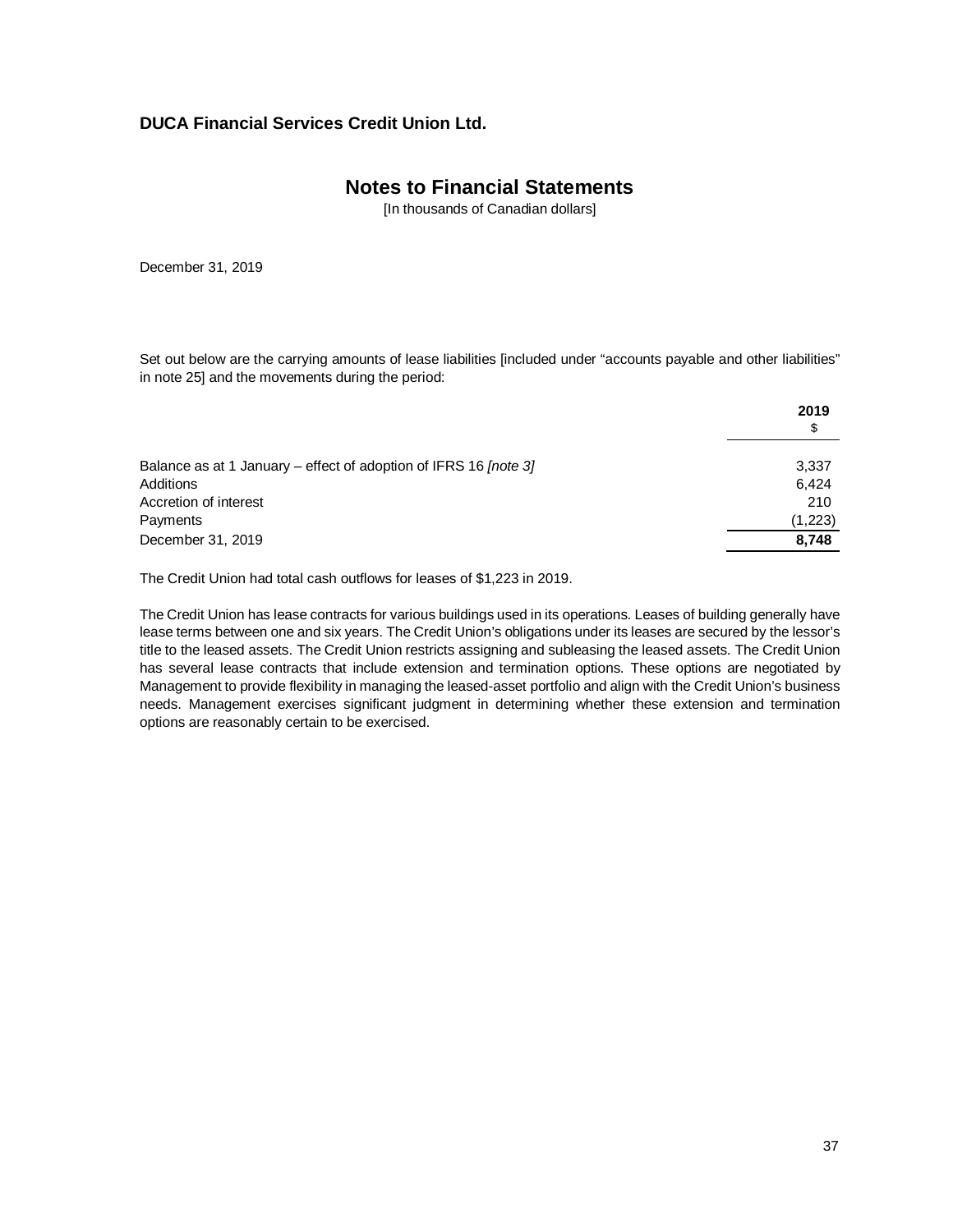Set out below are the carrying amounts of lease liabilities [included under "accounts payable and other liabilities" in note 25] and the movements during the period:

| | 2019<br>$ |
|---|---|
| Balance as at 1 January – effect of adoption of IFRS 16 *[note 3]* | 3,337 |
| Additions | 6,424 |
| Accretion of interest | 210 |
| Payments | (1,223) |
| December 31, 2019 | **8,748** |

The Credit Union had total cash outflows for leases of $1,223 in 2019.

The Credit Union has lease contracts for various buildings used in its operations. Leases of building generally have lease terms between one and six years. The Credit Union's obligations under its leases are secured by the lessor's title to the leased assets. The Credit Union restricts assigning and subleasing the leased assets. The Credit Union has several lease contracts that include extension and termination options. These options are negotiated by Management to provide flexibility in managing the leased-asset portfolio and align with the Credit Union's business needs. Management exercises significant judgment in determining whether these extension and termination options are reasonably certain to be exercised.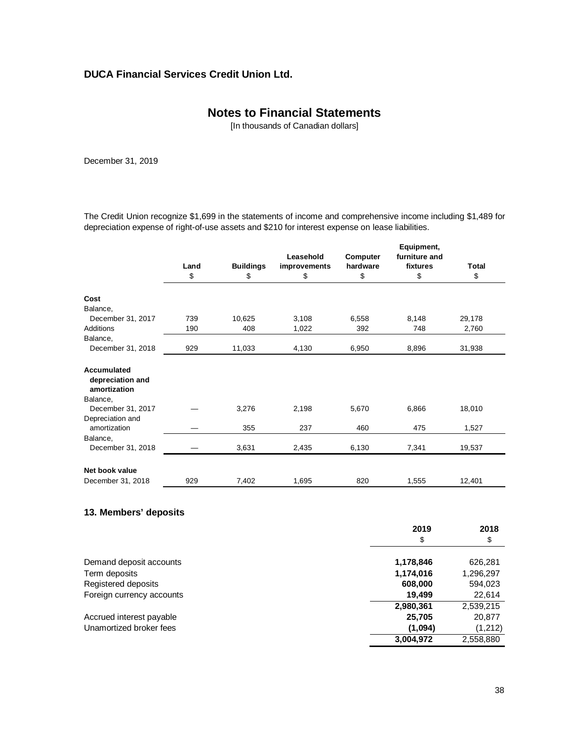**DUCA Financial Services Credit Union Ltd.**

# Notes to Financial Statements

[In thousands of Canadian dollars]

December 31, 2019

The Credit Union recognize $1,699 in the statements of income and comprehensive income including $1,489 for depreciation expense of right-of-use assets and $210 for interest expense on lease liabilities.

| | Land<br>$ | Buildings<br>$ | Leasehold improvements<br>$ | Computer hardware<br>$ | Equipment, furniture and fixtures<br>$ | Total<br>$ |
|---|---|---|---|---|---|---|
| **Cost** | | | | | | |
| Balance, December 31, 2017 | 739 | 10,625 | 3,108 | 6,558 | 8,148 | 29,178 |
| Additions | 190 | 408 | 1,022 | 392 | 748 | 2,760 |
| Balance, December 31, 2018 | 929 | 11,033 | 4,130 | 6,950 | 8,896 | 31,938 |
| **Accumulated depreciation and amortization** | | | | | | |
| Balance, December 31, 2017 | — | 3,276 | 2,198 | 5,670 | 6,866 | 18,010 |
| Depreciation and amortization | — | 355 | 237 | 460 | 475 | 1,527 |
| Balance, December 31, 2018 | — | 3,631 | 2,435 | 6,130 | 7,341 | 19,537 |
| **Net book value** | | | | | | |
| December 31, 2018 | 929 | 7,402 | 1,695 | 820 | 1,555 | 12,401 |

## 13. Members' deposits

| | 2019<br>$ | 2018<br>$ |
|---|---|---|
| Demand deposit accounts | **1,178,846** | 626,281 |
| Term deposits | **1,174,016** | 1,296,297 |
| Registered deposits | **608,000** | 594,023 |
| Foreign currency accounts | **19,499** | 22,614 |
| | **2,980,361** | 2,539,215 |
| Accrued interest payable | **25,705** | 20,877 |
| Unamortized broker fees | **(1,094)** | (1,212) |
| | **3,004,972** | 2,558,880 |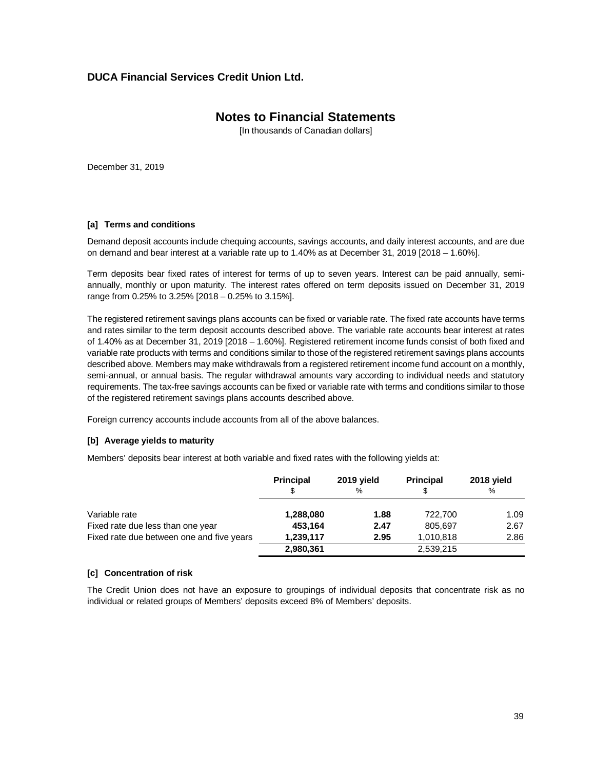## DUCA Financial Services Credit Union Ltd.

# Notes to Financial Statements

[In thousands of Canadian dollars]

December 31, 2019

**[a] Terms and conditions**

Demand deposit accounts include chequing accounts, savings accounts, and daily interest accounts, and are due on demand and bear interest at a variable rate up to 1.40% as at December 31, 2019 [2018 – 1.60%].

Term deposits bear fixed rates of interest for terms of up to seven years. Interest can be paid annually, semi-annually, monthly or upon maturity. The interest rates offered on term deposits issued on December 31, 2019 range from 0.25% to 3.25% [2018 – 0.25% to 3.15%].

The registered retirement savings plans accounts can be fixed or variable rate. The fixed rate accounts have terms and rates similar to the term deposit accounts described above. The variable rate accounts bear interest at rates of 1.40% as at December 31, 2019 [2018 – 1.60%]. Registered retirement income funds consist of both fixed and variable rate products with terms and conditions similar to those of the registered retirement savings plans accounts described above. Members may make withdrawals from a registered retirement income fund account on a monthly, semi-annual, or annual basis. The regular withdrawal amounts vary according to individual needs and statutory requirements. The tax-free savings accounts can be fixed or variable rate with terms and conditions similar to those of the registered retirement savings plans accounts described above.

Foreign currency accounts include accounts from all of the above balances.

**[b] Average yields to maturity**

Members' deposits bear interest at both variable and fixed rates with the following yields at:

| | **Principal** $ | **2019 yield** % | **Principal** $ | **2018 yield** % |
|---|---|---|---|---|
| Variable rate | **1,288,080** | **1.88** | 722,700 | 1.09 |
| Fixed rate due less than one year | **453,164** | **2.47** | 805,697 | 2.67 |
| Fixed rate due between one and five years | **1,239,117** | **2.95** | 1,010,818 | 2.86 |
| | **2,980,361** | | 2,539,215 | |

**[c] Concentration of risk**

The Credit Union does not have an exposure to groupings of individual deposits that concentrate risk as no individual or related groups of Members' deposits exceed 8% of Members' deposits.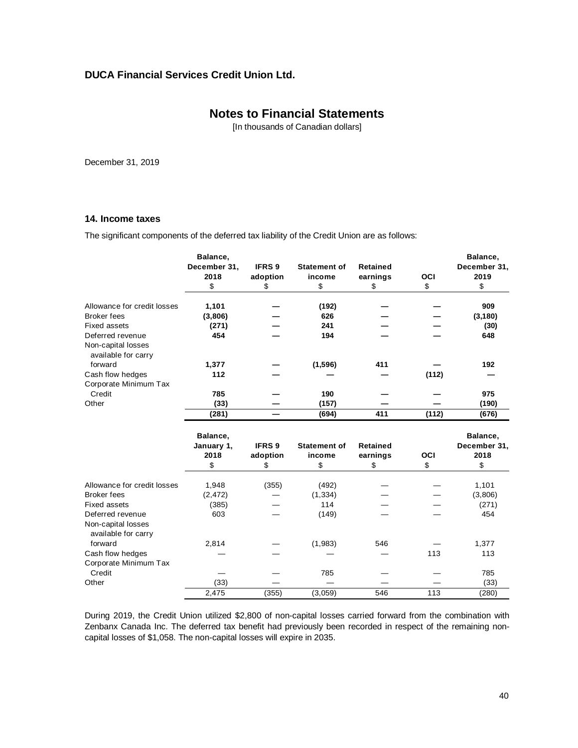# DUCA Financial Services Credit Union Ltd.

## Notes to Financial Statements

[In thousands of Canadian dollars]

December 31, 2019

### 14. Income taxes

The significant components of the deferred tax liability of the Credit Union are as follows:

| | Balance, December 31, 2018 | IFRS 9 adoption | Statement of income | Retained earnings | OCI | Balance, December 31, 2019 |
|---|---|---|---|---|---|---|
| | $ | $ | $ | $ | $ | $ |
| Allowance for credit losses | **1,101** | **—** | **(192)** | **—** | **—** | **909** |
| Broker fees | **(3,806)** | **—** | **626** | **—** | **—** | **(3,180)** |
| Fixed assets | **(271)** | **—** | **241** | **—** | **—** | **(30)** |
| Deferred revenue | **454** | **—** | **194** | **—** | **—** | **648** |
| Non-capital losses available for carry forward | **1,377** | **—** | **(1,596)** | **411** | **—** | **192** |
| Cash flow hedges | **112** | **—** | **—** | **—** | **(112)** | **—** |
| Corporate Minimum Tax Credit | **785** | **—** | **190** | **—** | **—** | **975** |
| Other | **(33)** | **—** | **(157)** | **—** | **—** | **(190)** |
| | **(281)** | **—** | **(694)** | **411** | **(112)** | **(676)** |

| | Balance, January 1, 2018 | IFRS 9 adoption | Statement of income | Retained earnings | OCI | Balance, December 31, 2018 |
|---|---|---|---|---|---|---|
| | $ | $ | $ | $ | $ | $ |
| Allowance for credit losses | 1,948 | (355) | (492) | — | — | 1,101 |
| Broker fees | (2,472) | — | (1,334) | — | — | (3,806) |
| Fixed assets | (385) | — | 114 | — | — | (271) |
| Deferred revenue | 603 | — | (149) | — | — | 454 |
| Non-capital losses available for carry forward | 2,814 | — | (1,983) | 546 | — | 1,377 |
| Cash flow hedges | — | — | — | — | 113 | 113 |
| Corporate Minimum Tax Credit | — | — | 785 | — | — | 785 |
| Other | (33) | — | — | — | — | (33) |
| | 2,475 | (355) | (3,059) | 546 | 113 | (280) |

During 2019, the Credit Union utilized $2,800 of non-capital losses carried forward from the combination with Zenbanx Canada Inc. The deferred tax benefit had previously been recorded in respect of the remaining non-capital losses of $1,058. The non-capital losses will expire in 2035.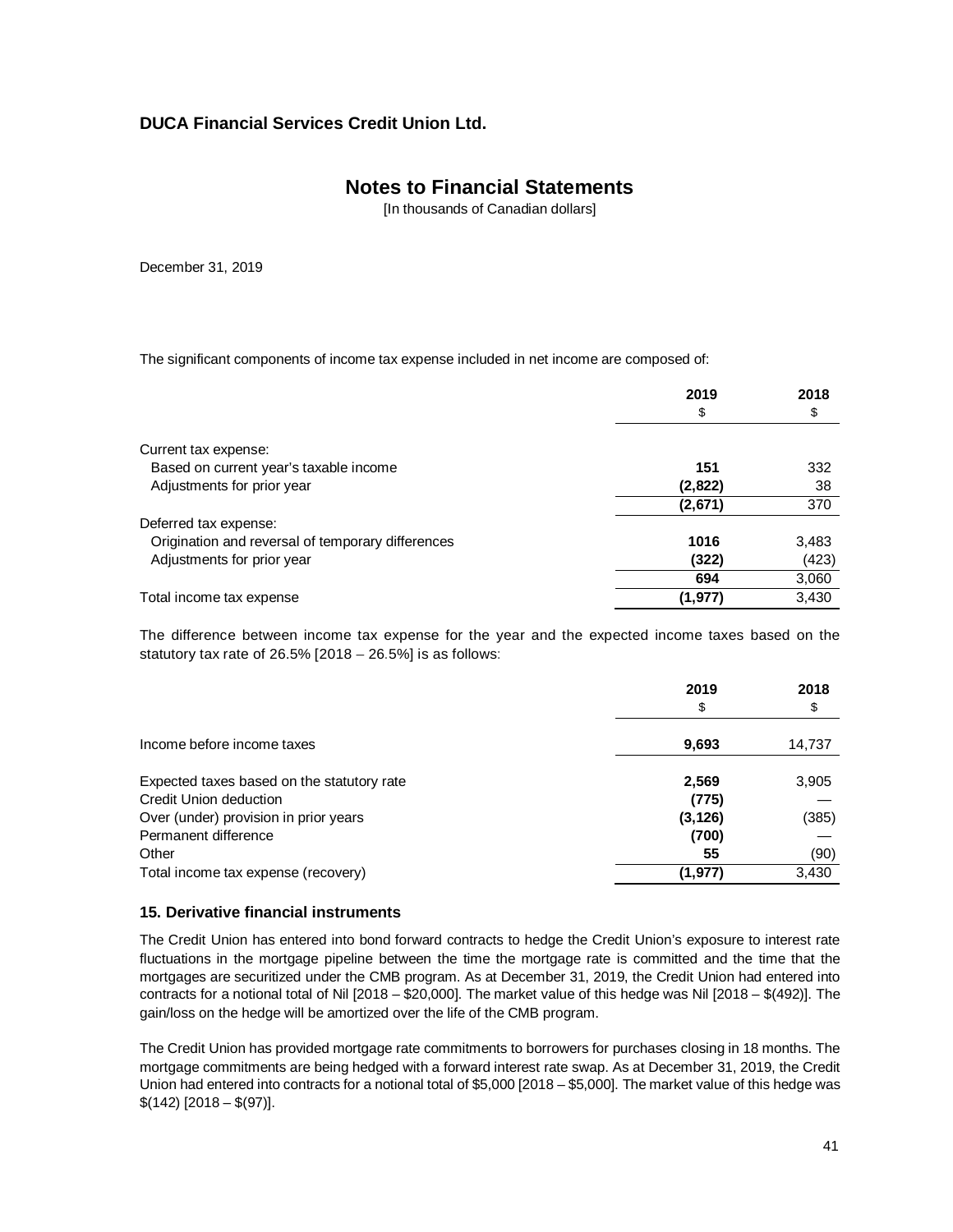**DUCA Financial Services Credit Union Ltd.**

# Notes to Financial Statements

[In thousands of Canadian dollars]

December 31, 2019

The significant components of income tax expense included in net income are composed of:

| | 2019 | 2018 |
|---|---|---|
| | $ | $ |
| Current tax expense: | | |
| Based on current year's taxable income | **151** | 332 |
| Adjustments for prior year | **(2,822)** | 38 |
| | **(2,671)** | 370 |
| Deferred tax expense: | | |
| Origination and reversal of temporary differences | **1016** | 3,483 |
| Adjustments for prior year | **(322)** | (423) |
| | **694** | 3,060 |
| Total income tax expense | **(1,977)** | 3,430 |

The difference between income tax expense for the year and the expected income taxes based on the statutory tax rate of 26.5% [2018 – 26.5%] is as follows:

| | 2019 | 2018 |
|---|---|---|
| | $ | $ |
| Income before income taxes | **9,693** | 14,737 |
| Expected taxes based on the statutory rate | **2,569** | 3,905 |
| Credit Union deduction | **(775)** | — |
| Over (under) provision in prior years | **(3,126)** | (385) |
| Permanent difference | **(700)** | — |
| Other | **55** | (90) |
| Total income tax expense (recovery) | **(1,977)** | 3,430 |

## 15. Derivative financial instruments

The Credit Union has entered into bond forward contracts to hedge the Credit Union's exposure to interest rate fluctuations in the mortgage pipeline between the time the mortgage rate is committed and the time that the mortgages are securitized under the CMB program. As at December 31, 2019, the Credit Union had entered into contracts for a notional total of Nil [2018 – $20,000]. The market value of this hedge was Nil [2018 – $(492)]. The gain/loss on the hedge will be amortized over the life of the CMB program.

The Credit Union has provided mortgage rate commitments to borrowers for purchases closing in 18 months. The mortgage commitments are being hedged with a forward interest rate swap. As at December 31, 2019, the Credit Union had entered into contracts for a notional total of $5,000 [2018 – $5,000]. The market value of this hedge was $(142) [2018 – $(97)].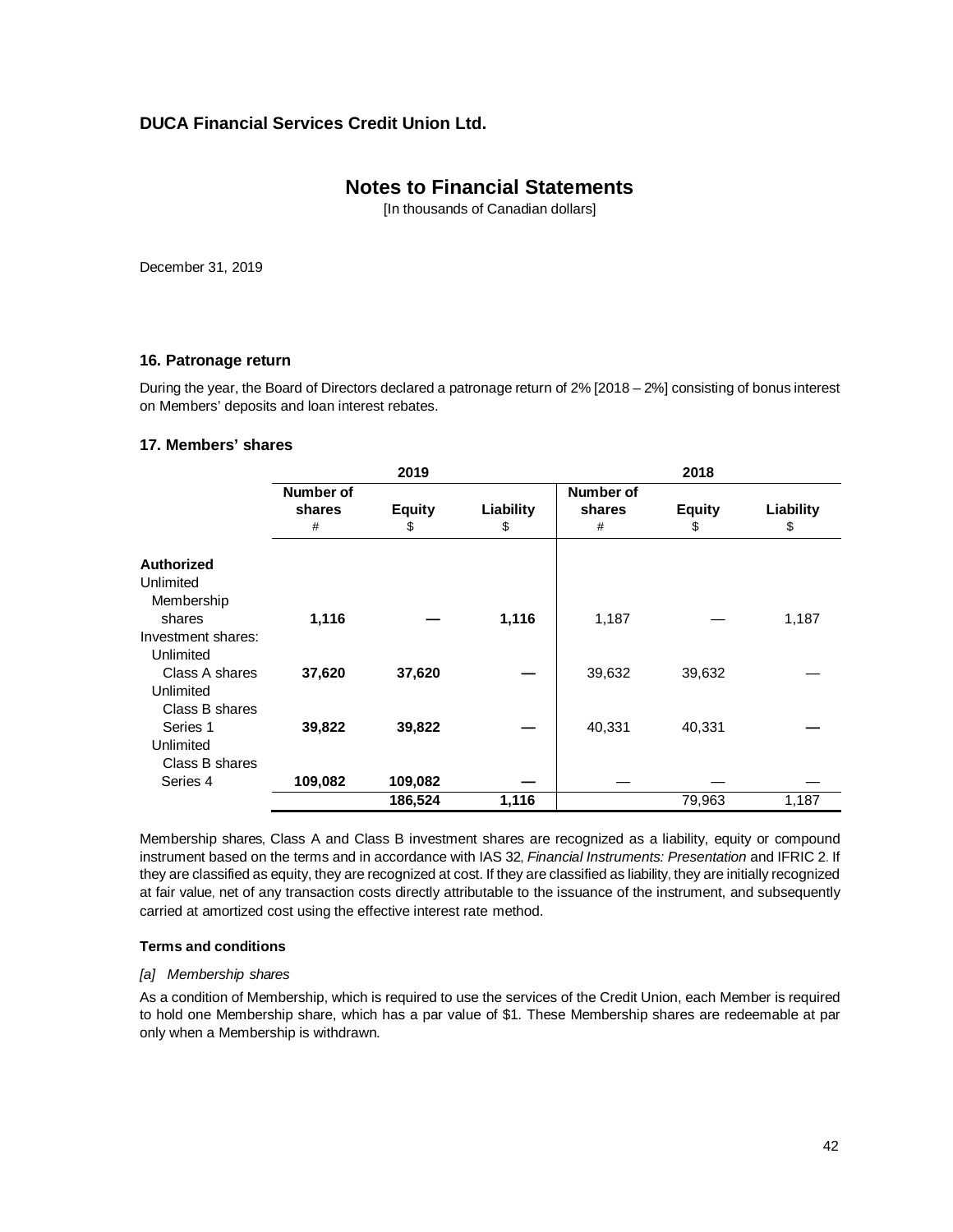**DUCA Financial Services Credit Union Ltd.**

# Notes to Financial Statements

[In thousands of Canadian dollars]

December 31, 2019

### 16. Patronage return

During the year, the Board of Directors declared a patronage return of 2% [2018 – 2%] consisting of bonus interest on Members' deposits and loan interest rebates.

### 17. Members' shares

| | 2019 | | | 2018 | | |
|---|---|---|---|---|---|---|
| | Number of shares<br>\# | Equity<br>$ | Liability<br>$ | Number of shares<br>\# | Equity<br>$ | Liability<br>$ |
| **Authorized** | | | | | | |
| Unlimited Membership shares | **1,116** | **—** | **1,116** | 1,187 | — | 1,187 |
| Investment shares: | | | | | | |
| Unlimited Class A shares | **37,620** | **37,620** | **—** | 39,632 | 39,632 | — |
| Unlimited Class B shares Series 1 | **39,822** | **39,822** | **—** | 40,331 | 40,331 | **—** |
| Unlimited Class B shares Series 4 | **109,082** | **109,082** | **—** | — | — | — |
| | | **186,524** | **1,116** | | 79,963 | 1,187 |

Membership shares, Class A and Class B investment shares are recognized as a liability, equity or compound instrument based on the terms and in accordance with IAS 32, *Financial Instruments: Presentation* and IFRIC 2. If they are classified as equity, they are recognized at cost. If they are classified as liability, they are initially recognized at fair value, net of any transaction costs directly attributable to the issuance of the instrument, and subsequently carried at amortized cost using the effective interest rate method.

**Terms and conditions**

*[a] Membership shares*

As a condition of Membership, which is required to use the services of the Credit Union, each Member is required to hold one Membership share, which has a par value of $1. These Membership shares are redeemable at par only when a Membership is withdrawn.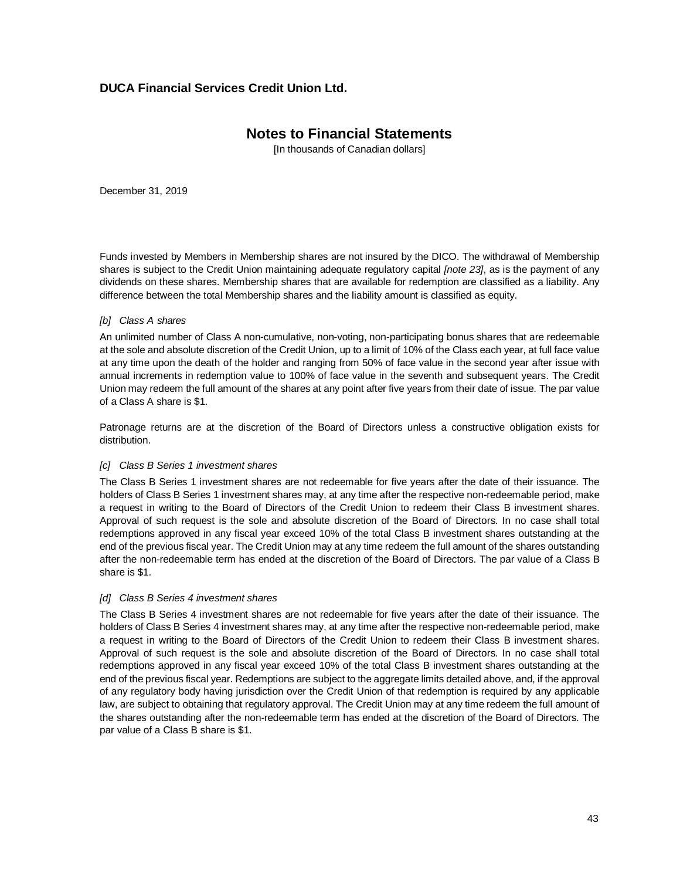Funds invested by Members in Membership shares are not insured by the DICO. The withdrawal of Membership shares is subject to the Credit Union maintaining adequate regulatory capital *[note 23]*, as is the payment of any dividends on these shares. Membership shares that are available for redemption are classified as a liability. Any difference between the total Membership shares and the liability amount is classified as equity.

*[b] Class A shares*

An unlimited number of Class A non-cumulative, non-voting, non-participating bonus shares that are redeemable at the sole and absolute discretion of the Credit Union, up to a limit of 10% of the Class each year, at full face value at any time upon the death of the holder and ranging from 50% of face value in the second year after issue with annual increments in redemption value to 100% of face value in the seventh and subsequent years. The Credit Union may redeem the full amount of the shares at any point after five years from their date of issue. The par value of a Class A share is $1.

Patronage returns are at the discretion of the Board of Directors unless a constructive obligation exists for distribution.

*[c] Class B Series 1 investment shares*

The Class B Series 1 investment shares are not redeemable for five years after the date of their issuance. The holders of Class B Series 1 investment shares may, at any time after the respective non-redeemable period, make a request in writing to the Board of Directors of the Credit Union to redeem their Class B investment shares. Approval of such request is the sole and absolute discretion of the Board of Directors. In no case shall total redemptions approved in any fiscal year exceed 10% of the total Class B investment shares outstanding at the end of the previous fiscal year. The Credit Union may at any time redeem the full amount of the shares outstanding after the non-redeemable term has ended at the discretion of the Board of Directors. The par value of a Class B share is $1.

*[d] Class B Series 4 investment shares*

The Class B Series 4 investment shares are not redeemable for five years after the date of their issuance. The holders of Class B Series 4 investment shares may, at any time after the respective non-redeemable period, make a request in writing to the Board of Directors of the Credit Union to redeem their Class B investment shares. Approval of such request is the sole and absolute discretion of the Board of Directors. In no case shall total redemptions approved in any fiscal year exceed 10% of the total Class B investment shares outstanding at the end of the previous fiscal year. Redemptions are subject to the aggregate limits detailed above, and, if the approval of any regulatory body having jurisdiction over the Credit Union of that redemption is required by any applicable law, are subject to obtaining that regulatory approval. The Credit Union may at any time redeem the full amount of the shares outstanding after the non-redeemable term has ended at the discretion of the Board of Directors. The par value of a Class B share is $1.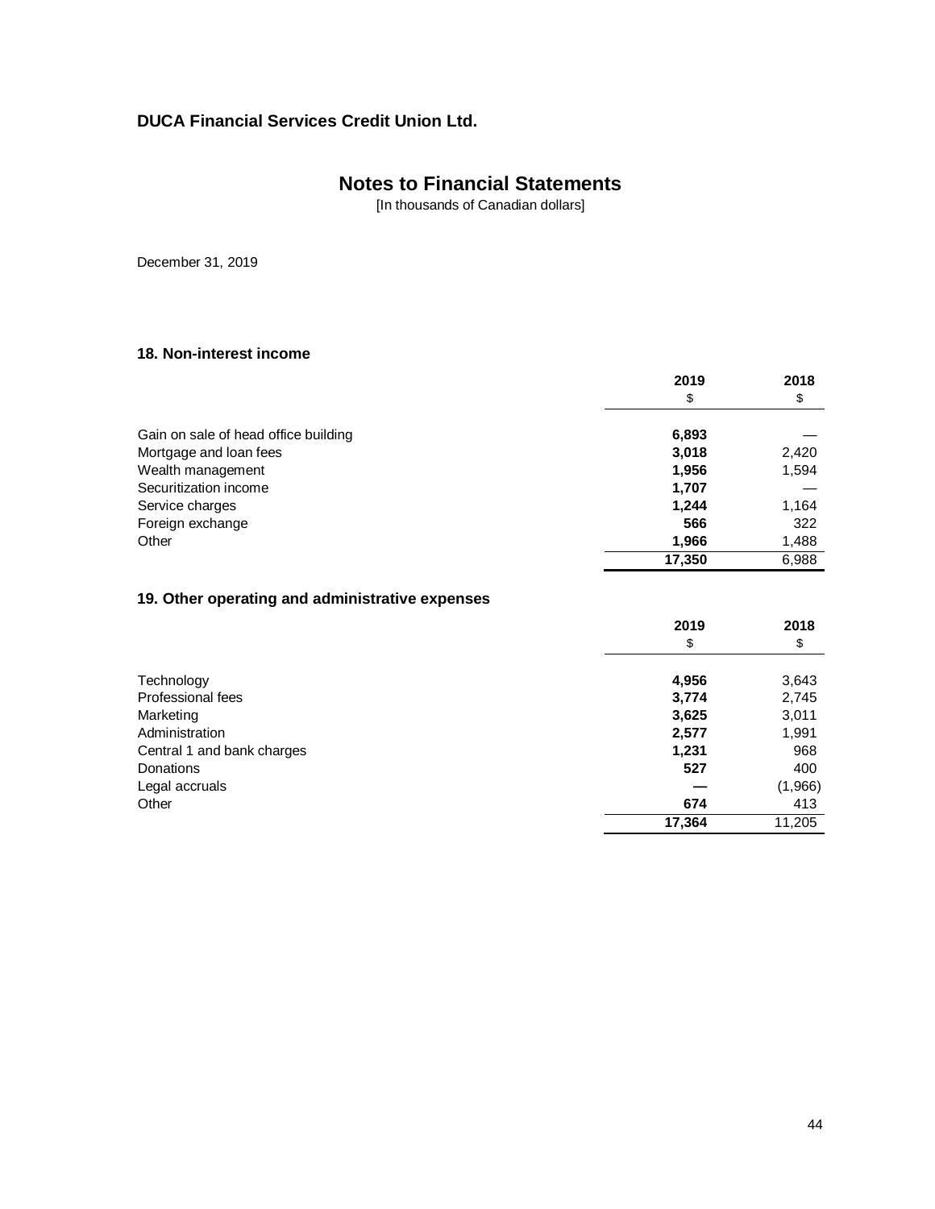**DUCA Financial Services Credit Union Ltd.**

# Notes to Financial Statements

[In thousands of Canadian dollars]

December 31, 2019

### 18. Non-interest income

| | 2019 | 2018 |
|---|---|---|
| | $ | $ |
| Gain on sale of head office building | **6,893** | — |
| Mortgage and loan fees | **3,018** | 2,420 |
| Wealth management | **1,956** | 1,594 |
| Securitization income | **1,707** | — |
| Service charges | **1,244** | 1,164 |
| Foreign exchange | **566** | 322 |
| Other | **1,966** | 1,488 |
| | **17,350** | 6,988 |

### 19. Other operating and administrative expenses

| | 2019 | 2018 |
|---|---|---|
| | $ | $ |
| Technology | **4,956** | 3,643 |
| Professional fees | **3,774** | 2,745 |
| Marketing | **3,625** | 3,011 |
| Administration | **2,577** | 1,991 |
| Central 1 and bank charges | **1,231** | 968 |
| Donations | **527** | 400 |
| Legal accruals | **—** | (1,966) |
| Other | **674** | 413 |
| | **17,364** | 11,205 |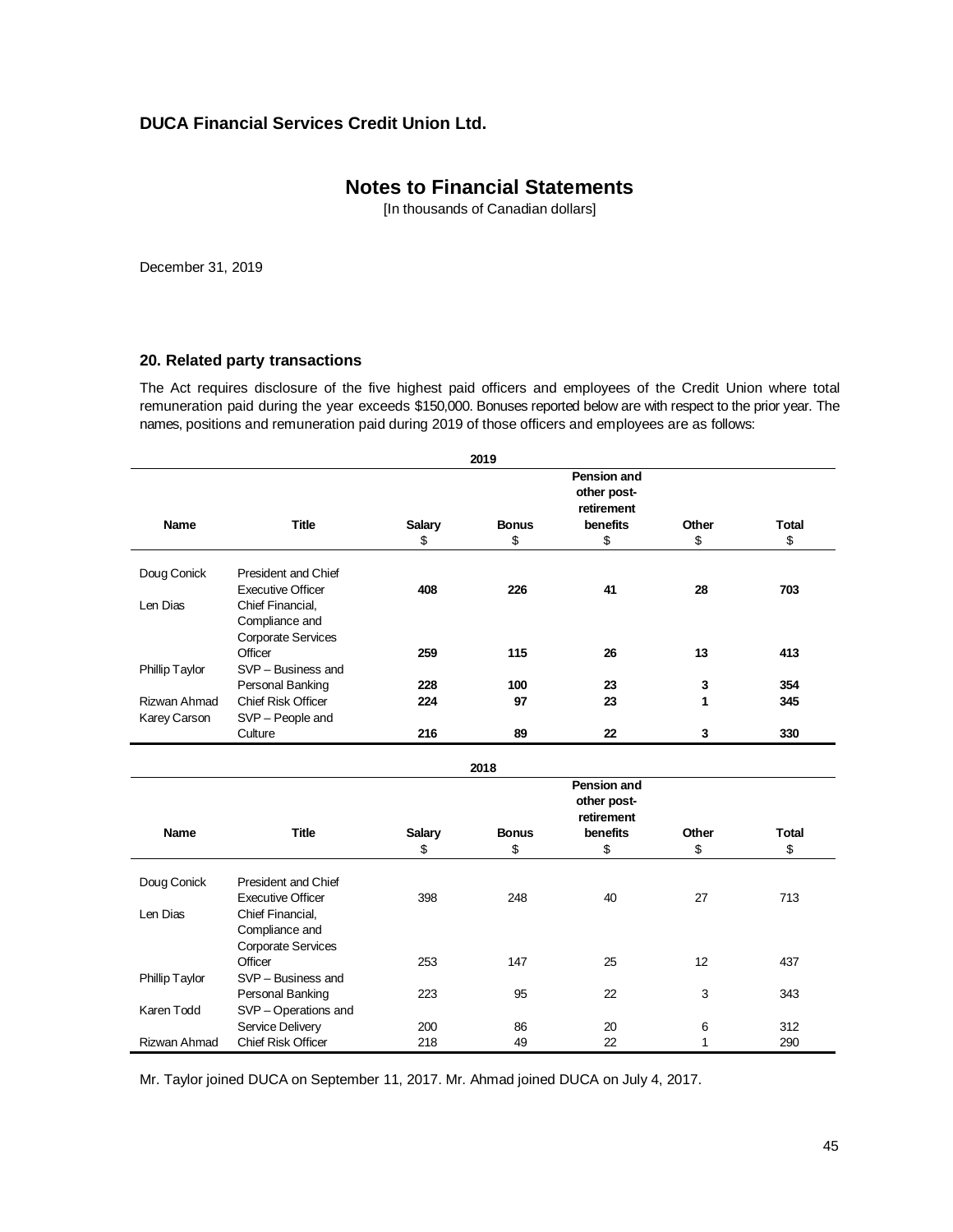**DUCA Financial Services Credit Union Ltd.**

## Notes to Financial Statements

[In thousands of Canadian dollars]

December 31, 2019

### 20. Related party transactions

The Act requires disclosure of the five highest paid officers and employees of the Credit Union where total remuneration paid during the year exceeds $150,000. Bonuses reported below are with respect to the prior year. The names, positions and remuneration paid during 2019 of those officers and employees are as follows:

**2019**

| Name | Title | Salary<br>$ | Bonus<br>$ | Pension and other post-retirement benefits<br>$ | Other<br>$ | Total<br>$ |
|---|---|---|---|---|---|---|
| Doug Conick | President and Chief Executive Officer | **408** | **226** | **41** | **28** | **703** |
| Len Dias | Chief Financial, Compliance and Corporate Services Officer | **259** | **115** | **26** | **13** | **413** |
| Phillip Taylor | SVP – Business and Personal Banking | **228** | **100** | **23** | **3** | **354** |
| Rizwan Ahmad | Chief Risk Officer | **224** | **97** | **23** | **1** | **345** |
| Karey Carson | SVP – People and Culture | **216** | **89** | **22** | **3** | **330** |

**2018**

| Name | Title | Salary<br>$ | Bonus<br>$ | Pension and other post-retirement benefits<br>$ | Other<br>$ | Total<br>$ |
|---|---|---|---|---|---|---|
| Doug Conick | President and Chief Executive Officer | 398 | 248 | 40 | 27 | 713 |
| Len Dias | Chief Financial, Compliance and Corporate Services Officer | 253 | 147 | 25 | 12 | 437 |
| Phillip Taylor | SVP – Business and Personal Banking | 223 | 95 | 22 | 3 | 343 |
| Karen Todd | SVP – Operations and Service Delivery | 200 | 86 | 20 | 6 | 312 |
| Rizwan Ahmad | Chief Risk Officer | 218 | 49 | 22 | 1 | 290 |

Mr. Taylor joined DUCA on September 11, 2017. Mr. Ahmad joined DUCA on July 4, 2017.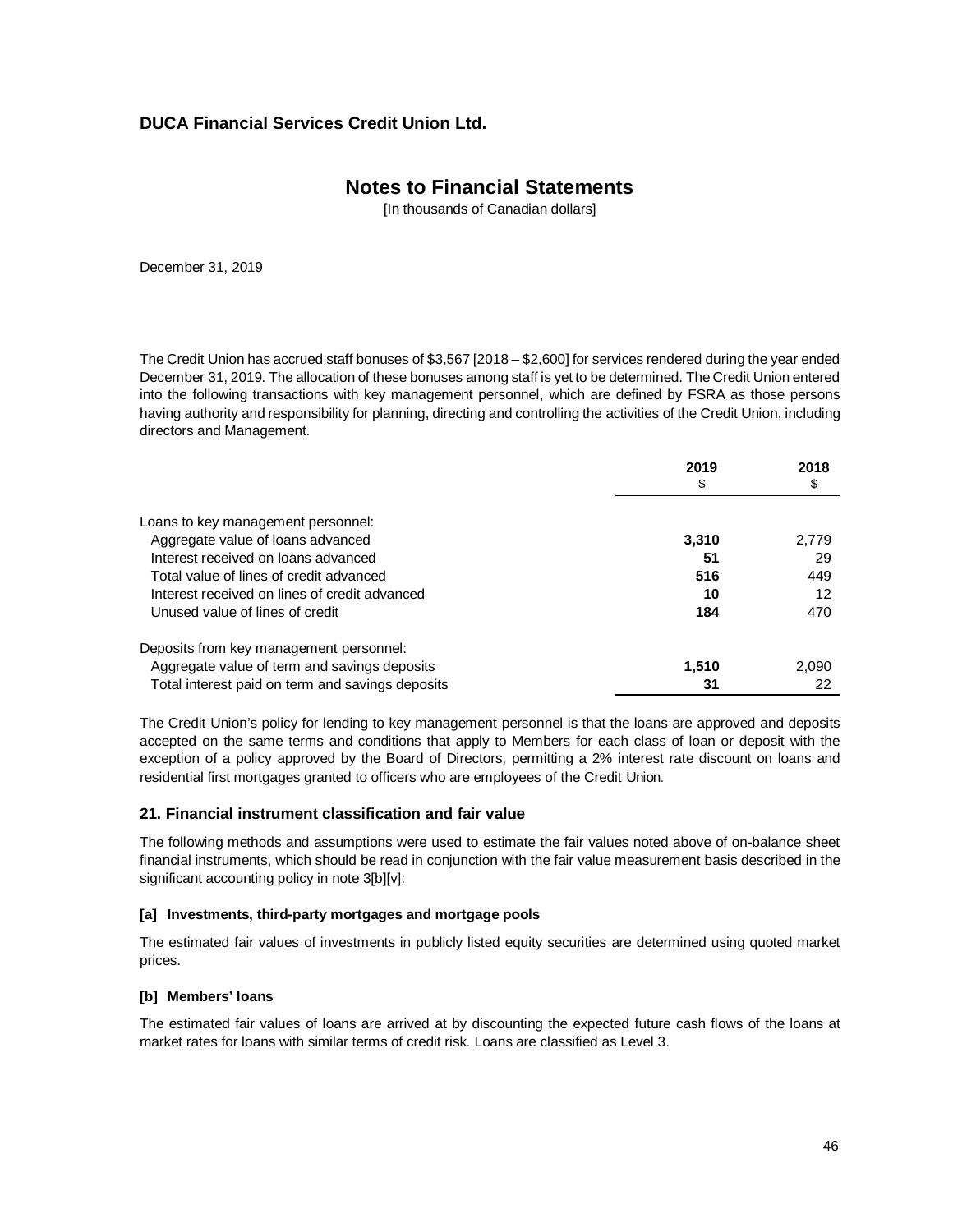The Credit Union has accrued staff bonuses of $3,567 [2018 – $2,600] for services rendered during the year ended December 31, 2019. The allocation of these bonuses among staff is yet to be determined. The Credit Union entered into the following transactions with key management personnel, which are defined by FSRA as those persons having authority and responsibility for planning, directing and controlling the activities of the Credit Union, including directors and Management.

| | 2019<br>$ | 2018<br>$ |
|---|---|---|
| Loans to key management personnel: | | |
| Aggregate value of loans advanced | **3,310** | 2,779 |
| Interest received on loans advanced | **51** | 29 |
| Total value of lines of credit advanced | **516** | 449 |
| Interest received on lines of credit advanced | **10** | 12 |
| Unused value of lines of credit | **184** | 470 |
| Deposits from key management personnel: | | |
| Aggregate value of term and savings deposits | **1,510** | 2,090 |
| Total interest paid on term and savings deposits | **31** | 22 |

The Credit Union's policy for lending to key management personnel is that the loans are approved and deposits accepted on the same terms and conditions that apply to Members for each class of loan or deposit with the exception of a policy approved by the Board of Directors, permitting a 2% interest rate discount on loans and residential first mortgages granted to officers who are employees of the Credit Union.

## 21. Financial instrument classification and fair value

The following methods and assumptions were used to estimate the fair values noted above of on-balance sheet financial instruments, which should be read in conjunction with the fair value measurement basis described in the significant accounting policy in note 3[b][v]:

### [a] Investments, third-party mortgages and mortgage pools

The estimated fair values of investments in publicly listed equity securities are determined using quoted market prices.

### [b] Members' loans

The estimated fair values of loans are arrived at by discounting the expected future cash flows of the loans at market rates for loans with similar terms of credit risk. Loans are classified as Level 3.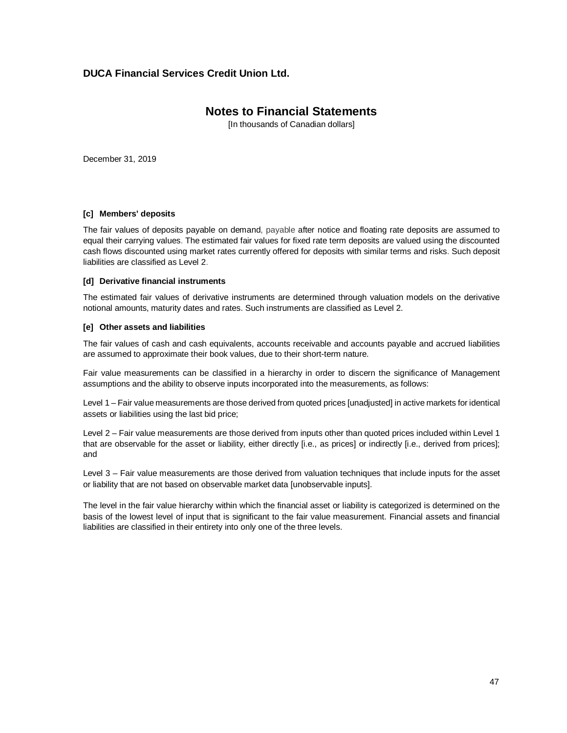**[c] Members' deposits**

The fair values of deposits payable on demand, payable after notice and floating rate deposits are assumed to equal their carrying values. The estimated fair values for fixed rate term deposits are valued using the discounted cash flows discounted using market rates currently offered for deposits with similar terms and risks. Such deposit liabilities are classified as Level 2.

**[d] Derivative financial instruments**

The estimated fair values of derivative instruments are determined through valuation models on the derivative notional amounts, maturity dates and rates. Such instruments are classified as Level 2.

**[e] Other assets and liabilities**

The fair values of cash and cash equivalents, accounts receivable and accounts payable and accrued liabilities are assumed to approximate their book values, due to their short-term nature.

Fair value measurements can be classified in a hierarchy in order to discern the significance of Management assumptions and the ability to observe inputs incorporated into the measurements, as follows:

Level 1 – Fair value measurements are those derived from quoted prices [unadjusted] in active markets for identical assets or liabilities using the last bid price;

Level 2 – Fair value measurements are those derived from inputs other than quoted prices included within Level 1 that are observable for the asset or liability, either directly [i.e., as prices] or indirectly [i.e., derived from prices]; and

Level 3 – Fair value measurements are those derived from valuation techniques that include inputs for the asset or liability that are not based on observable market data [unobservable inputs].

The level in the fair value hierarchy within which the financial asset or liability is categorized is determined on the basis of the lowest level of input that is significant to the fair value measurement. Financial assets and financial liabilities are classified in their entirety into only one of the three levels.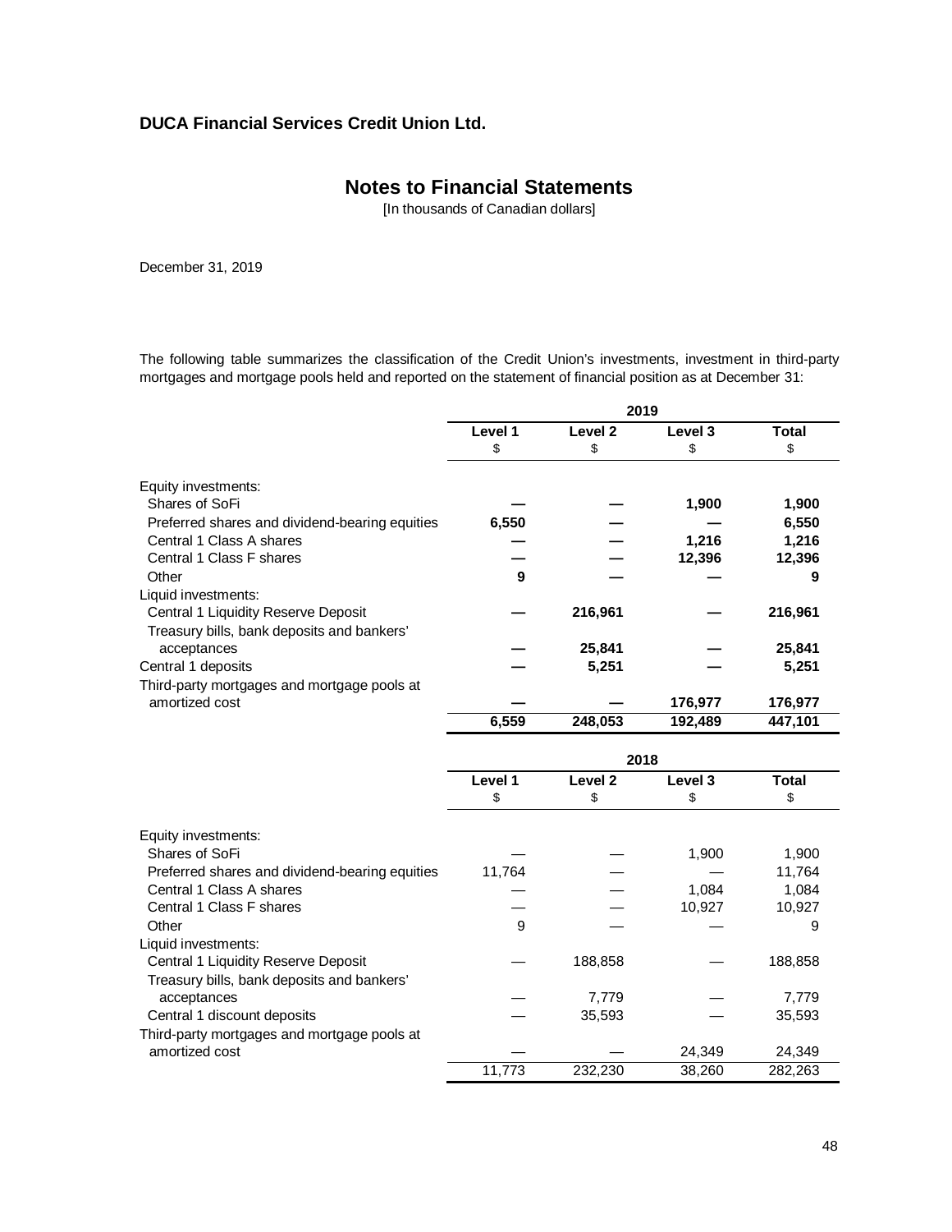**DUCA Financial Services Credit Union Ltd.**

# Notes to Financial Statements

[In thousands of Canadian dollars]

December 31, 2019

The following table summarizes the classification of the Credit Union's investments, investment in third-party mortgages and mortgage pools held and reported on the statement of financial position as at December 31:

| | 2019 | | | |
|---|---|---|---|---|
| | **Level 1** | **Level 2** | **Level 3** | **Total** |
| | $ | $ | $ | $ |
| Equity investments: | | | | |
| Shares of SoFi | **—** | **—** | **1,900** | **1,900** |
| Preferred shares and dividend-bearing equities | **6,550** | **—** | **—** | **6,550** |
| Central 1 Class A shares | **—** | **—** | **1,216** | **1,216** |
| Central 1 Class F shares | **—** | **—** | **12,396** | **12,396** |
| Other | **9** | **—** | **—** | **9** |
| Liquid investments: | | | | |
| Central 1 Liquidity Reserve Deposit | **—** | **216,961** | **—** | **216,961** |
| Treasury bills, bank deposits and bankers' acceptances | **—** | **25,841** | **—** | **25,841** |
| Central 1 deposits | **—** | **5,251** | **—** | **5,251** |
| Third-party mortgages and mortgage pools at amortized cost | **—** | **—** | **176,977** | **176,977** |
| | **6,559** | **248,053** | **192,489** | **447,101** |

| | 2018 | | | |
|---|---|---|---|---|
| | **Level 1** | **Level 2** | **Level 3** | **Total** |
| | $ | $ | $ | $ |
| Equity investments: | | | | |
| Shares of SoFi | — | — | 1,900 | 1,900 |
| Preferred shares and dividend-bearing equities | 11,764 | — | — | 11,764 |
| Central 1 Class A shares | — | — | 1,084 | 1,084 |
| Central 1 Class F shares | — | — | 10,927 | 10,927 |
| Other | 9 | — | — | 9 |
| Liquid investments: | | | | |
| Central 1 Liquidity Reserve Deposit | — | 188,858 | — | 188,858 |
| Treasury bills, bank deposits and bankers' acceptances | — | 7,779 | — | 7,779 |
| Central 1 discount deposits | — | 35,593 | — | 35,593 |
| Third-party mortgages and mortgage pools at amortized cost | — | — | 24,349 | 24,349 |
| | 11,773 | 232,230 | 38,260 | 282,263 |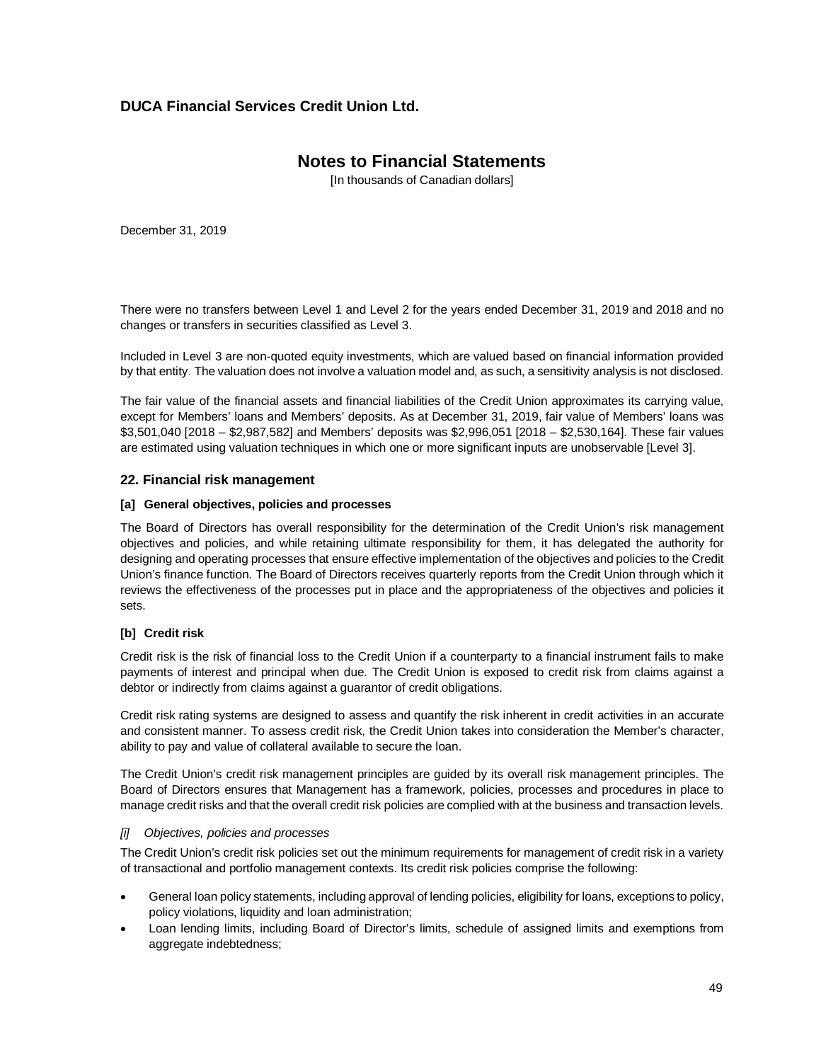There were no transfers between Level 1 and Level 2 for the years ended December 31, 2019 and 2018 and no changes or transfers in securities classified as Level 3.

Included in Level 3 are non-quoted equity investments, which are valued based on financial information provided by that entity. The valuation does not involve a valuation model and, as such, a sensitivity analysis is not disclosed.

The fair value of the financial assets and financial liabilities of the Credit Union approximates its carrying value, except for Members' loans and Members' deposits. As at December 31, 2019, fair value of Members' loans was $3,501,040 [2018 – $2,987,582] and Members' deposits was $2,996,051 [2018 – $2,530,164]. These fair values are estimated using valuation techniques in which one or more significant inputs are unobservable [Level 3].

### 22. Financial risk management

#### [a] General objectives, policies and processes

The Board of Directors has overall responsibility for the determination of the Credit Union's risk management objectives and policies, and while retaining ultimate responsibility for them, it has delegated the authority for designing and operating processes that ensure effective implementation of the objectives and policies to the Credit Union's finance function. The Board of Directors receives quarterly reports from the Credit Union through which it reviews the effectiveness of the processes put in place and the appropriateness of the objectives and policies it sets.

#### [b] Credit risk

Credit risk is the risk of financial loss to the Credit Union if a counterparty to a financial instrument fails to make payments of interest and principal when due. The Credit Union is exposed to credit risk from claims against a debtor or indirectly from claims against a guarantor of credit obligations.

Credit risk rating systems are designed to assess and quantify the risk inherent in credit activities in an accurate and consistent manner. To assess credit risk, the Credit Union takes into consideration the Member's character, ability to pay and value of collateral available to secure the loan.

The Credit Union's credit risk management principles are guided by its overall risk management principles. The Board of Directors ensures that Management has a framework, policies, processes and procedures in place to manage credit risks and that the overall credit risk policies are complied with at the business and transaction levels.

*[i] Objectives, policies and processes*

The Credit Union's credit risk policies set out the minimum requirements for management of credit risk in a variety of transactional and portfolio management contexts. Its credit risk policies comprise the following:

- General loan policy statements, including approval of lending policies, eligibility for loans, exceptions to policy, policy violations, liquidity and loan administration;
- Loan lending limits, including Board of Director's limits, schedule of assigned limits and exemptions from aggregate indebtedness;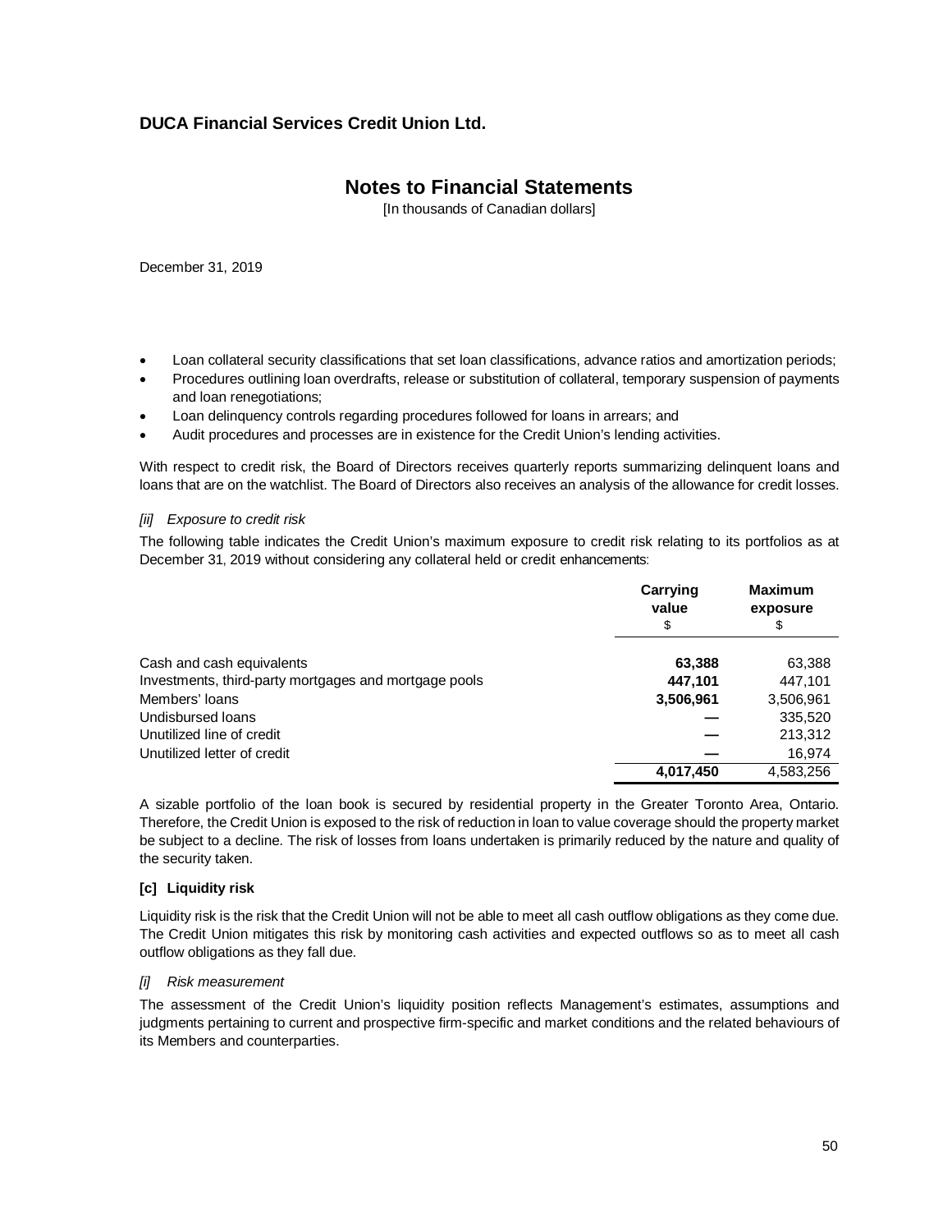- Loan collateral security classifications that set loan classifications, advance ratios and amortization periods;
- Procedures outlining loan overdrafts, release or substitution of collateral, temporary suspension of payments and loan renegotiations;
- Loan delinquency controls regarding procedures followed for loans in arrears; and
- Audit procedures and processes are in existence for the Credit Union's lending activities.

With respect to credit risk, the Board of Directors receives quarterly reports summarizing delinquent loans and loans that are on the watchlist. The Board of Directors also receives an analysis of the allowance for credit losses.

*[ii] Exposure to credit risk*

The following table indicates the Credit Union's maximum exposure to credit risk relating to its portfolios as at December 31, 2019 without considering any collateral held or credit enhancements:

| | Carrying value<br>$ | Maximum exposure<br>$ |
|---|---|---|
| Cash and cash equivalents | **63,388** | 63,388 |
| Investments, third-party mortgages and mortgage pools | **447,101** | 447,101 |
| Members' loans | **3,506,961** | 3,506,961 |
| Undisbursed loans | **—** | 335,520 |
| Unutilized line of credit | **—** | 213,312 |
| Unutilized letter of credit | **—** | 16,974 |
| | **4,017,450** | 4,583,256 |

A sizable portfolio of the loan book is secured by residential property in the Greater Toronto Area, Ontario. Therefore, the Credit Union is exposed to the risk of reduction in loan to value coverage should the property market be subject to a decline. The risk of losses from loans undertaken is primarily reduced by the nature and quality of the security taken.

**[c] Liquidity risk**

Liquidity risk is the risk that the Credit Union will not be able to meet all cash outflow obligations as they come due. The Credit Union mitigates this risk by monitoring cash activities and expected outflows so as to meet all cash outflow obligations as they fall due.

*[i] Risk measurement*

The assessment of the Credit Union's liquidity position reflects Management's estimates, assumptions and judgments pertaining to current and prospective firm-specific and market conditions and the related behaviours of its Members and counterparties.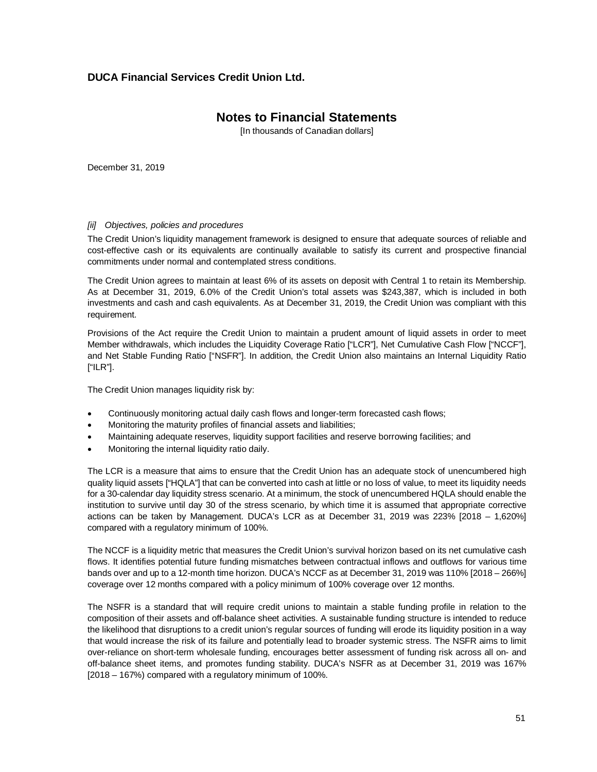## DUCA Financial Services Credit Union Ltd.

# Notes to Financial Statements

[In thousands of Canadian dollars]

December 31, 2019

*[ii] Objectives, policies and procedures*

The Credit Union's liquidity management framework is designed to ensure that adequate sources of reliable and cost-effective cash or its equivalents are continually available to satisfy its current and prospective financial commitments under normal and contemplated stress conditions.

The Credit Union agrees to maintain at least 6% of its assets on deposit with Central 1 to retain its Membership. As at December 31, 2019, 6.0% of the Credit Union's total assets was $243,387, which is included in both investments and cash and cash equivalents. As at December 31, 2019, the Credit Union was compliant with this requirement.

Provisions of the Act require the Credit Union to maintain a prudent amount of liquid assets in order to meet Member withdrawals, which includes the Liquidity Coverage Ratio ["LCR"], Net Cumulative Cash Flow ["NCCF"], and Net Stable Funding Ratio ["NSFR"]. In addition, the Credit Union also maintains an Internal Liquidity Ratio ["ILR"].

The Credit Union manages liquidity risk by:

- Continuously monitoring actual daily cash flows and longer-term forecasted cash flows;
- Monitoring the maturity profiles of financial assets and liabilities;
- Maintaining adequate reserves, liquidity support facilities and reserve borrowing facilities; and
- Monitoring the internal liquidity ratio daily.

The LCR is a measure that aims to ensure that the Credit Union has an adequate stock of unencumbered high quality liquid assets ["HQLA"] that can be converted into cash at little or no loss of value, to meet its liquidity needs for a 30-calendar day liquidity stress scenario. At a minimum, the stock of unencumbered HQLA should enable the institution to survive until day 30 of the stress scenario, by which time it is assumed that appropriate corrective actions can be taken by Management. DUCA's LCR as at December 31, 2019 was 223% [2018 – 1,620%] compared with a regulatory minimum of 100%.

The NCCF is a liquidity metric that measures the Credit Union's survival horizon based on its net cumulative cash flows. It identifies potential future funding mismatches between contractual inflows and outflows for various time bands over and up to a 12-month time horizon. DUCA's NCCF as at December 31, 2019 was 110% [2018 – 266%] coverage over 12 months compared with a policy minimum of 100% coverage over 12 months.

The NSFR is a standard that will require credit unions to maintain a stable funding profile in relation to the composition of their assets and off-balance sheet activities. A sustainable funding structure is intended to reduce the likelihood that disruptions to a credit union's regular sources of funding will erode its liquidity position in a way that would increase the risk of its failure and potentially lead to broader systemic stress. The NSFR aims to limit over-reliance on short-term wholesale funding, encourages better assessment of funding risk across all on- and off-balance sheet items, and promotes funding stability. DUCA's NSFR as at December 31, 2019 was 167% [2018 – 167%) compared with a regulatory minimum of 100%.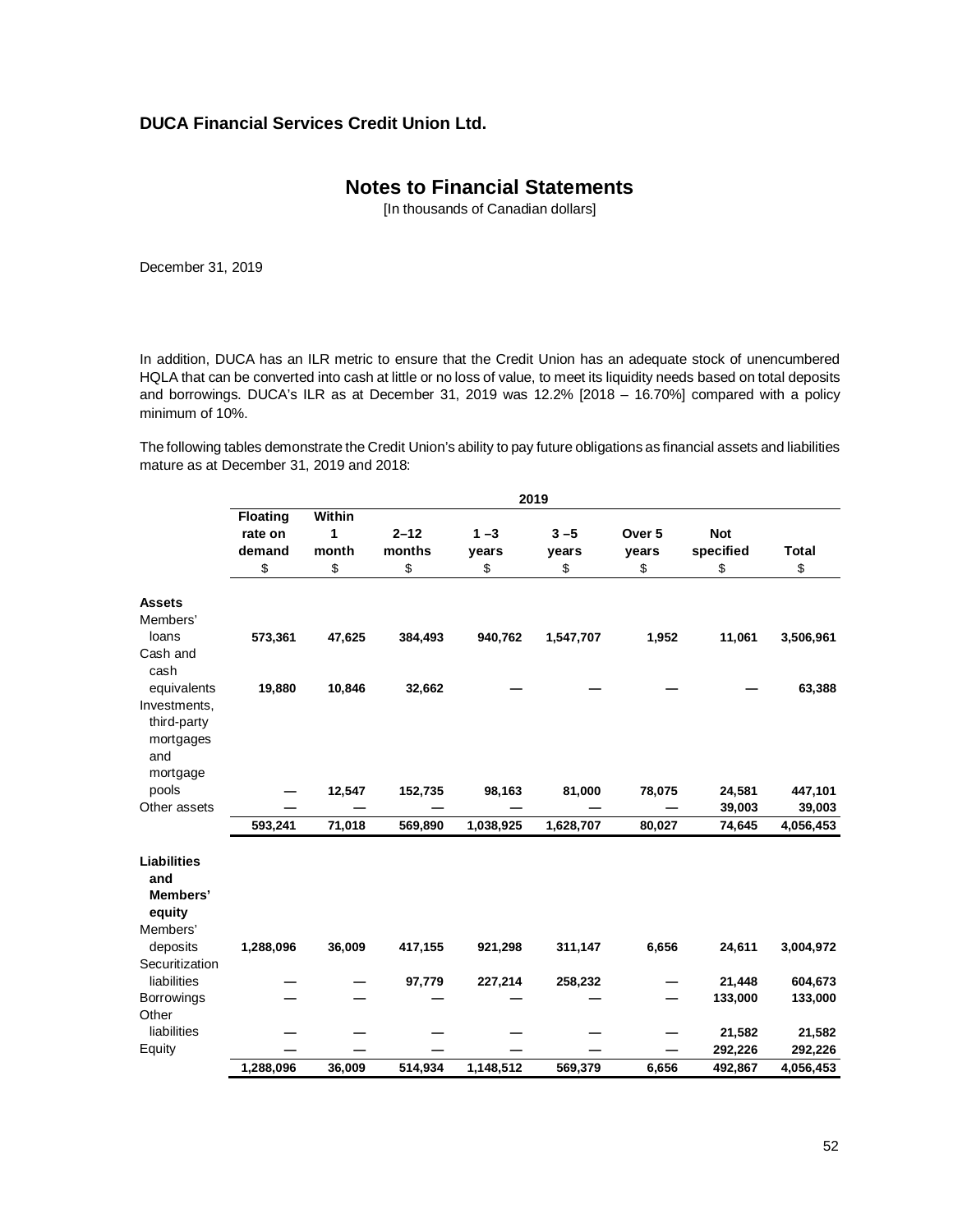**DUCA Financial Services Credit Union Ltd.**

# Notes to Financial Statements

[In thousands of Canadian dollars]

December 31, 2019

In addition, DUCA has an ILR metric to ensure that the Credit Union has an adequate stock of unencumbered HQLA that can be converted into cash at little or no loss of value, to meet its liquidity needs based on total deposits and borrowings. DUCA's ILR as at December 31, 2019 was 12.2% [2018 – 16.70%] compared with a policy minimum of 10%.

The following tables demonstrate the Credit Union's ability to pay future obligations as financial assets and liabilities mature as at December 31, 2019 and 2018:

| | 2019 | | | | | | | |
|---|---|---|---|---|---|---|---|---|
| | **Floating rate on demand** | **Within 1 month** | **2–12 months** | **1 –3 years** | **3 –5 years** | **Over 5 years** | **Not specified** | **Total** |
| | $ | $ | $ | $ | $ | $ | $ | $ |
| **Assets** | | | | | | | | |
| Members' loans | **573,361** | **47,625** | **384,493** | **940,762** | **1,547,707** | **1,952** | **11,061** | **3,506,961** |
| Cash and cash equivalents | **19,880** | **10,846** | **32,662** | **—** | **—** | **—** | **—** | **63,388** |
| Investments, third-party mortgages and mortgage pools | **—** | **12,547** | **152,735** | **98,163** | **81,000** | **78,075** | **24,581** | **447,101** |
| Other assets | **—** | **—** | **—** | **—** | **—** | **—** | **39,003** | **39,003** |
| | **593,241** | **71,018** | **569,890** | **1,038,925** | **1,628,707** | **80,027** | **74,645** | **4,056,453** |
| **Liabilities and Members' equity** | | | | | | | | |
| Members' deposits | **1,288,096** | **36,009** | **417,155** | **921,298** | **311,147** | **6,656** | **24,611** | **3,004,972** |
| Securitization liabilities | **—** | **—** | **97,779** | **227,214** | **258,232** | **—** | **21,448** | **604,673** |
| Borrowings | **—** | **—** | **—** | **—** | **—** | **—** | **133,000** | **133,000** |
| Other liabilities | **—** | **—** | **—** | **—** | **—** | **—** | **21,582** | **21,582** |
| Equity | **—** | **—** | **—** | **—** | **—** | **—** | **292,226** | **292,226** |
| | **1,288,096** | **36,009** | **514,934** | **1,148,512** | **569,379** | **6,656** | **492,867** | **4,056,453** |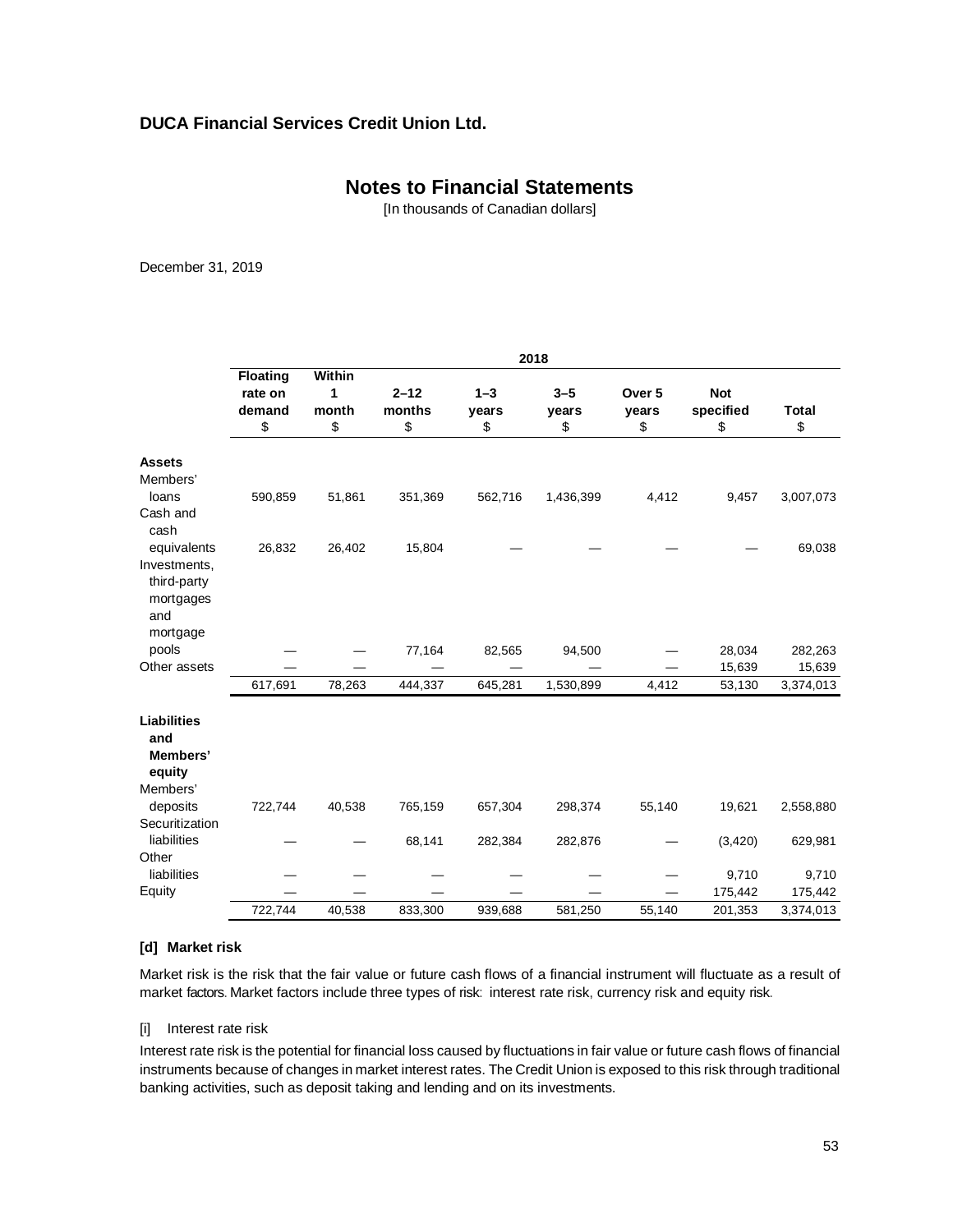**DUCA Financial Services Credit Union Ltd.**

## Notes to Financial Statements

[In thousands of Canadian dollars]

December 31, 2019

| | 2018 | | | | | | | |
|---|---|---|---|---|---|---|---|---|
| | **Floating rate on demand** $ | **Within 1 month** $ | **2–12 months** $ | **1–3 years** $ | **3–5 years** $ | **Over 5 years** $ | **Not specified** $ | **Total** $ |
| **Assets** | | | | | | | | |
| Members' loans | 590,859 | 51,861 | 351,369 | 562,716 | 1,436,399 | 4,412 | 9,457 | 3,007,073 |
| Cash and cash equivalents | 26,832 | 26,402 | 15,804 | — | — | — | — | 69,038 |
| Investments, third-party mortgages and mortgage pools | — | — | 77,164 | 82,565 | 94,500 | — | 28,034 | 282,263 |
| Other assets | — | — | — | — | — | — | 15,639 | 15,639 |
| | 617,691 | 78,263 | 444,337 | 645,281 | 1,530,899 | 4,412 | 53,130 | 3,374,013 |
| **Liabilities and Members' equity** | | | | | | | | |
| Members' deposits | 722,744 | 40,538 | 765,159 | 657,304 | 298,374 | 55,140 | 19,621 | 2,558,880 |
| Securitization liabilities | — | — | 68,141 | 282,384 | 282,876 | — | (3,420) | 629,981 |
| Other liabilities | — | — | — | — | — | — | 9,710 | 9,710 |
| Equity | — | — | — | — | — | — | 175,442 | 175,442 |
| | 722,744 | 40,538 | 833,300 | 939,688 | 581,250 | 55,140 | 201,353 | 3,374,013 |

### [d] Market risk

Market risk is the risk that the fair value or future cash flows of a financial instrument will fluctuate as a result of market factors. Market factors include three types of risk: interest rate risk, currency risk and equity risk.

[i] Interest rate risk

Interest rate risk is the potential for financial loss caused by fluctuations in fair value or future cash flows of financial instruments because of changes in market interest rates. The Credit Union is exposed to this risk through traditional banking activities, such as deposit taking and lending and on its investments.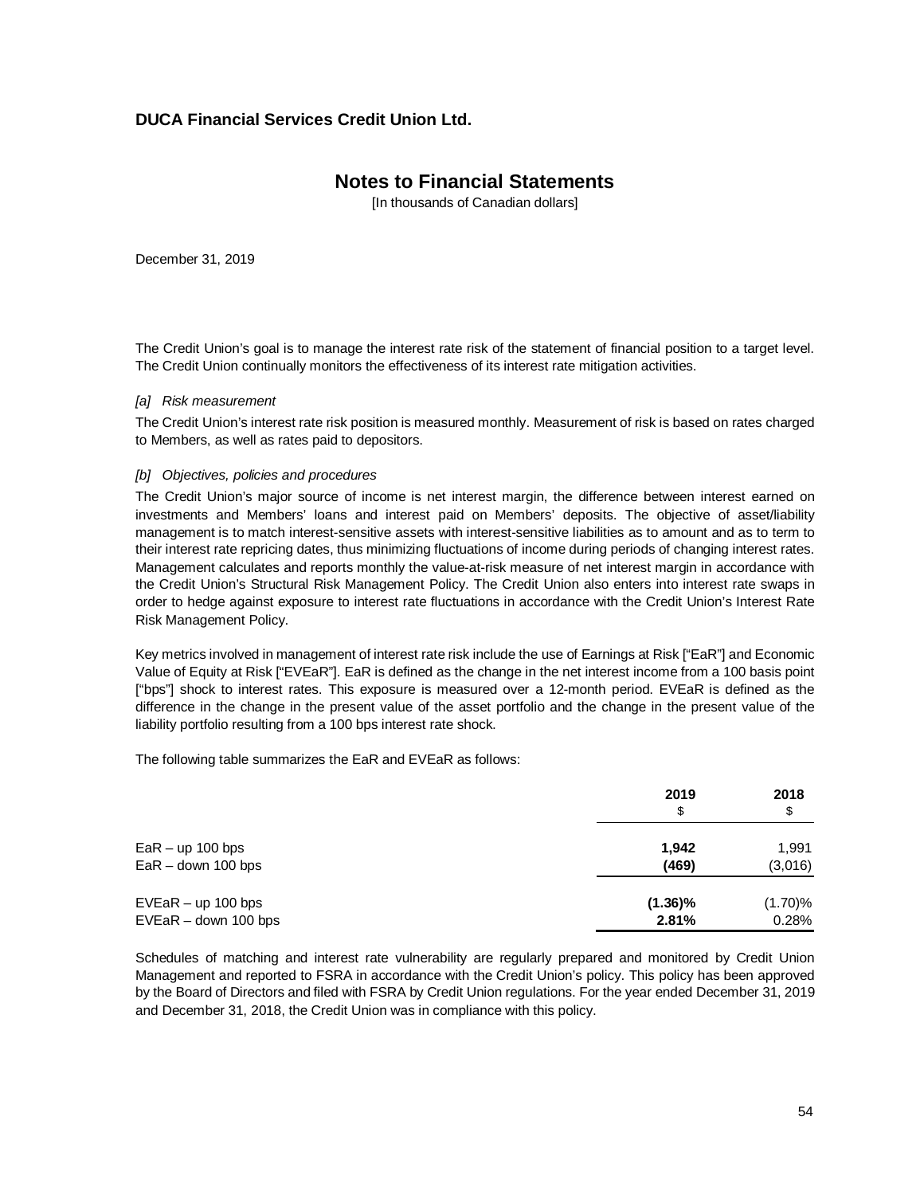**DUCA Financial Services Credit Union Ltd.**

# Notes to Financial Statements

[In thousands of Canadian dollars]

December 31, 2019

The Credit Union's goal is to manage the interest rate risk of the statement of financial position to a target level. The Credit Union continually monitors the effectiveness of its interest rate mitigation activities.

*[a] Risk measurement*

The Credit Union's interest rate risk position is measured monthly. Measurement of risk is based on rates charged to Members, as well as rates paid to depositors.

*[b] Objectives, policies and procedures*

The Credit Union's major source of income is net interest margin, the difference between interest earned on investments and Members' loans and interest paid on Members' deposits. The objective of asset/liability management is to match interest-sensitive assets with interest-sensitive liabilities as to amount and as to term to their interest rate repricing dates, thus minimizing fluctuations of income during periods of changing interest rates. Management calculates and reports monthly the value-at-risk measure of net interest margin in accordance with the Credit Union's Structural Risk Management Policy. The Credit Union also enters into interest rate swaps in order to hedge against exposure to interest rate fluctuations in accordance with the Credit Union's Interest Rate Risk Management Policy.

Key metrics involved in management of interest rate risk include the use of Earnings at Risk ["EaR"] and Economic Value of Equity at Risk ["EVEaR"]. EaR is defined as the change in the net interest income from a 100 basis point ["bps"] shock to interest rates. This exposure is measured over a 12-month period. EVEaR is defined as the difference in the change in the present value of the asset portfolio and the change in the present value of the liability portfolio resulting from a 100 bps interest rate shock.

The following table summarizes the EaR and EVEaR as follows:

| | 2019<br>$ | 2018<br>$ |
|---|---|---|
| EaR – up 100 bps | **1,942** | 1,991 |
| EaR – down 100 bps | **(469)** | (3,016) |
| EVEaR – up 100 bps | **(1.36)%** | (1.70)% |
| EVEaR – down 100 bps | **2.81%** | 0.28% |

Schedules of matching and interest rate vulnerability are regularly prepared and monitored by Credit Union Management and reported to FSRA in accordance with the Credit Union's policy. This policy has been approved by the Board of Directors and filed with FSRA by Credit Union regulations. For the year ended December 31, 2019 and December 31, 2018, the Credit Union was in compliance with this policy.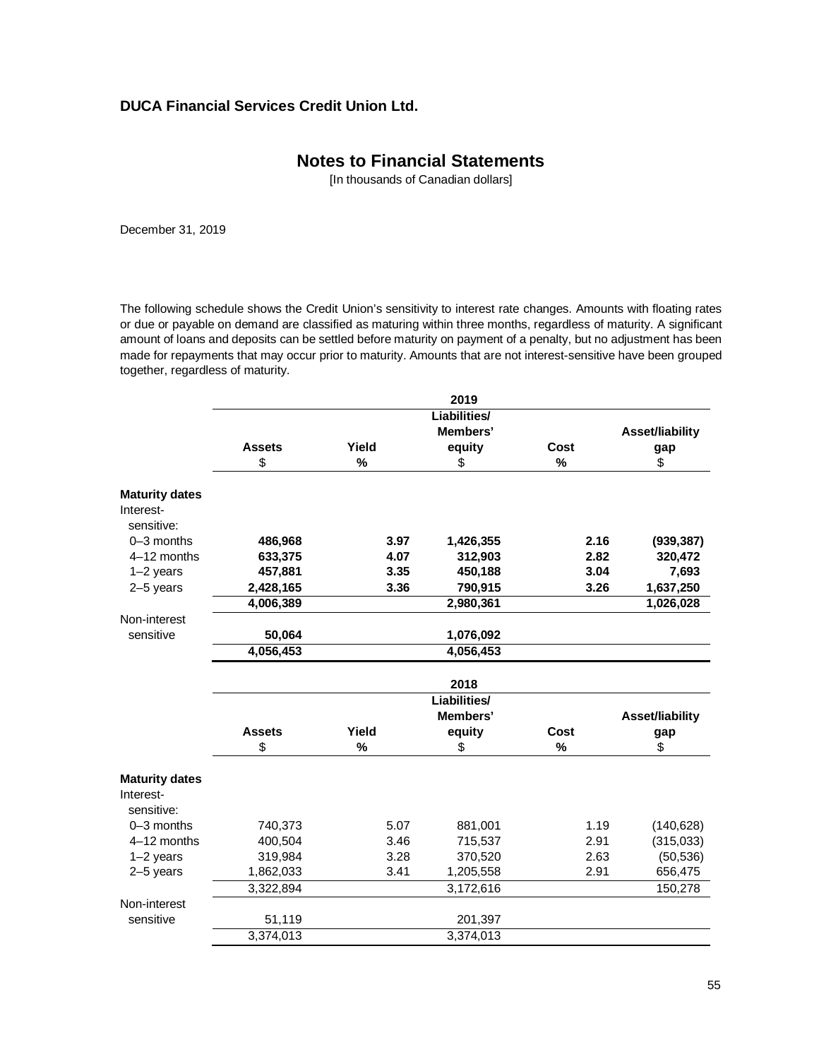**DUCA Financial Services Credit Union Ltd.**

## Notes to Financial Statements

[In thousands of Canadian dollars]

December 31, 2019

The following schedule shows the Credit Union's sensitivity to interest rate changes. Amounts with floating rates or due or payable on demand are classified as maturing within three months, regardless of maturity. A significant amount of loans and deposits can be settled before maturity on payment of a penalty, but no adjustment has been made for repayments that may occur prior to maturity. Amounts that are not interest-sensitive have been grouped together, regardless of maturity.

| | **2019** | | | | |
|---|---|---|---|---|---|
| | **Assets** | **Yield** | **Liabilities/ Members' equity** | **Cost** | **Asset/liability gap** |
| | $ | % | $ | % | $ |
| **Maturity dates** | | | | | |
| Interest-sensitive: | | | | | |
| 0–3 months | **486,968** | **3.97** | **1,426,355** | **2.16** | **(939,387)** |
| 4–12 months | **633,375** | **4.07** | **312,903** | **2.82** | **320,472** |
| 1–2 years | **457,881** | **3.35** | **450,188** | **3.04** | **7,693** |
| 2–5 years | **2,428,165** | **3.36** | **790,915** | **3.26** | **1,637,250** |
| | **4,006,389** | | **2,980,361** | | **1,026,028** |
| Non-interest sensitive | **50,064** | | **1,076,092** | | |
| | **4,056,453** | | **4,056,453** | | |

| | **2018** | | | | |
|---|---|---|---|---|---|
| | **Assets** | **Yield** | **Liabilities/ Members' equity** | **Cost** | **Asset/liability gap** |
| | $ | % | $ | % | $ |
| **Maturity dates** | | | | | |
| Interest-sensitive: | | | | | |
| 0–3 months | 740,373 | 5.07 | 881,001 | 1.19 | (140,628) |
| 4–12 months | 400,504 | 3.46 | 715,537 | 2.91 | (315,033) |
| 1–2 years | 319,984 | 3.28 | 370,520 | 2.63 | (50,536) |
| 2–5 years | 1,862,033 | 3.41 | 1,205,558 | 2.91 | 656,475 |
| | 3,322,894 | | 3,172,616 | | 150,278 |
| Non-interest sensitive | 51,119 | | 201,397 | | |
| | 3,374,013 | | 3,374,013 | | |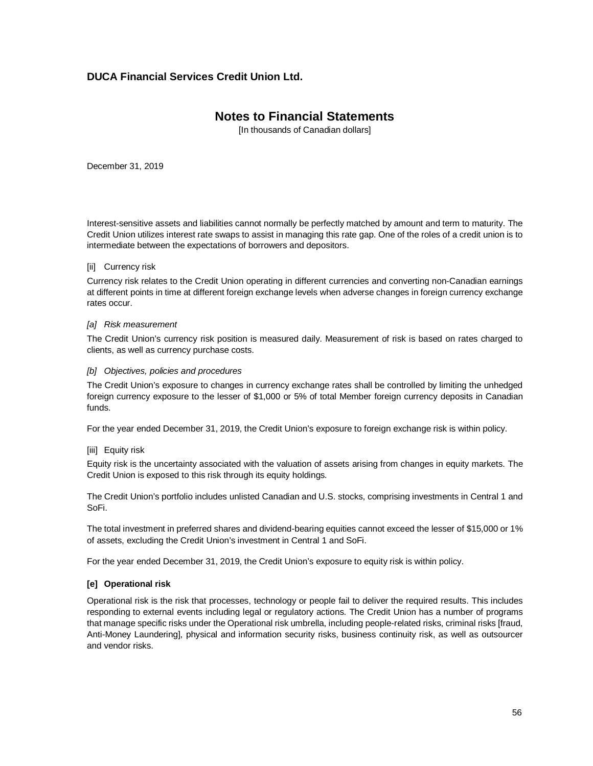Interest-sensitive assets and liabilities cannot normally be perfectly matched by amount and term to maturity. The Credit Union utilizes interest rate swaps to assist in managing this rate gap. One of the roles of a credit union is to intermediate between the expectations of borrowers and depositors.

[ii] Currency risk

Currency risk relates to the Credit Union operating in different currencies and converting non-Canadian earnings at different points in time at different foreign exchange levels when adverse changes in foreign currency exchange rates occur.

*[a] Risk measurement*

The Credit Union's currency risk position is measured daily. Measurement of risk is based on rates charged to clients, as well as currency purchase costs.

*[b] Objectives, policies and procedures*

The Credit Union's exposure to changes in currency exchange rates shall be controlled by limiting the unhedged foreign currency exposure to the lesser of $1,000 or 5% of total Member foreign currency deposits in Canadian funds.

For the year ended December 31, 2019, the Credit Union's exposure to foreign exchange risk is within policy.

[iii] Equity risk

Equity risk is the uncertainty associated with the valuation of assets arising from changes in equity markets. The Credit Union is exposed to this risk through its equity holdings.

The Credit Union's portfolio includes unlisted Canadian and U.S. stocks, comprising investments in Central 1 and SoFi.

The total investment in preferred shares and dividend-bearing equities cannot exceed the lesser of $15,000 or 1% of assets, excluding the Credit Union's investment in Central 1 and SoFi.

For the year ended December 31, 2019, the Credit Union's exposure to equity risk is within policy.

**[e] Operational risk**

Operational risk is the risk that processes, technology or people fail to deliver the required results. This includes responding to external events including legal or regulatory actions. The Credit Union has a number of programs that manage specific risks under the Operational risk umbrella, including people-related risks, criminal risks [fraud, Anti-Money Laundering], physical and information security risks, business continuity risk, as well as outsourcer and vendor risks.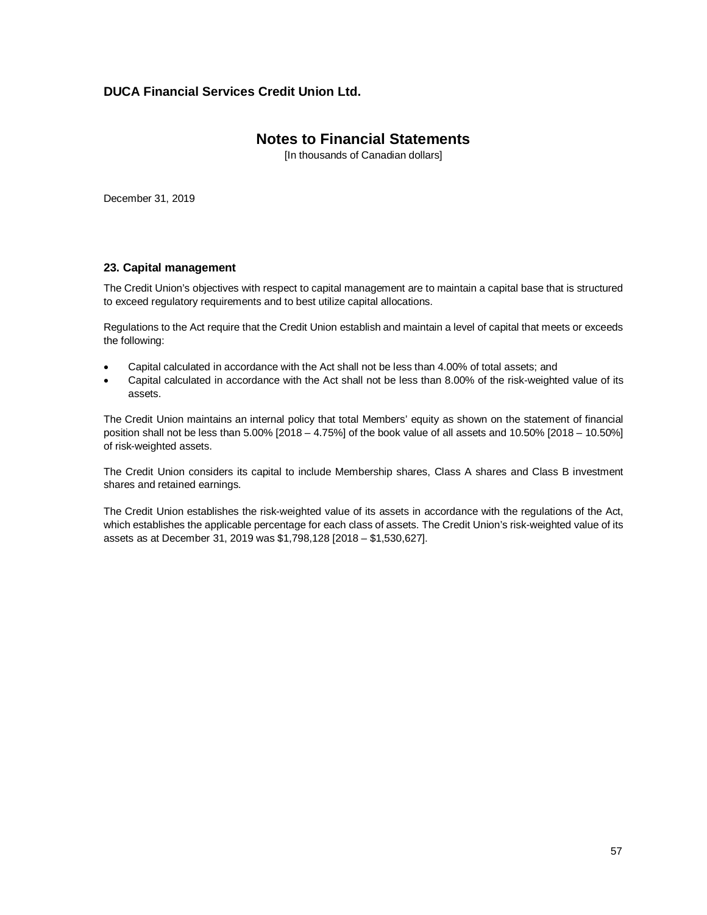# DUCA Financial Services Credit Union Ltd.

## Notes to Financial Statements

[In thousands of Canadian dollars]

December 31, 2019

### 23. Capital management

The Credit Union's objectives with respect to capital management are to maintain a capital base that is structured to exceed regulatory requirements and to best utilize capital allocations.

Regulations to the Act require that the Credit Union establish and maintain a level of capital that meets or exceeds the following:

- Capital calculated in accordance with the Act shall not be less than 4.00% of total assets; and
- Capital calculated in accordance with the Act shall not be less than 8.00% of the risk-weighted value of its assets.

The Credit Union maintains an internal policy that total Members' equity as shown on the statement of financial position shall not be less than 5.00% [2018 – 4.75%] of the book value of all assets and 10.50% [2018 – 10.50%] of risk-weighted assets.

The Credit Union considers its capital to include Membership shares, Class A shares and Class B investment shares and retained earnings.

The Credit Union establishes the risk-weighted value of its assets in accordance with the regulations of the Act, which establishes the applicable percentage for each class of assets. The Credit Union's risk-weighted value of its assets as at December 31, 2019 was $1,798,128 [2018 – $1,530,627].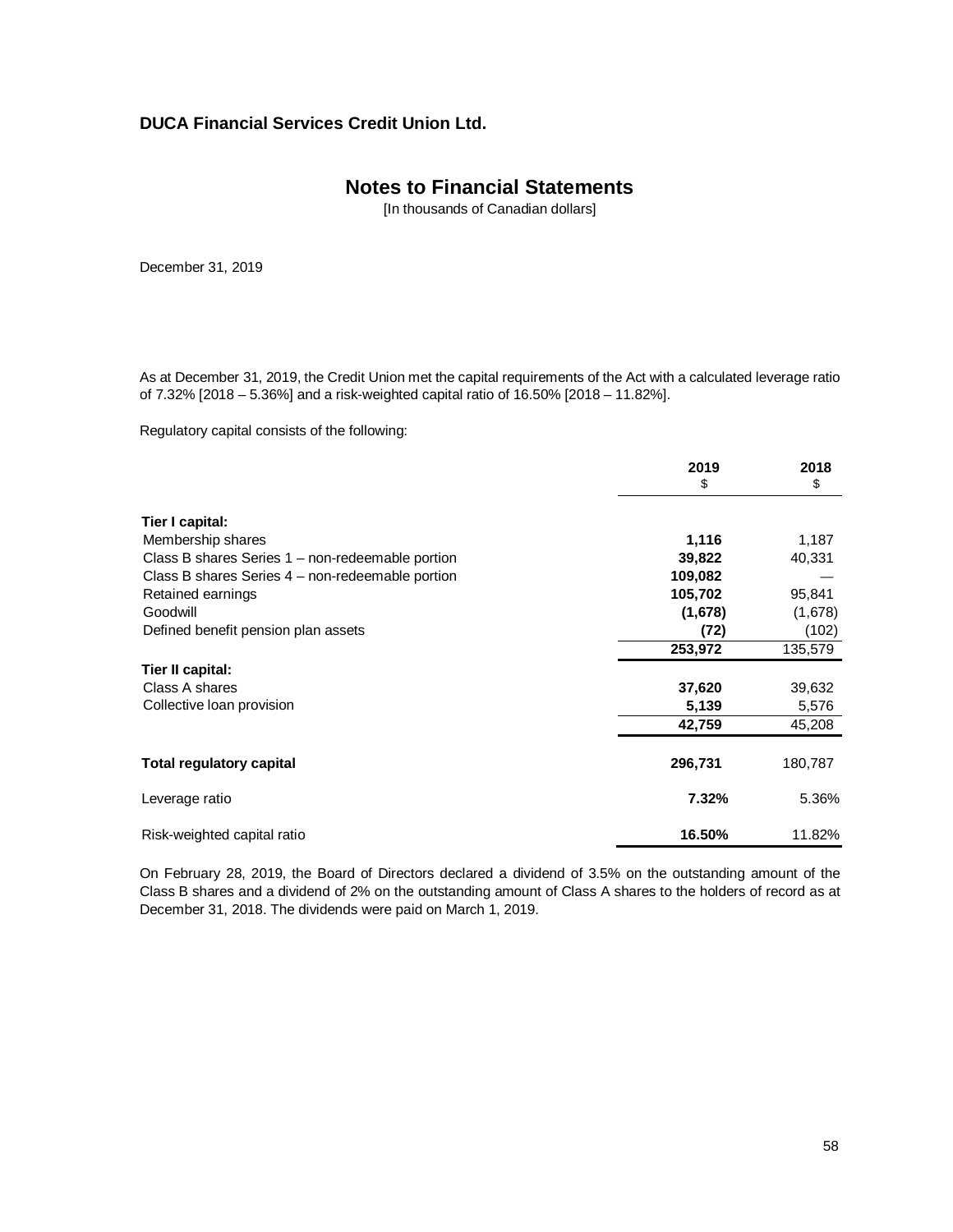**DUCA Financial Services Credit Union Ltd.**

## Notes to Financial Statements

[In thousands of Canadian dollars]

December 31, 2019

As at December 31, 2019, the Credit Union met the capital requirements of the Act with a calculated leverage ratio of 7.32% [2018 – 5.36%] and a risk-weighted capital ratio of 16.50% [2018 – 11.82%].

Regulatory capital consists of the following:

| | 2019<br>$ | 2018<br>$ |
|---|---|---|
| **Tier I capital:** | | |
| Membership shares | **1,116** | 1,187 |
| Class B shares Series 1 – non-redeemable portion | **39,822** | 40,331 |
| Class B shares Series 4 – non-redeemable portion | **109,082** | — |
| Retained earnings | **105,702** | 95,841 |
| Goodwill | **(1,678)** | (1,678) |
| Defined benefit pension plan assets | **(72)** | (102) |
| | **253,972** | 135,579 |
| **Tier II capital:** | | |
| Class A shares | **37,620** | 39,632 |
| Collective loan provision | **5,139** | 5,576 |
| | **42,759** | 45,208 |
| **Total regulatory capital** | **296,731** | 180,787 |
| Leverage ratio | **7.32%** | 5.36% |
| Risk-weighted capital ratio | **16.50%** | 11.82% |

On February 28, 2019, the Board of Directors declared a dividend of 3.5% on the outstanding amount of the Class B shares and a dividend of 2% on the outstanding amount of Class A shares to the holders of record as at December 31, 2018. The dividends were paid on March 1, 2019.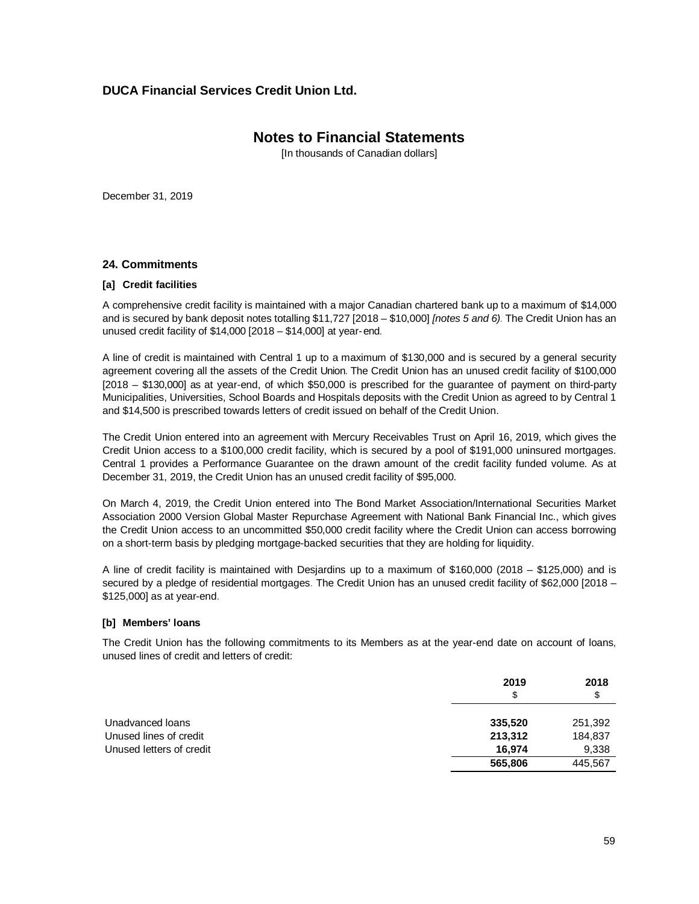# DUCA Financial Services Credit Union Ltd.

## Notes to Financial Statements

[In thousands of Canadian dollars]

December 31, 2019

### 24. Commitments

#### [a] Credit facilities

A comprehensive credit facility is maintained with a major Canadian chartered bank up to a maximum of $14,000 and is secured by bank deposit notes totalling $11,727 [2018 – $10,000] *[notes 5 and 6)*. The Credit Union has an unused credit facility of $14,000 [2018 – $14,000] at year-end.

A line of credit is maintained with Central 1 up to a maximum of $130,000 and is secured by a general security agreement covering all the assets of the Credit Union. The Credit Union has an unused credit facility of $100,000 [2018 – $130,000] as at year-end, of which $50,000 is prescribed for the guarantee of payment on third-party Municipalities, Universities, School Boards and Hospitals deposits with the Credit Union as agreed to by Central 1 and $14,500 is prescribed towards letters of credit issued on behalf of the Credit Union.

The Credit Union entered into an agreement with Mercury Receivables Trust on April 16, 2019, which gives the Credit Union access to a $100,000 credit facility, which is secured by a pool of $191,000 uninsured mortgages. Central 1 provides a Performance Guarantee on the drawn amount of the credit facility funded volume. As at December 31, 2019, the Credit Union has an unused credit facility of $95,000.

On March 4, 2019, the Credit Union entered into The Bond Market Association/International Securities Market Association 2000 Version Global Master Repurchase Agreement with National Bank Financial Inc., which gives the Credit Union access to an uncommitted $50,000 credit facility where the Credit Union can access borrowing on a short-term basis by pledging mortgage-backed securities that they are holding for liquidity.

A line of credit facility is maintained with Desjardins up to a maximum of $160,000 (2018 – $125,000) and is secured by a pledge of residential mortgages. The Credit Union has an unused credit facility of $62,000 [2018 – $125,000] as at year-end.

#### [b] Members' loans

The Credit Union has the following commitments to its Members as at the year-end date on account of loans, unused lines of credit and letters of credit:

| | 2019<br>$ | 2018<br>$ |
|---|---|---|
| Unadvanced loans | **335,520** | 251,392 |
| Unused lines of credit | **213,312** | 184,837 |
| Unused letters of credit | **16,974** | 9,338 |
| | **565,806** | 445,567 |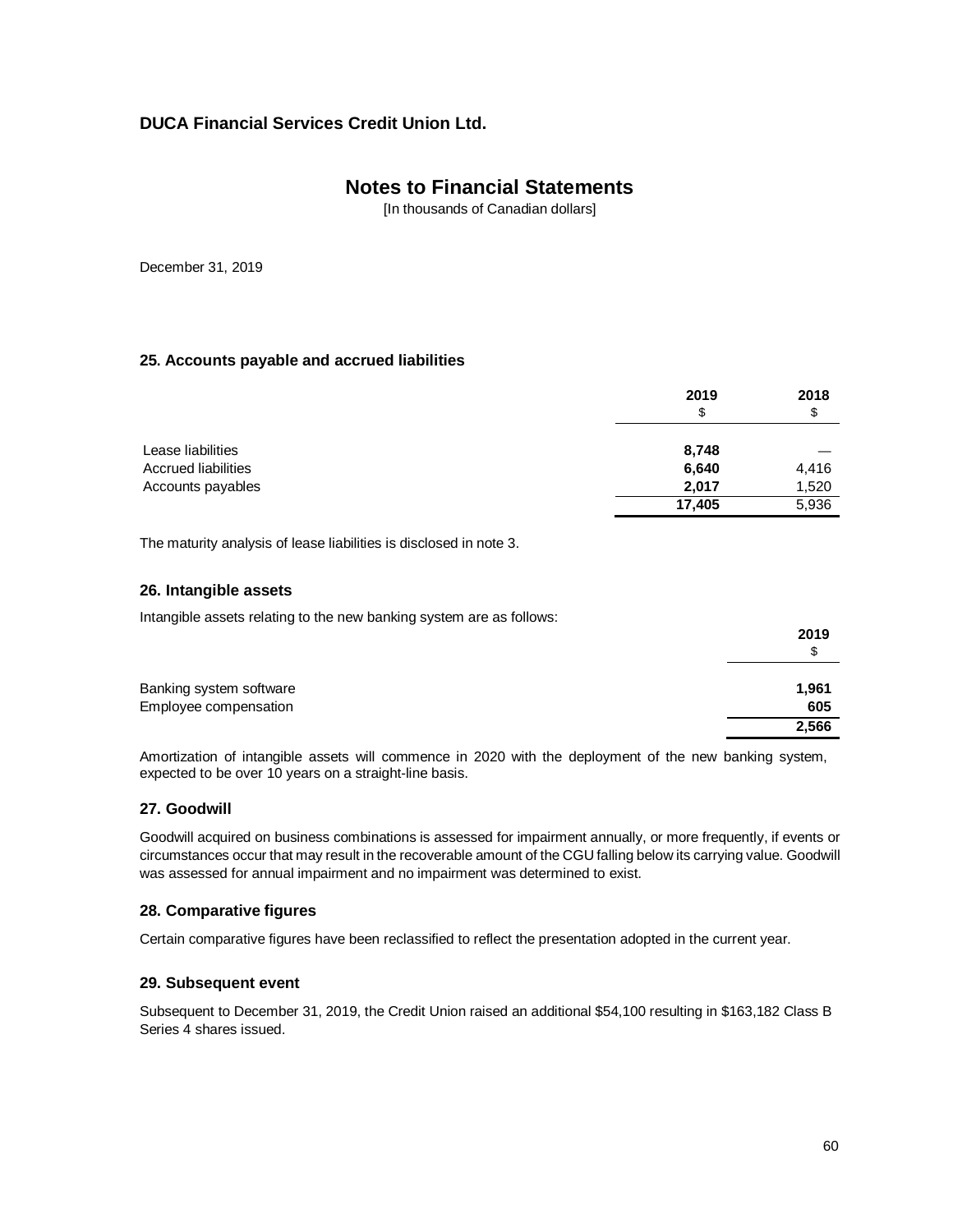**DUCA Financial Services Credit Union Ltd.**

# Notes to Financial Statements

[In thousands of Canadian dollars]

December 31, 2019

## 25. Accounts payable and accrued liabilities

| | 2019<br>$ | 2018<br>$ |
|---|---|---|
| Lease liabilities | **8,748** | — |
| Accrued liabilities | **6,640** | 4,416 |
| Accounts payables | **2,017** | 1,520 |
| | **17,405** | 5,936 |

The maturity analysis of lease liabilities is disclosed in note 3.

## 26. Intangible assets

Intangible assets relating to the new banking system are as follows:

| | 2019<br>$ |
|---|---|
| Banking system software | **1,961** |
| Employee compensation | **605** |
| | **2,566** |

Amortization of intangible assets will commence in 2020 with the deployment of the new banking system, expected to be over 10 years on a straight-line basis.

## 27. Goodwill

Goodwill acquired on business combinations is assessed for impairment annually, or more frequently, if events or circumstances occur that may result in the recoverable amount of the CGU falling below its carrying value. Goodwill was assessed for annual impairment and no impairment was determined to exist.

## 28. Comparative figures

Certain comparative figures have been reclassified to reflect the presentation adopted in the current year.

## 29. Subsequent event

Subsequent to December 31, 2019, the Credit Union raised an additional $54,100 resulting in $163,182 Class B Series 4 shares issued.